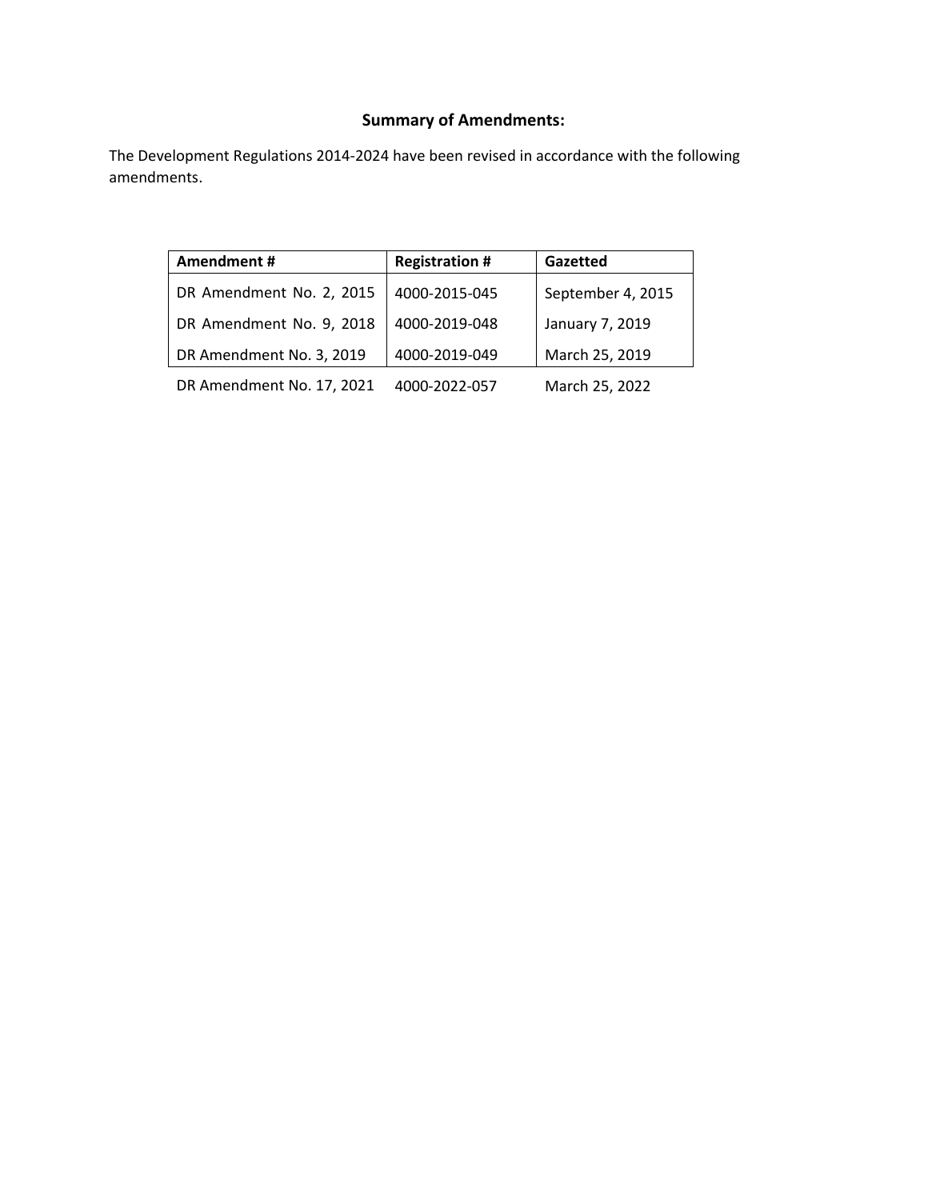## Summary of Amendments:

The Development Regulations 2014-2024 have been revised in accordance with the following amendments.

| Amendment # | Registration # | Gazetted |
|---|---|---|
| DR Amendment No. 2, 2015 | 4000-2015-045 | September 4, 2015 |
| DR Amendment No. 9, 2018 | 4000-2019-048 | January 7, 2019 |
| DR Amendment No. 3, 2019 | 4000-2019-049 | March 25, 2019 |
| DR Amendment No. 17, 2021 | 4000-2022-057 | March 25, 2022 |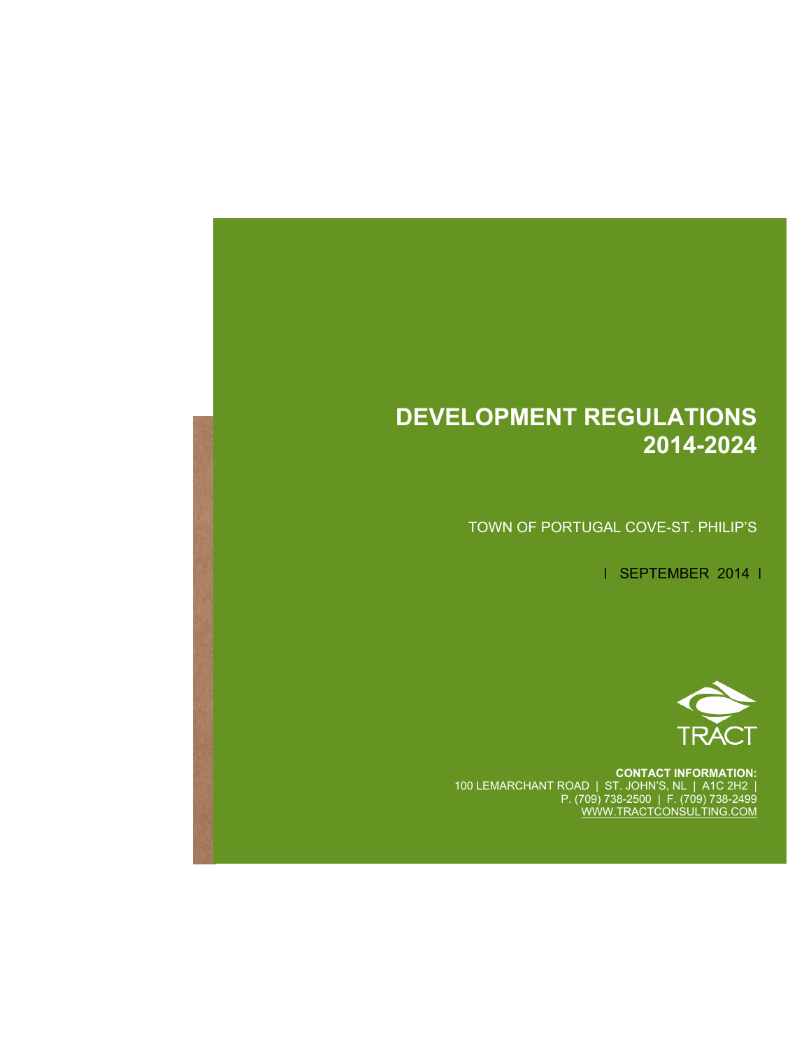# DEVELOPMENT REGULATIONS 2014-2024

TOWN OF PORTUGAL COVE-ST. PHILIP'S

| SEPTEMBER 2014 |

TRACT

**CONTACT INFORMATION:**
100 LEMARCHANT ROAD | ST. JOHN'S, NL | A1C 2H2 |
P. (709) 738-2500 | F. (709) 738-2499
WWW.TRACTCONSULTING.COM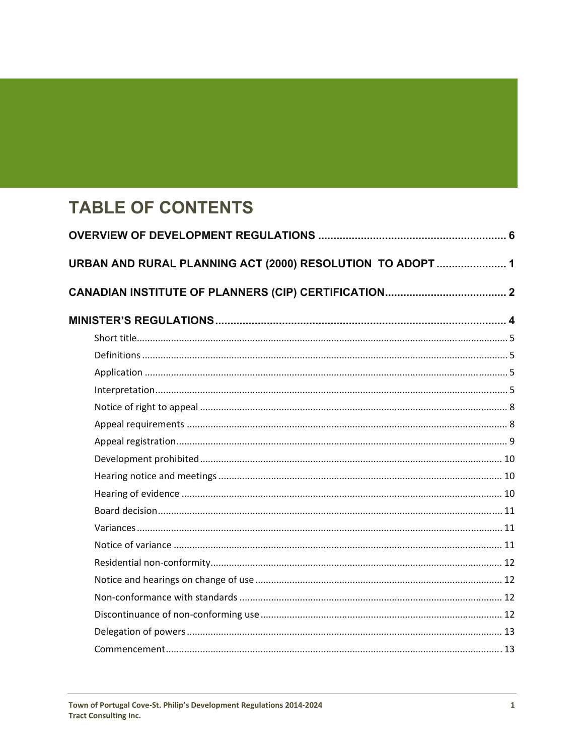# TABLE OF CONTENTS

**OVERVIEW OF DEVELOPMENT REGULATIONS .............................................................. 6**

**URBAN AND RURAL PLANNING ACT (2000) RESOLUTION TO ADOPT ...................... 1**

**CANADIAN INSTITUTE OF PLANNERS (CIP) CERTIFICATION........................................ 2**

**MINISTER'S REGULATIONS................................................................................. 4**

- Short title.......................................................................................................... 5
- Definitions ........................................................................................................ 5
- Application ....................................................................................................... 5
- Interpretation.................................................................................................... 5
- Notice of right to appeal ................................................................................... 8
- Appeal requirements ........................................................................................ 8
- Appeal registration............................................................................................ 9
- Development prohibited ................................................................................. 10
- Hearing notice and meetings ........................................................................... 10
- Hearing of evidence ........................................................................................ 10
- Board decision................................................................................................. 11
- Variances......................................................................................................... 11
- Notice of variance ........................................................................................... 11
- Residential non-conformity............................................................................. 12
- Notice and hearings on change of use ............................................................ 12
- Non-conformance with standards .................................................................. 12
- Discontinuance of non-conforming use .......................................................... 12
- Delegation of powers ...................................................................................... 13
- Commencement.............................................................................................. 13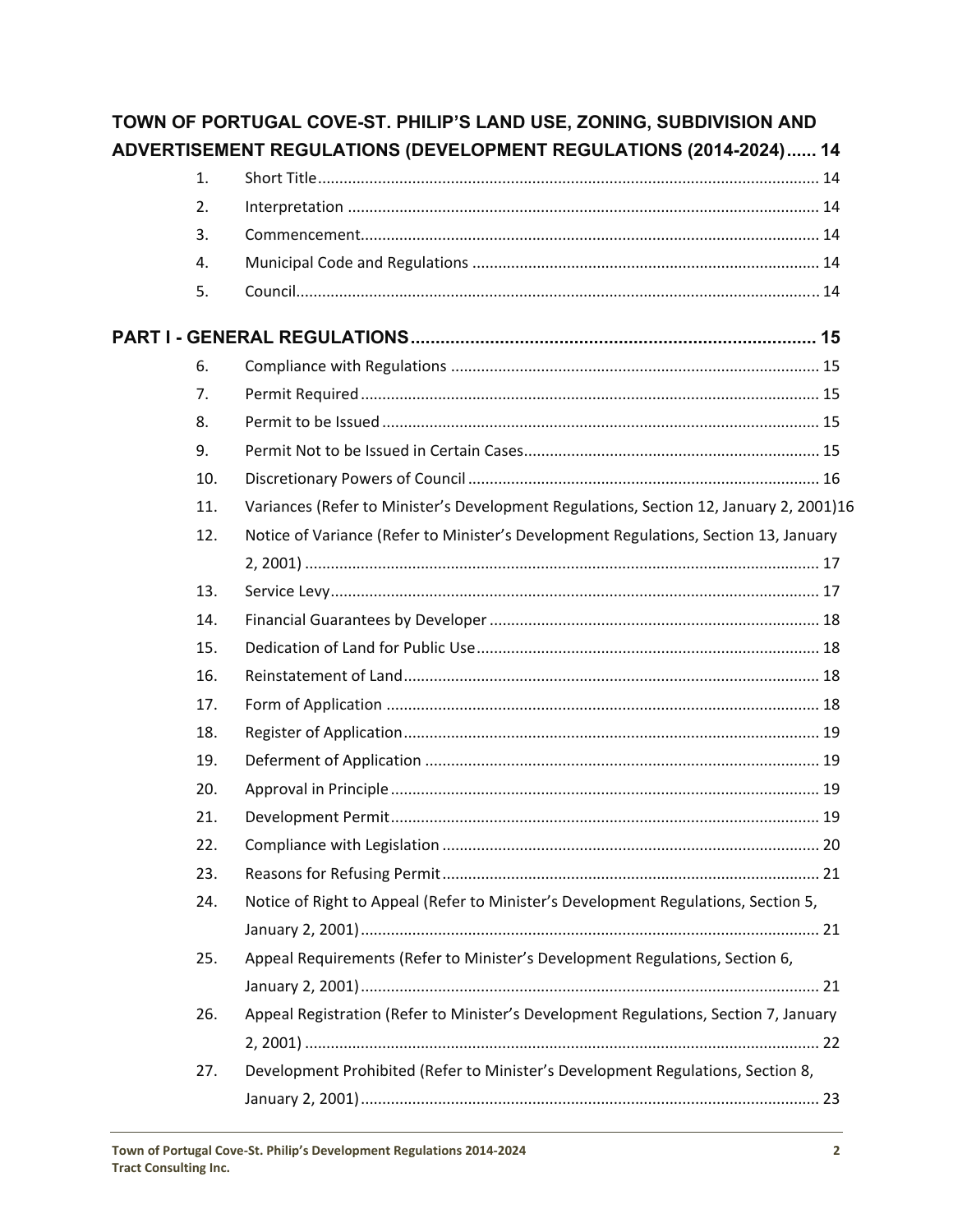**TOWN OF PORTUGAL COVE-ST. PHILIP'S LAND USE, ZONING, SUBDIVISION AND ADVERTISEMENT REGULATIONS (DEVELOPMENT REGULATIONS (2014-2024)...... 14**

1. Short Title.................................................................................................................... 14
2. Interpretation ............................................................................................................. 14
3. Commencement.......................................................................................................... 14
4. Municipal Code and Regulations ................................................................................ 14
5. Council......................................................................................................................... 14

**PART I - GENERAL REGULATIONS.................................................................................. 15**

6. Compliance with Regulations ..................................................................................... 15
7. Permit Required .......................................................................................................... 15
8. Permit to be Issued ..................................................................................................... 15
9. Permit Not to be Issued in Certain Cases.................................................................... 15
10. Discretionary Powers of Council .................................................................................. 16
11. Variances (Refer to Minister's Development Regulations, Section 12, January 2, 2001)16
12. Notice of Variance (Refer to Minister's Development Regulations, Section 13, January 2, 2001) ....................................................................................................................... 17
13. Service Levy................................................................................................................. 17
14. Financial Guarantees by Developer ............................................................................ 18
15. Dedication of Land for Public Use ............................................................................... 18
16. Reinstatement of Land................................................................................................ 18
17. Form of Application .................................................................................................... 18
18. Register of Application................................................................................................ 19
19. Deferment of Application ........................................................................................... 19
20. Approval in Principle ................................................................................................... 19
21. Development Permit................................................................................................... 19
22. Compliance with Legislation ....................................................................................... 20
23. Reasons for Refusing Permit ....................................................................................... 21
24. Notice of Right to Appeal (Refer to Minister's Development Regulations, Section 5, January 2, 2001).......................................................................................................... 21
25. Appeal Requirements (Refer to Minister's Development Regulations, Section 6, January 2, 2001).......................................................................................................... 21
26. Appeal Registration (Refer to Minister's Development Regulations, Section 7, January 2, 2001) ....................................................................................................................... 22
27. Development Prohibited (Refer to Minister's Development Regulations, Section 8, January 2, 2001).......................................................................................................... 23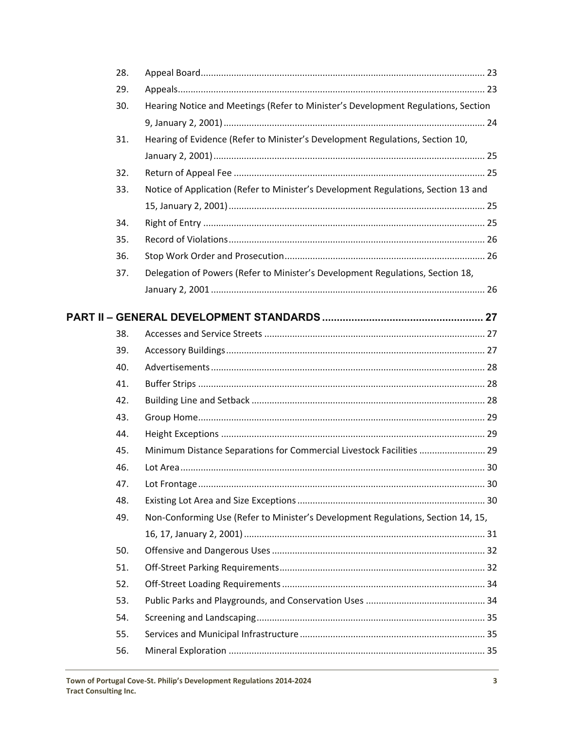28. Appeal Board ... 23
29. Appeals ... 23
30. Hearing Notice and Meetings (Refer to Minister's Development Regulations, Section 9, January 2, 2001) ... 24
31. Hearing of Evidence (Refer to Minister's Development Regulations, Section 10, January 2, 2001) ... 25
32. Return of Appeal Fee ... 25
33. Notice of Application (Refer to Minister's Development Regulations, Section 13 and 15, January 2, 2001) ... 25
34. Right of Entry ... 25
35. Record of Violations ... 26
36. Stop Work Order and Prosecution ... 26
37. Delegation of Powers (Refer to Minister's Development Regulations, Section 18, January 2, 2001 ... 26

**PART II – GENERAL DEVELOPMENT STANDARDS ... 27**

38. Accesses and Service Streets ... 27
39. Accessory Buildings ... 27
40. Advertisements ... 28
41. Buffer Strips ... 28
42. Building Line and Setback ... 28
43. Group Home ... 29
44. Height Exceptions ... 29
45. Minimum Distance Separations for Commercial Livestock Facilities ... 29
46. Lot Area ... 30
47. Lot Frontage ... 30
48. Existing Lot Area and Size Exceptions ... 30
49. Non-Conforming Use (Refer to Minister's Development Regulations, Section 14, 15, 16, 17, January 2, 2001) ... 31
50. Offensive and Dangerous Uses ... 32
51. Off-Street Parking Requirements ... 32
52. Off-Street Loading Requirements ... 34
53. Public Parks and Playgrounds, and Conservation Uses ... 34
54. Screening and Landscaping ... 35
55. Services and Municipal Infrastructure ... 35
56. Mineral Exploration ... 35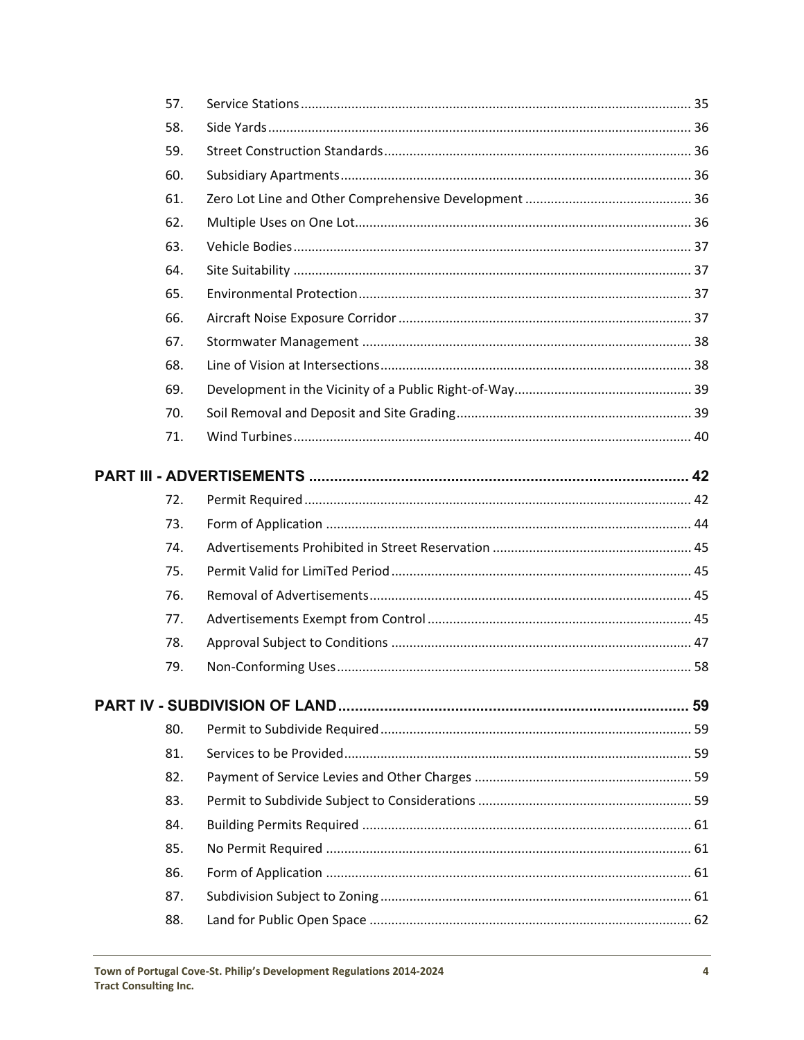57. Service Stations ... 35
58. Side Yards ... 36
59. Street Construction Standards ... 36
60. Subsidiary Apartments ... 36
61. Zero Lot Line and Other Comprehensive Development ... 36
62. Multiple Uses on One Lot ... 36
63. Vehicle Bodies ... 37
64. Site Suitability ... 37
65. Environmental Protection ... 37
66. Aircraft Noise Exposure Corridor ... 37
67. Stormwater Management ... 38
68. Line of Vision at Intersections ... 38
69. Development in the Vicinity of a Public Right-of-Way ... 39
70. Soil Removal and Deposit and Site Grading ... 39
71. Wind Turbines ... 40

**PART III - ADVERTISEMENTS ... 42**

72. Permit Required ... 42
73. Form of Application ... 44
74. Advertisements Prohibited in Street Reservation ... 45
75. Permit Valid for LimiTed Period ... 45
76. Removal of Advertisements ... 45
77. Advertisements Exempt from Control ... 45
78. Approval Subject to Conditions ... 47
79. Non-Conforming Uses ... 58

**PART IV - SUBDIVISION OF LAND ... 59**

80. Permit to Subdivide Required ... 59
81. Services to be Provided ... 59
82. Payment of Service Levies and Other Charges ... 59
83. Permit to Subdivide Subject to Considerations ... 59
84. Building Permits Required ... 61
85. No Permit Required ... 61
86. Form of Application ... 61
87. Subdivision Subject to Zoning ... 61
88. Land for Public Open Space ... 62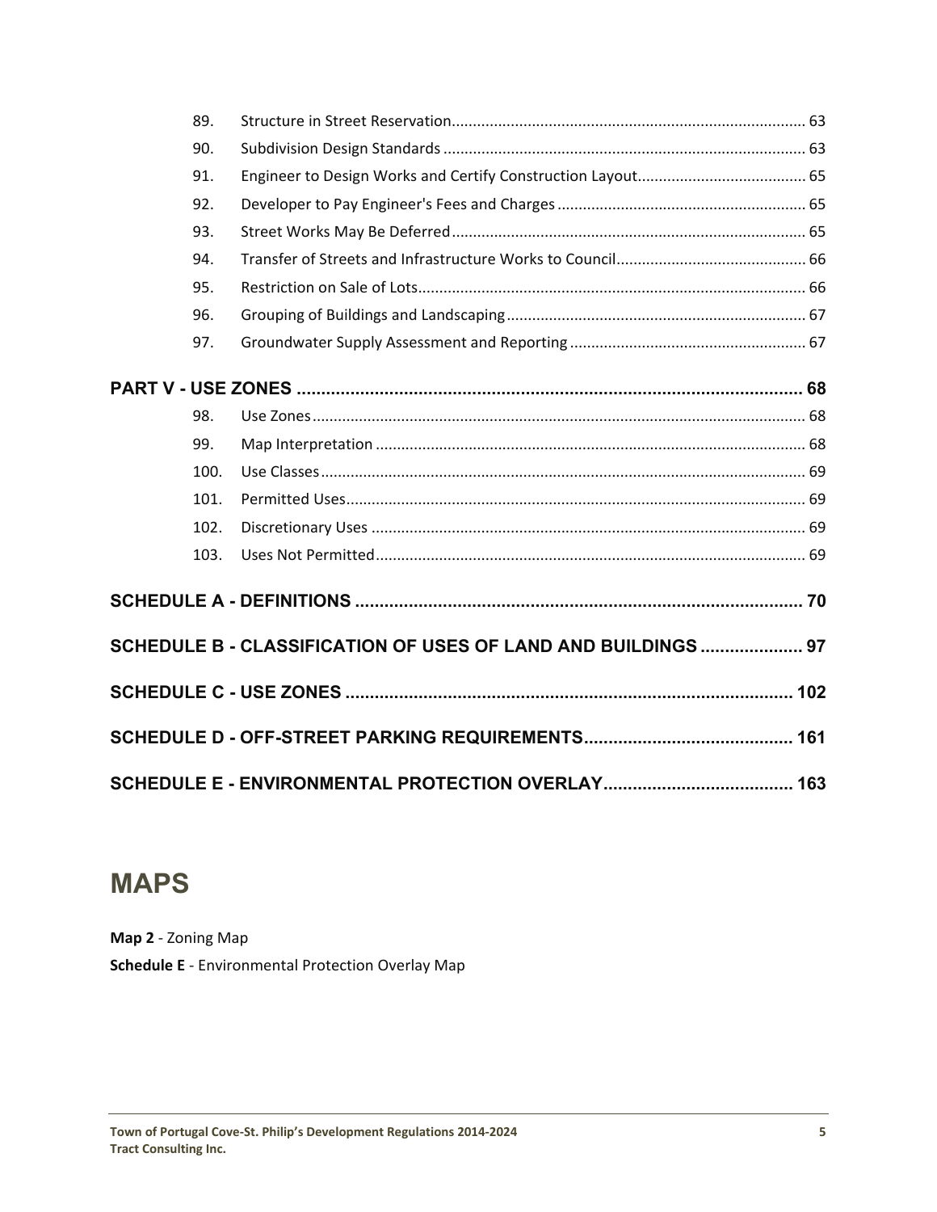89. Structure in Street Reservation .... 63
90. Subdivision Design Standards .... 63
91. Engineer to Design Works and Certify Construction Layout .... 65
92. Developer to Pay Engineer's Fees and Charges .... 65
93. Street Works May Be Deferred .... 65
94. Transfer of Streets and Infrastructure Works to Council .... 66
95. Restriction on Sale of Lots .... 66
96. Grouping of Buildings and Landscaping .... 67
97. Groundwater Supply Assessment and Reporting .... 67

**PART V - USE ZONES .... 68**

98. Use Zones .... 68
99. Map Interpretation .... 68
100. Use Classes .... 69
101. Permitted Uses .... 69
102. Discretionary Uses .... 69
103. Uses Not Permitted .... 69

**SCHEDULE A - DEFINITIONS .... 70**

**SCHEDULE B - CLASSIFICATION OF USES OF LAND AND BUILDINGS .... 97**

**SCHEDULE C - USE ZONES .... 102**

**SCHEDULE D - OFF-STREET PARKING REQUIREMENTS .... 161**

**SCHEDULE E - ENVIRONMENTAL PROTECTION OVERLAY .... 163**

# MAPS

**Map 2** - Zoning Map

**Schedule E** - Environmental Protection Overlay Map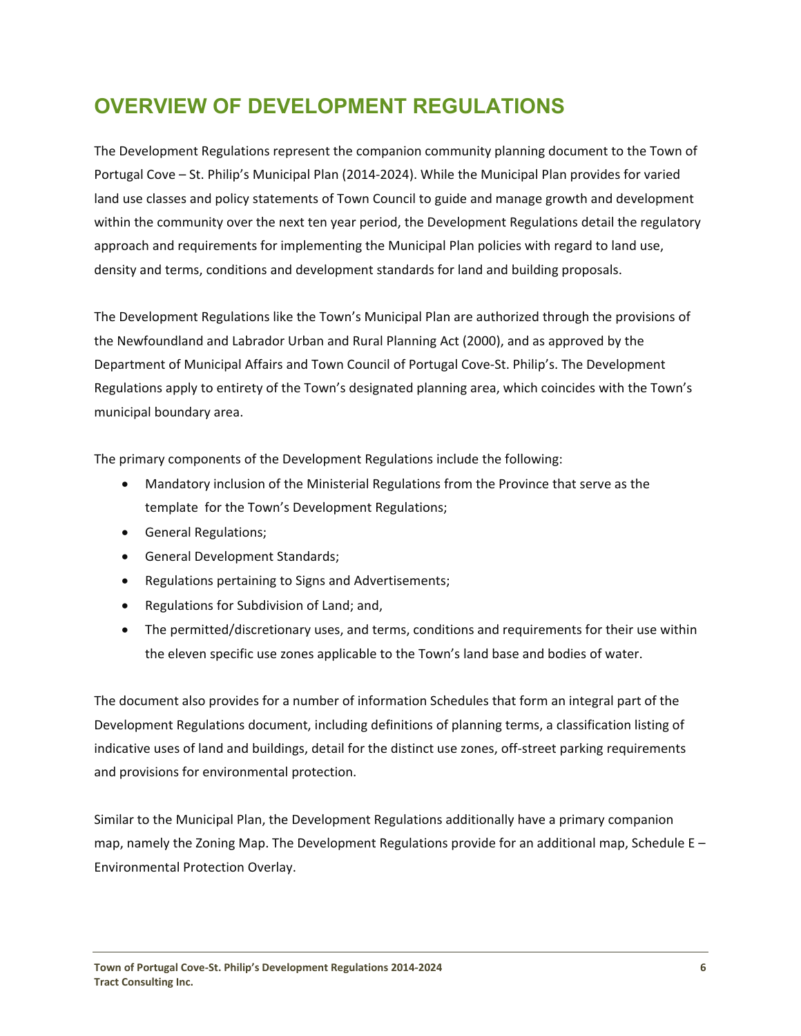# OVERVIEW OF DEVELOPMENT REGULATIONS

The Development Regulations represent the companion community planning document to the Town of Portugal Cove – St. Philip's Municipal Plan (2014-2024). While the Municipal Plan provides for varied land use classes and policy statements of Town Council to guide and manage growth and development within the community over the next ten year period, the Development Regulations detail the regulatory approach and requirements for implementing the Municipal Plan policies with regard to land use, density and terms, conditions and development standards for land and building proposals.

The Development Regulations like the Town's Municipal Plan are authorized through the provisions of the Newfoundland and Labrador Urban and Rural Planning Act (2000), and as approved by the Department of Municipal Affairs and Town Council of Portugal Cove-St. Philip's. The Development Regulations apply to entirety of the Town's designated planning area, which coincides with the Town's municipal boundary area.

The primary components of the Development Regulations include the following:

- Mandatory inclusion of the Ministerial Regulations from the Province that serve as the template for the Town's Development Regulations;
- General Regulations;
- General Development Standards;
- Regulations pertaining to Signs and Advertisements;
- Regulations for Subdivision of Land; and,
- The permitted/discretionary uses, and terms, conditions and requirements for their use within the eleven specific use zones applicable to the Town's land base and bodies of water.

The document also provides for a number of information Schedules that form an integral part of the Development Regulations document, including definitions of planning terms, a classification listing of indicative uses of land and buildings, detail for the distinct use zones, off-street parking requirements and provisions for environmental protection.

Similar to the Municipal Plan, the Development Regulations additionally have a primary companion map, namely the Zoning Map. The Development Regulations provide for an additional map, Schedule E – Environmental Protection Overlay.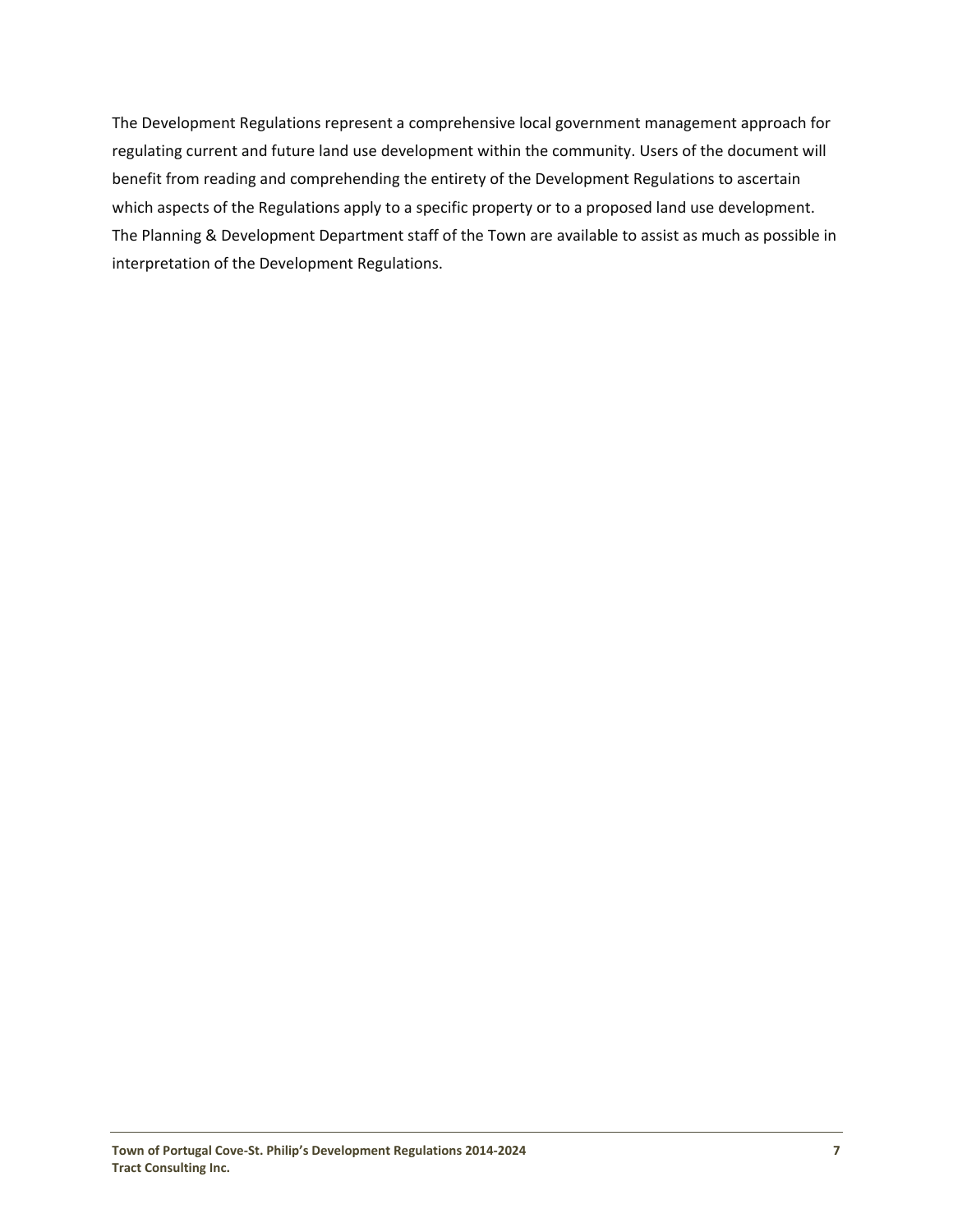The Development Regulations represent a comprehensive local government management approach for regulating current and future land use development within the community. Users of the document will benefit from reading and comprehending the entirety of the Development Regulations to ascertain which aspects of the Regulations apply to a specific property or to a proposed land use development. The Planning & Development Department staff of the Town are available to assist as much as possible in interpretation of the Development Regulations.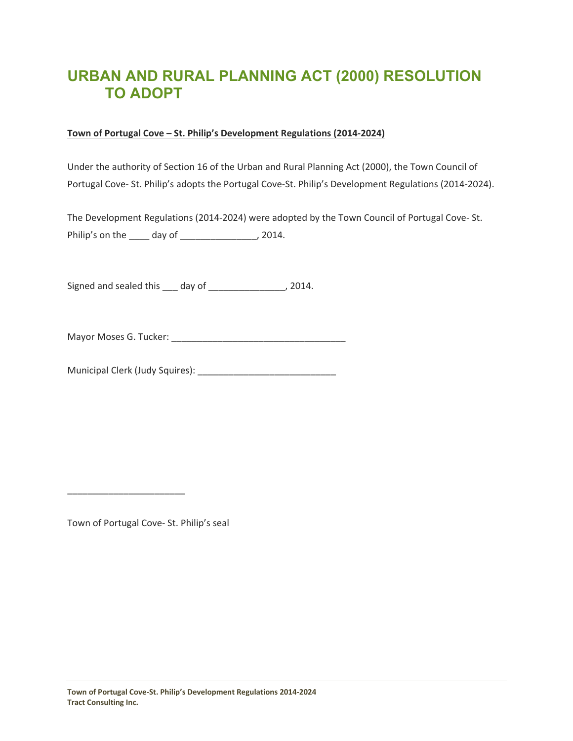# URBAN AND RURAL PLANNING ACT (2000) RESOLUTION TO ADOPT

**Town of Portugal Cove – St. Philip's Development Regulations (2014-2024)**

Under the authority of Section 16 of the Urban and Rural Planning Act (2000), the Town Council of Portugal Cove- St. Philip's adopts the Portugal Cove-St. Philip's Development Regulations (2014-2024).

The Development Regulations (2014-2024) were adopted by the Town Council of Portugal Cove- St. Philip's on the ____ day of _______________, 2014.

Signed and sealed this ___ day of _______________, 2014.

Mayor Moses G. Tucker: ___________________________________

Municipal Clerk (Judy Squires): ___________________________

_______________________

Town of Portugal Cove- St. Philip's seal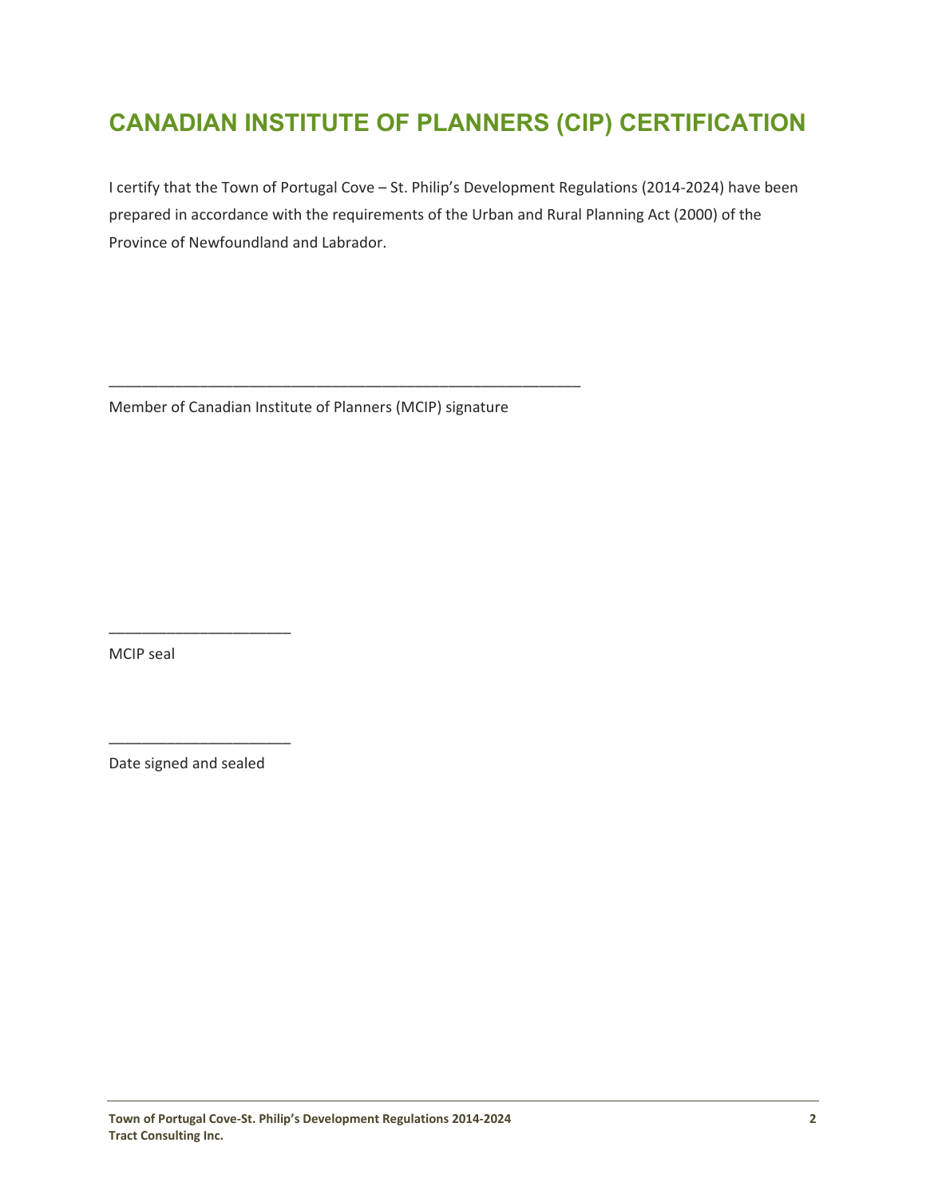# CANADIAN INSTITUTE OF PLANNERS (CIP) CERTIFICATION

I certify that the Town of Portugal Cove – St. Philip's Development Regulations (2014-2024) have been prepared in accordance with the requirements of the Urban and Rural Planning Act (2000) of the Province of Newfoundland and Labrador.

___________________________________________________________

Member of Canadian Institute of Planners (MCIP) signature

______________________

MCIP seal

______________________

Date signed and sealed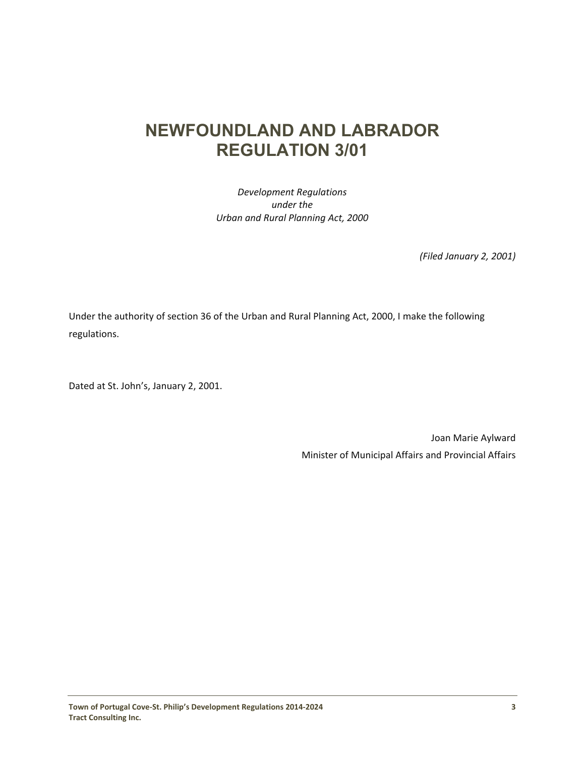# NEWFOUNDLAND AND LABRADOR REGULATION 3/01

*Development Regulations*
*under the*
*Urban and Rural Planning Act, 2000*

*(Filed January 2, 2001)*

Under the authority of section 36 of the Urban and Rural Planning Act, 2000, I make the following regulations.

Dated at St. John's, January 2, 2001.

Joan Marie Aylward
Minister of Municipal Affairs and Provincial Affairs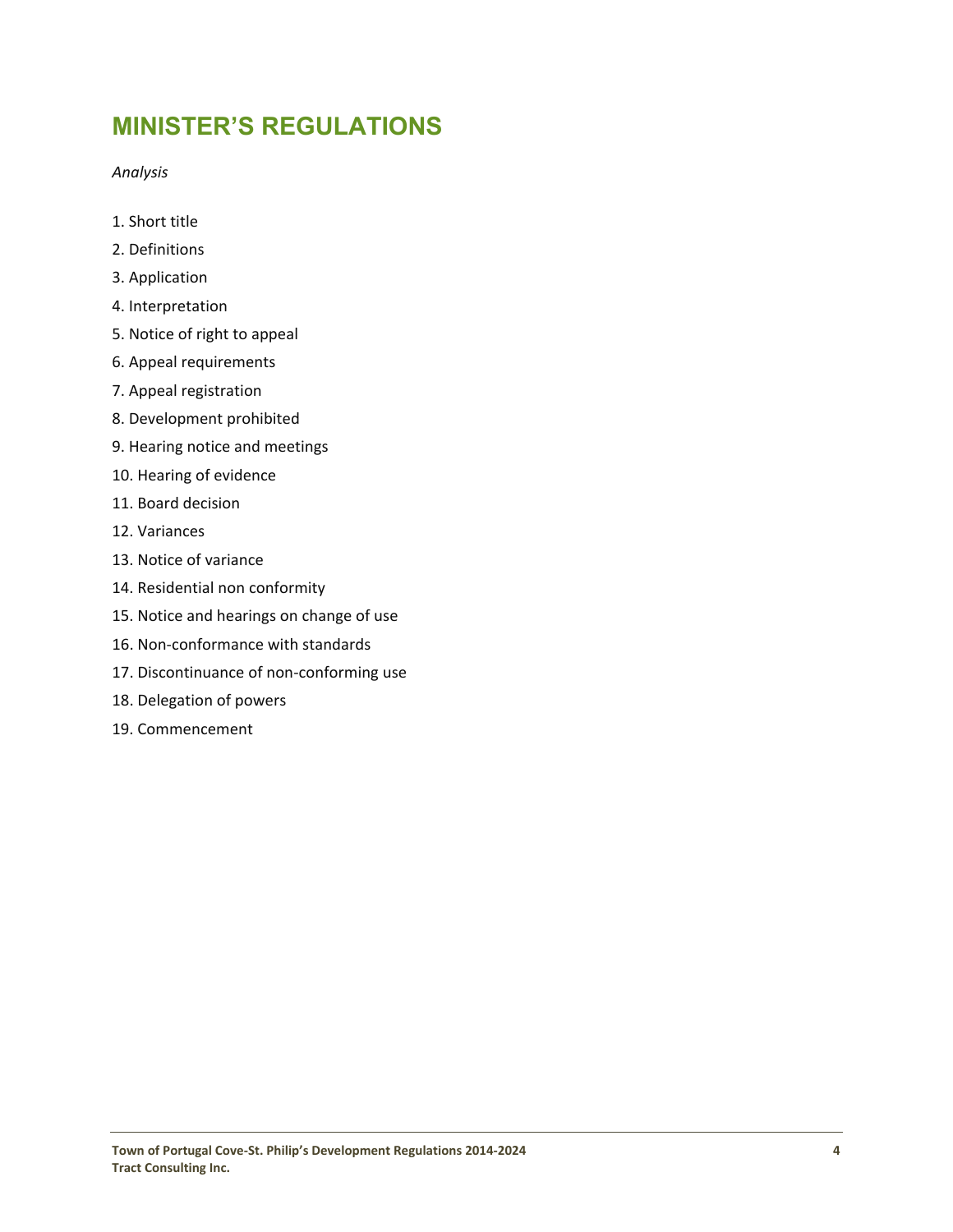# MINISTER'S REGULATIONS

*Analysis*

1. Short title
2. Definitions
3. Application
4. Interpretation
5. Notice of right to appeal
6. Appeal requirements
7. Appeal registration
8. Development prohibited
9. Hearing notice and meetings
10. Hearing of evidence
11. Board decision
12. Variances
13. Notice of variance
14. Residential non conformity
15. Notice and hearings on change of use
16. Non-conformance with standards
17. Discontinuance of non-conforming use
18. Delegation of powers
19. Commencement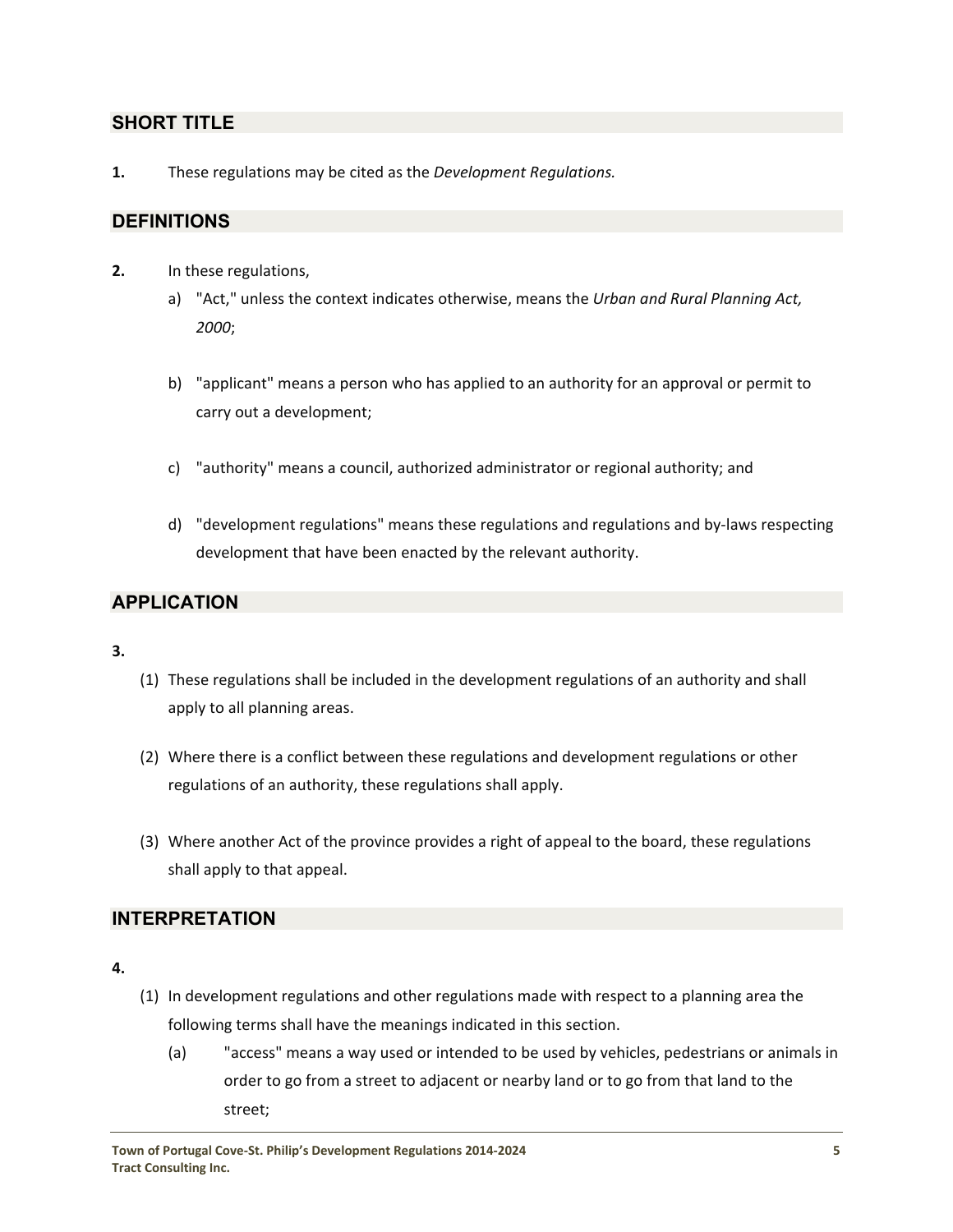## SHORT TITLE

**1.** These regulations may be cited as the *Development Regulations.*

## DEFINITIONS

**2.** In these regulations,

a) "Act," unless the context indicates otherwise, means the *Urban and Rural Planning Act, 2000*;

b) "applicant" means a person who has applied to an authority for an approval or permit to carry out a development;

c) "authority" means a council, authorized administrator or regional authority; and

d) "development regulations" means these regulations and regulations and by-laws respecting development that have been enacted by the relevant authority.

## APPLICATION

**3.**

(1) These regulations shall be included in the development regulations of an authority and shall apply to all planning areas.

(2) Where there is a conflict between these regulations and development regulations or other regulations of an authority, these regulations shall apply.

(3) Where another Act of the province provides a right of appeal to the board, these regulations shall apply to that appeal.

## INTERPRETATION

**4.**

(1) In development regulations and other regulations made with respect to a planning area the following terms shall have the meanings indicated in this section.

(a) "access" means a way used or intended to be used by vehicles, pedestrians or animals in order to go from a street to adjacent or nearby land or to go from that land to the street;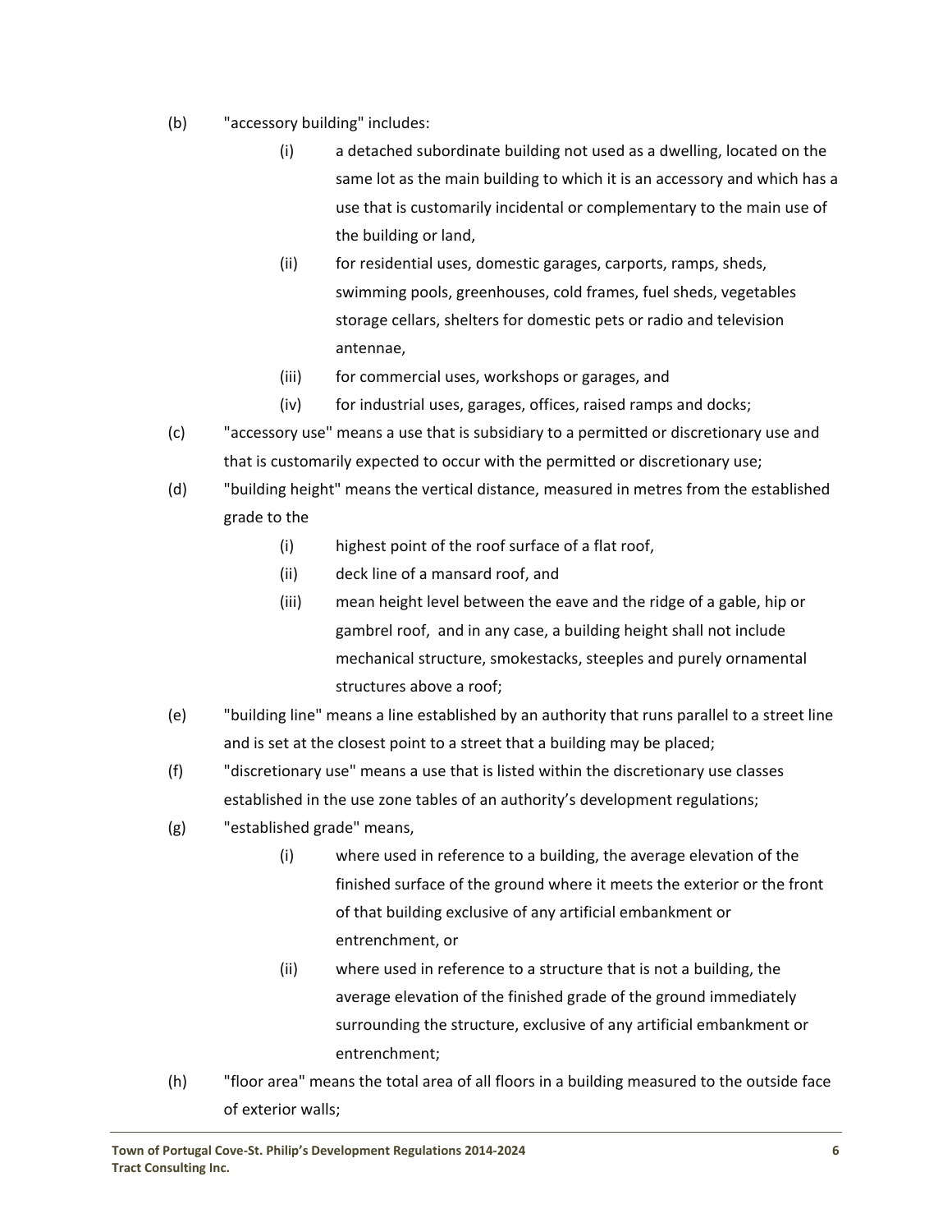(b) "accessory building" includes:

  (i) a detached subordinate building not used as a dwelling, located on the same lot as the main building to which it is an accessory and which has a use that is customarily incidental or complementary to the main use of the building or land,

  (ii) for residential uses, domestic garages, carports, ramps, sheds, swimming pools, greenhouses, cold frames, fuel sheds, vegetables storage cellars, shelters for domestic pets or radio and television antennae,

  (iii) for commercial uses, workshops or garages, and

  (iv) for industrial uses, garages, offices, raised ramps and docks;

(c) "accessory use" means a use that is subsidiary to a permitted or discretionary use and that is customarily expected to occur with the permitted or discretionary use;

(d) "building height" means the vertical distance, measured in metres from the established grade to the

  (i) highest point of the roof surface of a flat roof,

  (ii) deck line of a mansard roof, and

  (iii) mean height level between the eave and the ridge of a gable, hip or gambrel roof, and in any case, a building height shall not include mechanical structure, smokestacks, steeples and purely ornamental structures above a roof;

(e) "building line" means a line established by an authority that runs parallel to a street line and is set at the closest point to a street that a building may be placed;

(f) "discretionary use" means a use that is listed within the discretionary use classes established in the use zone tables of an authority's development regulations;

(g) "established grade" means,

  (i) where used in reference to a building, the average elevation of the finished surface of the ground where it meets the exterior or the front of that building exclusive of any artificial embankment or entrenchment, or

  (ii) where used in reference to a structure that is not a building, the average elevation of the finished grade of the ground immediately surrounding the structure, exclusive of any artificial embankment or entrenchment;

(h) "floor area" means the total area of all floors in a building measured to the outside face of exterior walls;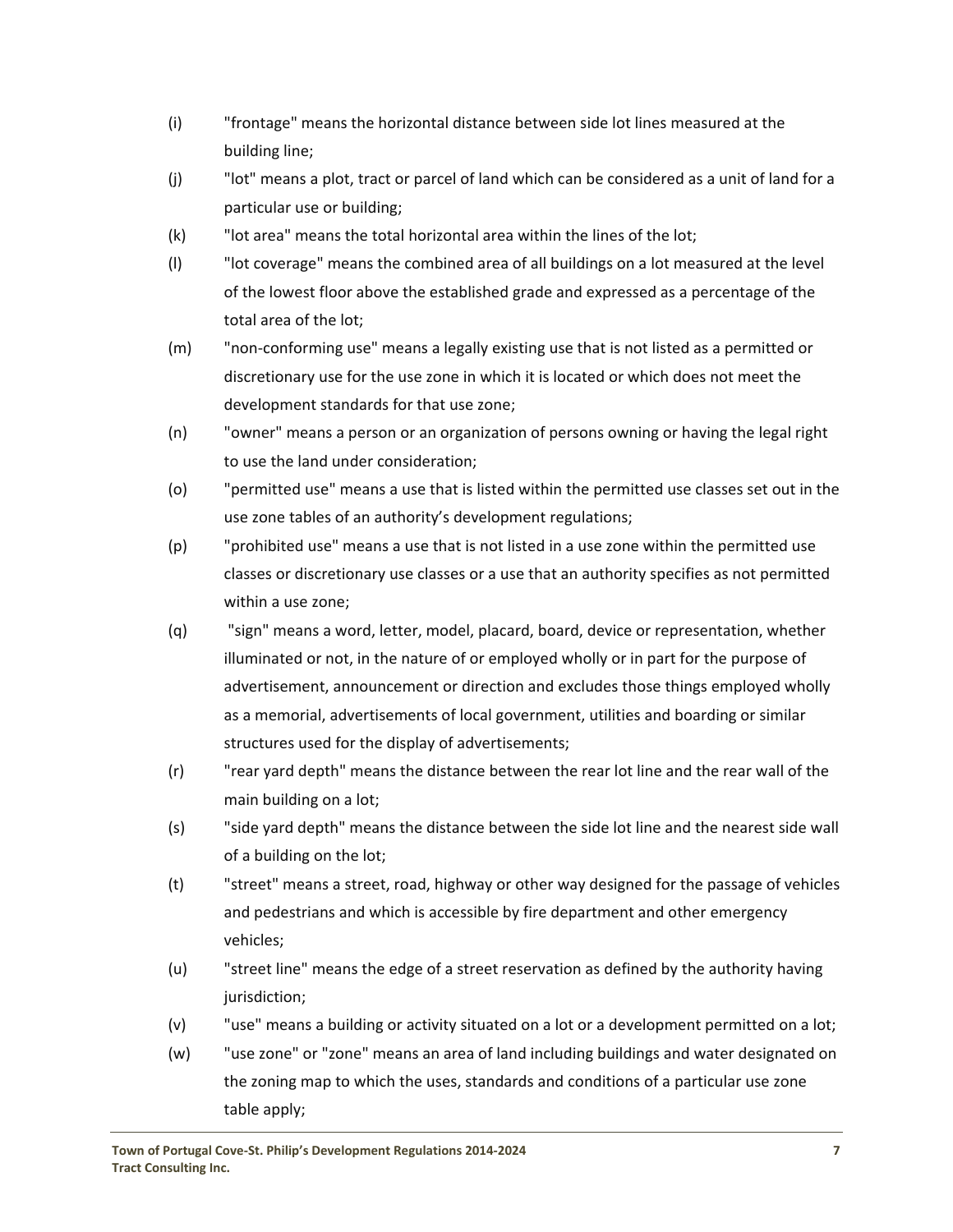(i) "frontage" means the horizontal distance between side lot lines measured at the building line;

(j) "lot" means a plot, tract or parcel of land which can be considered as a unit of land for a particular use or building;

(k) "lot area" means the total horizontal area within the lines of the lot;

(l) "lot coverage" means the combined area of all buildings on a lot measured at the level of the lowest floor above the established grade and expressed as a percentage of the total area of the lot;

(m) "non-conforming use" means a legally existing use that is not listed as a permitted or discretionary use for the use zone in which it is located or which does not meet the development standards for that use zone;

(n) "owner" means a person or an organization of persons owning or having the legal right to use the land under consideration;

(o) "permitted use" means a use that is listed within the permitted use classes set out in the use zone tables of an authority's development regulations;

(p) "prohibited use" means a use that is not listed in a use zone within the permitted use classes or discretionary use classes or a use that an authority specifies as not permitted within a use zone;

(q) "sign" means a word, letter, model, placard, board, device or representation, whether illuminated or not, in the nature of or employed wholly or in part for the purpose of advertisement, announcement or direction and excludes those things employed wholly as a memorial, advertisements of local government, utilities and boarding or similar structures used for the display of advertisements;

(r) "rear yard depth" means the distance between the rear lot line and the rear wall of the main building on a lot;

(s) "side yard depth" means the distance between the side lot line and the nearest side wall of a building on the lot;

(t) "street" means a street, road, highway or other way designed for the passage of vehicles and pedestrians and which is accessible by fire department and other emergency vehicles;

(u) "street line" means the edge of a street reservation as defined by the authority having jurisdiction;

(v) "use" means a building or activity situated on a lot or a development permitted on a lot;

(w) "use zone" or "zone" means an area of land including buildings and water designated on the zoning map to which the uses, standards and conditions of a particular use zone table apply;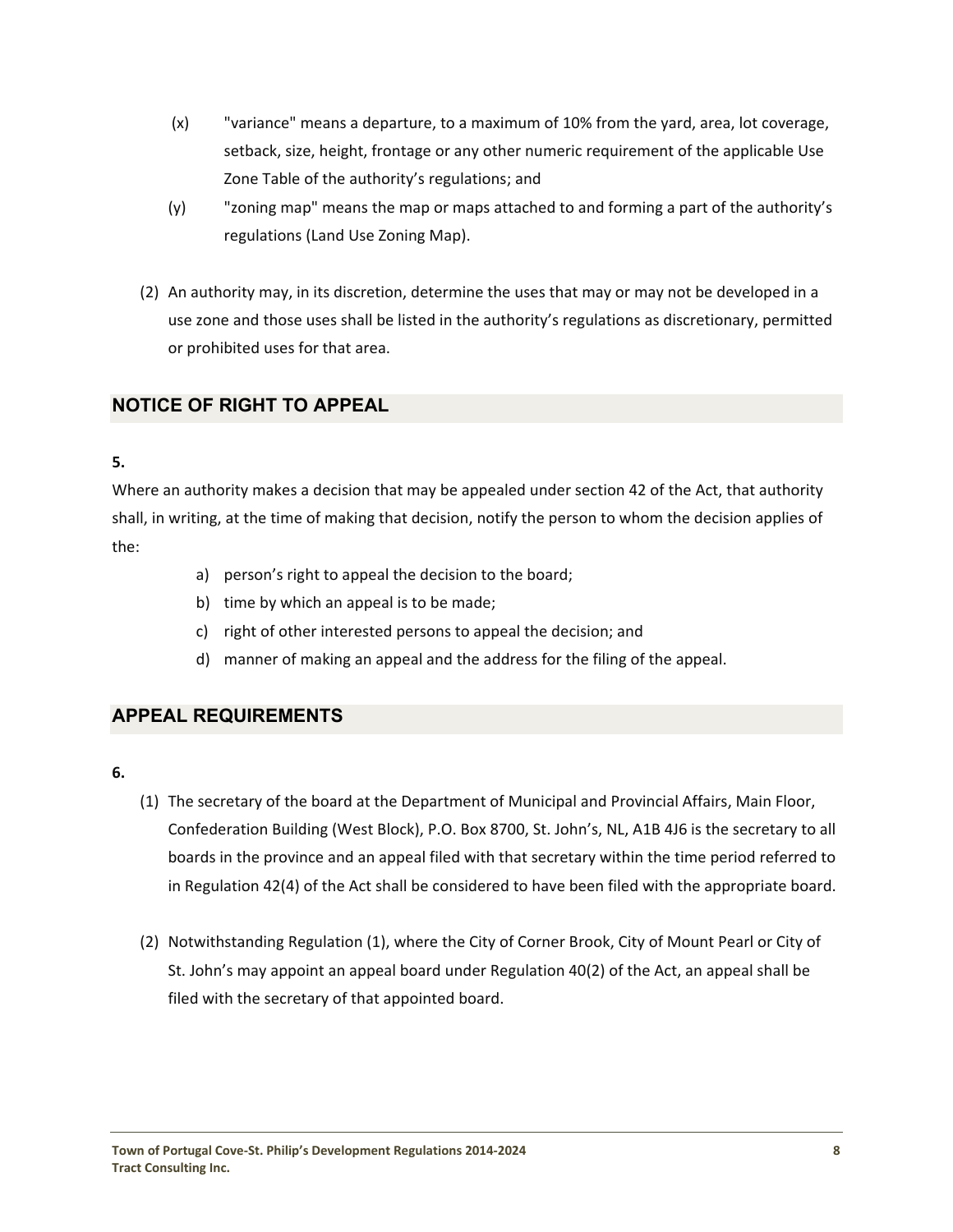(x) "variance" means a departure, to a maximum of 10% from the yard, area, lot coverage, setback, size, height, frontage or any other numeric requirement of the applicable Use Zone Table of the authority's regulations; and

(y) "zoning map" means the map or maps attached to and forming a part of the authority's regulations (Land Use Zoning Map).

(2) An authority may, in its discretion, determine the uses that may or may not be developed in a use zone and those uses shall be listed in the authority's regulations as discretionary, permitted or prohibited uses for that area.

## NOTICE OF RIGHT TO APPEAL

**5.**

Where an authority makes a decision that may be appealed under section 42 of the Act, that authority shall, in writing, at the time of making that decision, notify the person to whom the decision applies of the:

a) person's right to appeal the decision to the board;
b) time by which an appeal is to be made;
c) right of other interested persons to appeal the decision; and
d) manner of making an appeal and the address for the filing of the appeal.

## APPEAL REQUIREMENTS

**6.**

(1) The secretary of the board at the Department of Municipal and Provincial Affairs, Main Floor, Confederation Building (West Block), P.O. Box 8700, St. John's, NL, A1B 4J6 is the secretary to all boards in the province and an appeal filed with that secretary within the time period referred to in Regulation 42(4) of the Act shall be considered to have been filed with the appropriate board.

(2) Notwithstanding Regulation (1), where the City of Corner Brook, City of Mount Pearl or City of St. John's may appoint an appeal board under Regulation 40(2) of the Act, an appeal shall be filed with the secretary of that appointed board.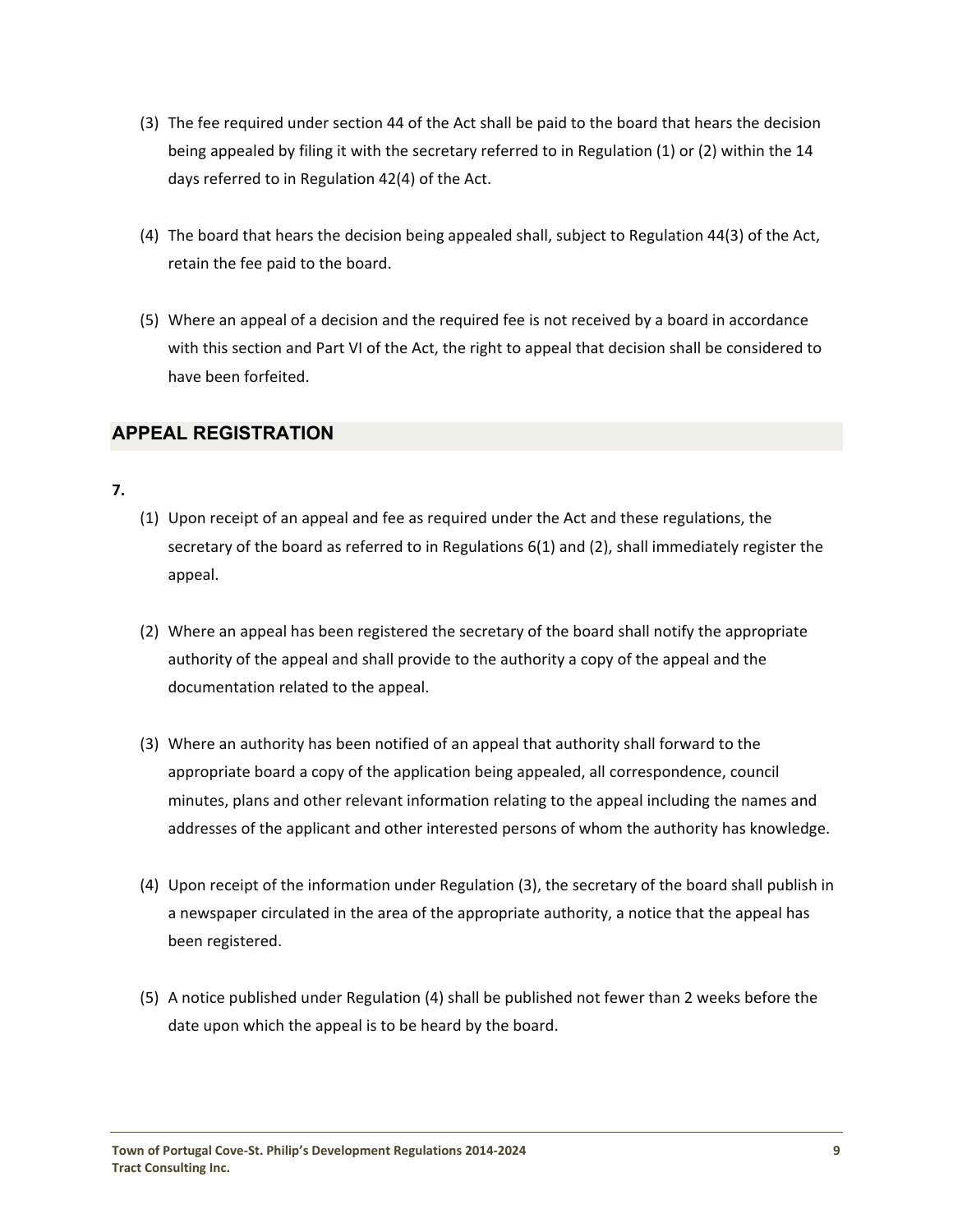(3) The fee required under section 44 of the Act shall be paid to the board that hears the decision being appealed by filing it with the secretary referred to in Regulation (1) or (2) within the 14 days referred to in Regulation 42(4) of the Act.

(4) The board that hears the decision being appealed shall, subject to Regulation 44(3) of the Act, retain the fee paid to the board.

(5) Where an appeal of a decision and the required fee is not received by a board in accordance with this section and Part VI of the Act, the right to appeal that decision shall be considered to have been forfeited.

## APPEAL REGISTRATION

**7.**

(1) Upon receipt of an appeal and fee as required under the Act and these regulations, the secretary of the board as referred to in Regulations 6(1) and (2), shall immediately register the appeal.

(2) Where an appeal has been registered the secretary of the board shall notify the appropriate authority of the appeal and shall provide to the authority a copy of the appeal and the documentation related to the appeal.

(3) Where an authority has been notified of an appeal that authority shall forward to the appropriate board a copy of the application being appealed, all correspondence, council minutes, plans and other relevant information relating to the appeal including the names and addresses of the applicant and other interested persons of whom the authority has knowledge.

(4) Upon receipt of the information under Regulation (3), the secretary of the board shall publish in a newspaper circulated in the area of the appropriate authority, a notice that the appeal has been registered.

(5) A notice published under Regulation (4) shall be published not fewer than 2 weeks before the date upon which the appeal is to be heard by the board.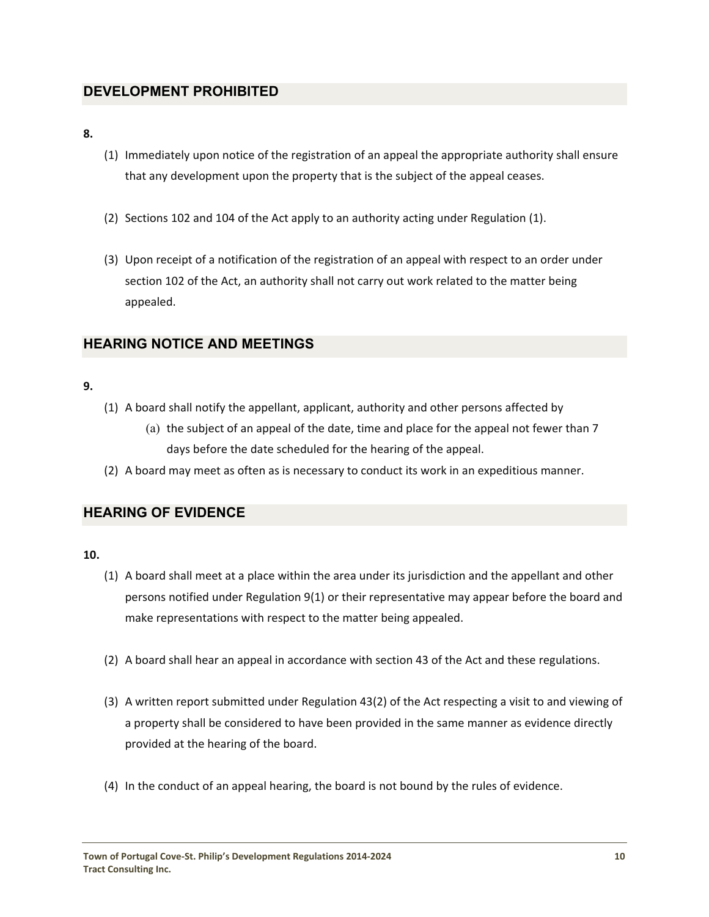## DEVELOPMENT PROHIBITED

**8.**

(1) Immediately upon notice of the registration of an appeal the appropriate authority shall ensure that any development upon the property that is the subject of the appeal ceases.

(2) Sections 102 and 104 of the Act apply to an authority acting under Regulation (1).

(3) Upon receipt of a notification of the registration of an appeal with respect to an order under section 102 of the Act, an authority shall not carry out work related to the matter being appealed.

## HEARING NOTICE AND MEETINGS

**9.**

(1) A board shall notify the appellant, applicant, authority and other persons affected by
   - (a) the subject of an appeal of the date, time and place for the appeal not fewer than 7 days before the date scheduled for the hearing of the appeal.

(2) A board may meet as often as is necessary to conduct its work in an expeditious manner.

## HEARING OF EVIDENCE

**10.**

(1) A board shall meet at a place within the area under its jurisdiction and the appellant and other persons notified under Regulation 9(1) or their representative may appear before the board and make representations with respect to the matter being appealed.

(2) A board shall hear an appeal in accordance with section 43 of the Act and these regulations.

(3) A written report submitted under Regulation 43(2) of the Act respecting a visit to and viewing of a property shall be considered to have been provided in the same manner as evidence directly provided at the hearing of the board.

(4) In the conduct of an appeal hearing, the board is not bound by the rules of evidence.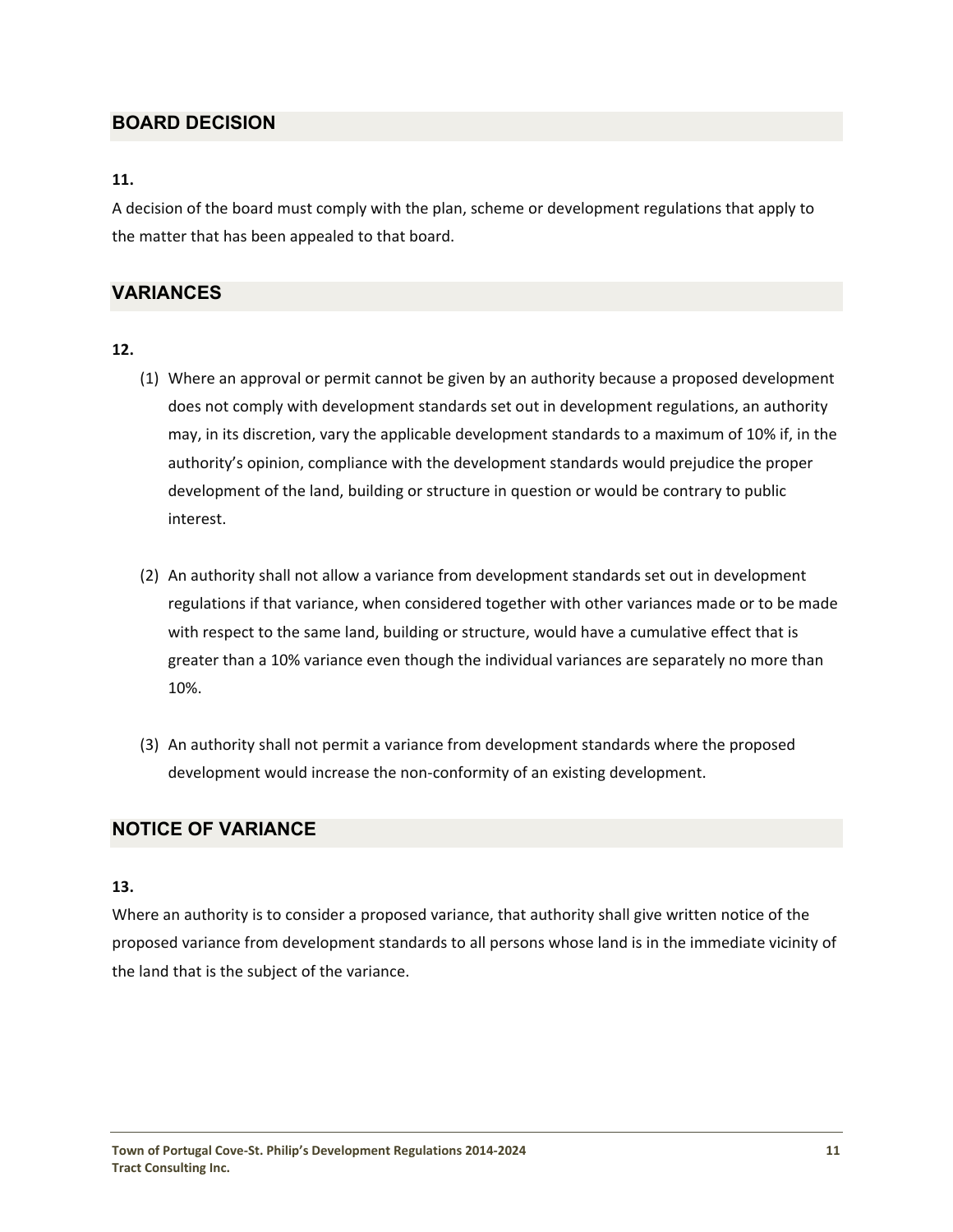## BOARD DECISION

**11.**

A decision of the board must comply with the plan, scheme or development regulations that apply to the matter that has been appealed to that board.

## VARIANCES

**12.**

(1) Where an approval or permit cannot be given by an authority because a proposed development does not comply with development standards set out in development regulations, an authority may, in its discretion, vary the applicable development standards to a maximum of 10% if, in the authority's opinion, compliance with the development standards would prejudice the proper development of the land, building or structure in question or would be contrary to public interest.

(2) An authority shall not allow a variance from development standards set out in development regulations if that variance, when considered together with other variances made or to be made with respect to the same land, building or structure, would have a cumulative effect that is greater than a 10% variance even though the individual variances are separately no more than 10%.

(3) An authority shall not permit a variance from development standards where the proposed development would increase the non-conformity of an existing development.

## NOTICE OF VARIANCE

**13.**

Where an authority is to consider a proposed variance, that authority shall give written notice of the proposed variance from development standards to all persons whose land is in the immediate vicinity of the land that is the subject of the variance.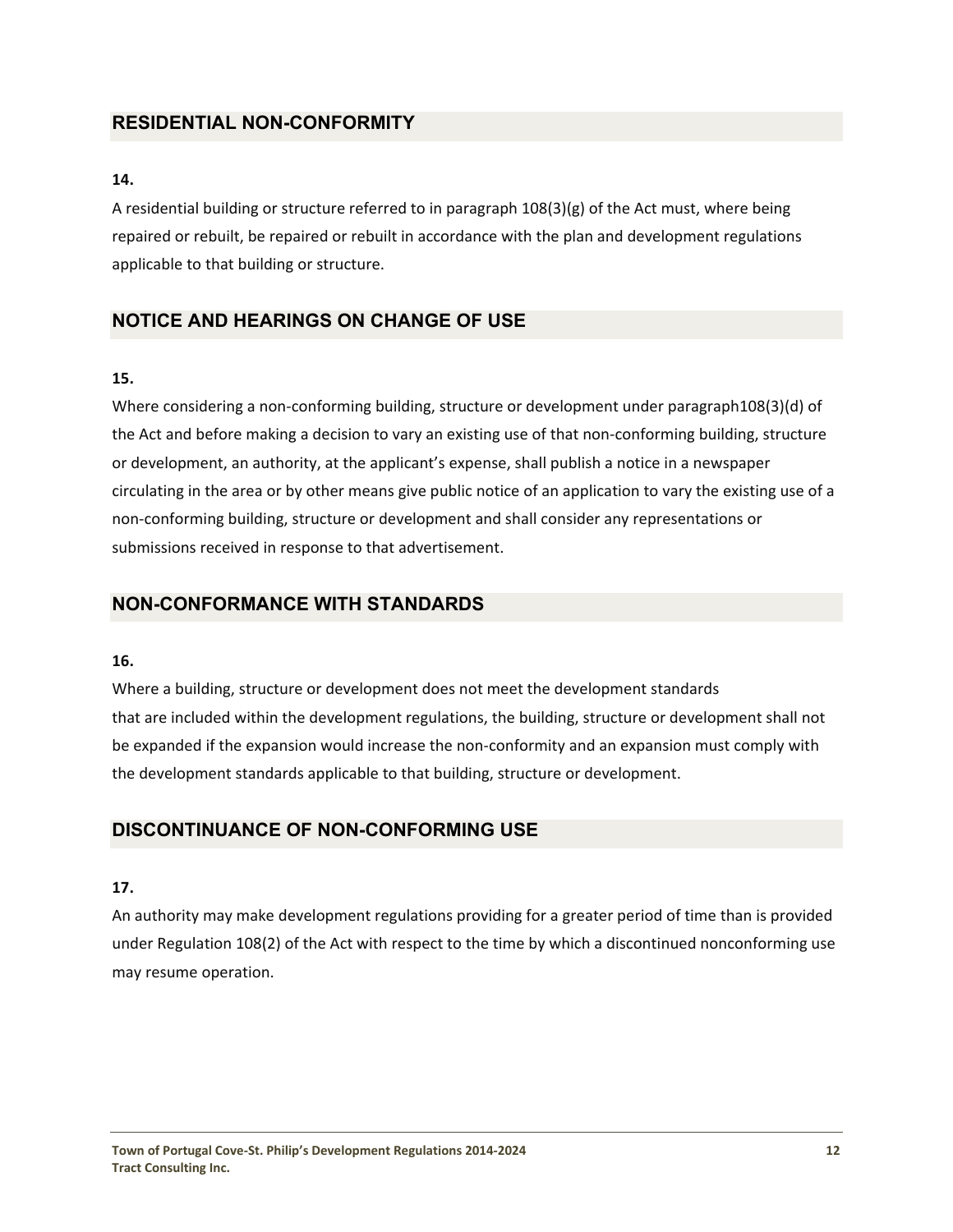## RESIDENTIAL NON-CONFORMITY

**14.**

A residential building or structure referred to in paragraph 108(3)(g) of the Act must, where being repaired or rebuilt, be repaired or rebuilt in accordance with the plan and development regulations applicable to that building or structure.

## NOTICE AND HEARINGS ON CHANGE OF USE

**15.**

Where considering a non-conforming building, structure or development under paragraph108(3)(d) of the Act and before making a decision to vary an existing use of that non-conforming building, structure or development, an authority, at the applicant's expense, shall publish a notice in a newspaper circulating in the area or by other means give public notice of an application to vary the existing use of a non-conforming building, structure or development and shall consider any representations or submissions received in response to that advertisement.

## NON-CONFORMANCE WITH STANDARDS

**16.**

Where a building, structure or development does not meet the development standards that are included within the development regulations, the building, structure or development shall not be expanded if the expansion would increase the non-conformity and an expansion must comply with the development standards applicable to that building, structure or development.

## DISCONTINUANCE OF NON-CONFORMING USE

**17.**

An authority may make development regulations providing for a greater period of time than is provided under Regulation 108(2) of the Act with respect to the time by which a discontinued nonconforming use may resume operation.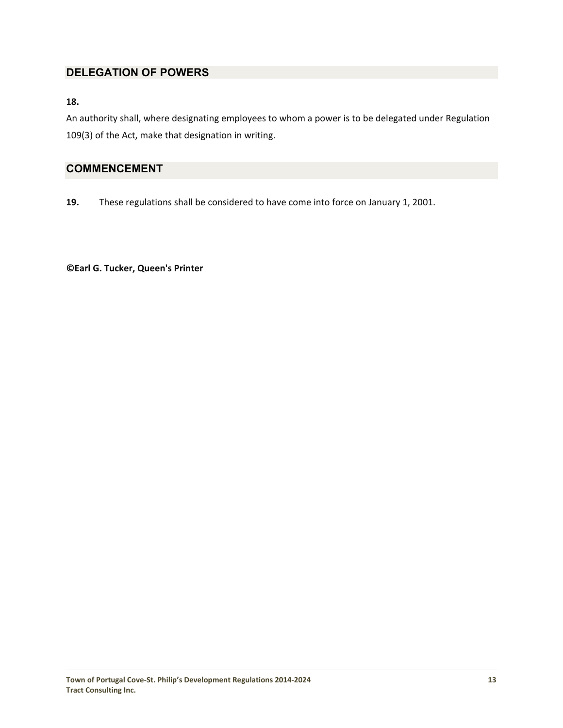## DELEGATION OF POWERS

**18.**

An authority shall, where designating employees to whom a power is to be delegated under Regulation 109(3) of the Act, make that designation in writing.

## COMMENCEMENT

**19.** These regulations shall be considered to have come into force on January 1, 2001.

**©Earl G. Tucker, Queen's Printer**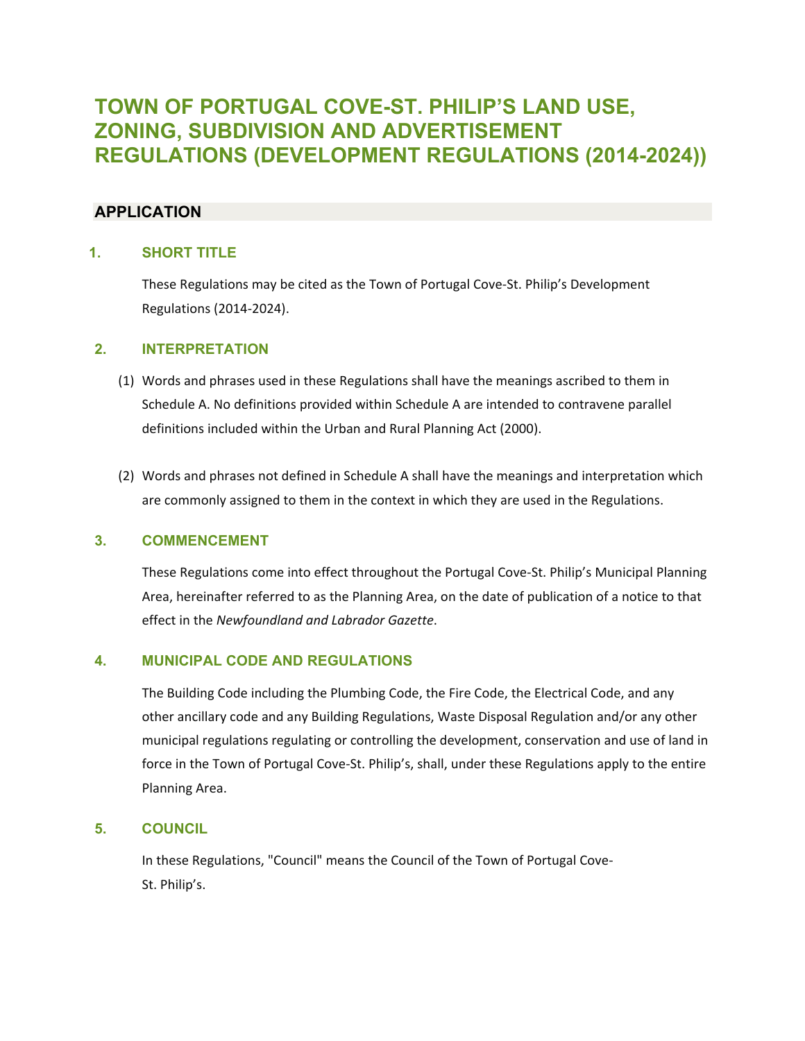# TOWN OF PORTUGAL COVE-ST. PHILIP'S LAND USE, ZONING, SUBDIVISION AND ADVERTISEMENT REGULATIONS (DEVELOPMENT REGULATIONS (2014-2024))

## APPLICATION

### 1. SHORT TITLE

These Regulations may be cited as the Town of Portugal Cove-St. Philip's Development Regulations (2014-2024).

### 2. INTERPRETATION

(1) Words and phrases used in these Regulations shall have the meanings ascribed to them in Schedule A. No definitions provided within Schedule A are intended to contravene parallel definitions included within the Urban and Rural Planning Act (2000).

(2) Words and phrases not defined in Schedule A shall have the meanings and interpretation which are commonly assigned to them in the context in which they are used in the Regulations.

### 3. COMMENCEMENT

These Regulations come into effect throughout the Portugal Cove-St. Philip's Municipal Planning Area, hereinafter referred to as the Planning Area, on the date of publication of a notice to that effect in the *Newfoundland and Labrador Gazette*.

### 4. MUNICIPAL CODE AND REGULATIONS

The Building Code including the Plumbing Code, the Fire Code, the Electrical Code, and any other ancillary code and any Building Regulations, Waste Disposal Regulation and/or any other municipal regulations regulating or controlling the development, conservation and use of land in force in the Town of Portugal Cove-St. Philip's, shall, under these Regulations apply to the entire Planning Area.

### 5. COUNCIL

In these Regulations, "Council" means the Council of the Town of Portugal Cove-St. Philip's.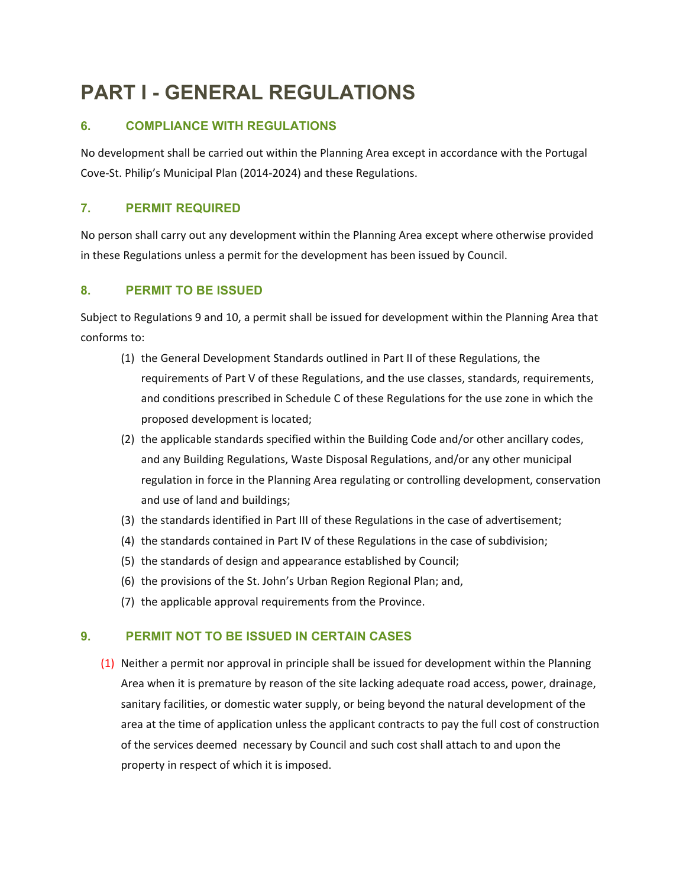# PART I - GENERAL REGULATIONS

### 6. COMPLIANCE WITH REGULATIONS

No development shall be carried out within the Planning Area except in accordance with the Portugal Cove-St. Philip's Municipal Plan (2014-2024) and these Regulations.

### 7. PERMIT REQUIRED

No person shall carry out any development within the Planning Area except where otherwise provided in these Regulations unless a permit for the development has been issued by Council.

### 8. PERMIT TO BE ISSUED

Subject to Regulations 9 and 10, a permit shall be issued for development within the Planning Area that conforms to:

(1) the General Development Standards outlined in Part II of these Regulations, the requirements of Part V of these Regulations, and the use classes, standards, requirements, and conditions prescribed in Schedule C of these Regulations for the use zone in which the proposed development is located;

(2) the applicable standards specified within the Building Code and/or other ancillary codes, and any Building Regulations, Waste Disposal Regulations, and/or any other municipal regulation in force in the Planning Area regulating or controlling development, conservation and use of land and buildings;

(3) the standards identified in Part III of these Regulations in the case of advertisement;

(4) the standards contained in Part IV of these Regulations in the case of subdivision;

(5) the standards of design and appearance established by Council;

(6) the provisions of the St. John's Urban Region Regional Plan; and,

(7) the applicable approval requirements from the Province.

### 9. PERMIT NOT TO BE ISSUED IN CERTAIN CASES

(1) Neither a permit nor approval in principle shall be issued for development within the Planning Area when it is premature by reason of the site lacking adequate road access, power, drainage, sanitary facilities, or domestic water supply, or being beyond the natural development of the area at the time of application unless the applicant contracts to pay the full cost of construction of the services deemed necessary by Council and such cost shall attach to and upon the property in respect of which it is imposed.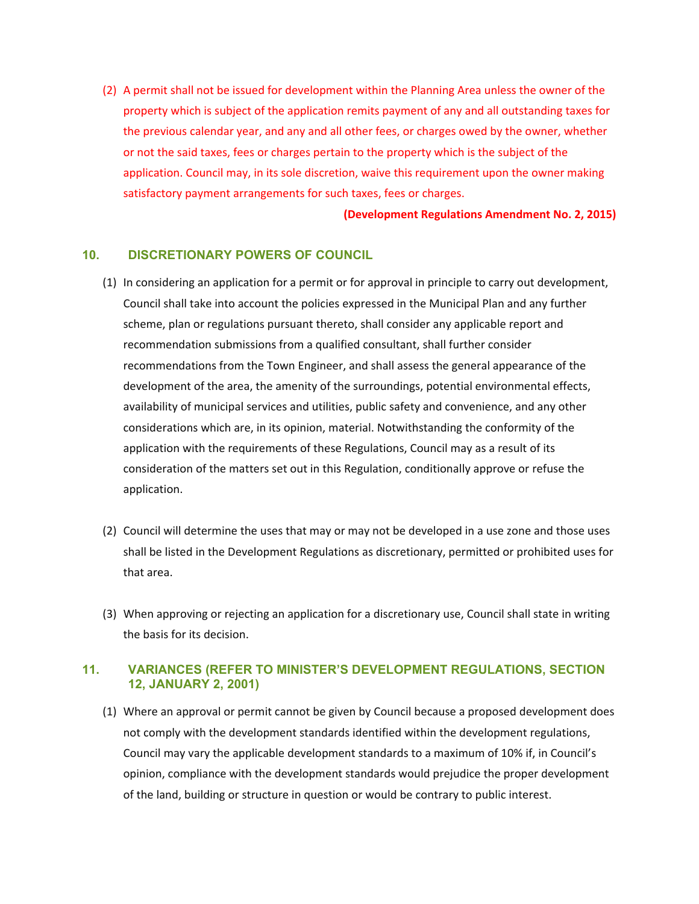(2) A permit shall not be issued for development within the Planning Area unless the owner of the property which is subject of the application remits payment of any and all outstanding taxes for the previous calendar year, and any and all other fees, or charges owed by the owner, whether or not the said taxes, fees or charges pertain to the property which is the subject of the application. Council may, in its sole discretion, waive this requirement upon the owner making satisfactory payment arrangements for such taxes, fees or charges.

**(Development Regulations Amendment No. 2, 2015)**

## 10. DISCRETIONARY POWERS OF COUNCIL

(1) In considering an application for a permit or for approval in principle to carry out development, Council shall take into account the policies expressed in the Municipal Plan and any further scheme, plan or regulations pursuant thereto, shall consider any applicable report and recommendation submissions from a qualified consultant, shall further consider recommendations from the Town Engineer, and shall assess the general appearance of the development of the area, the amenity of the surroundings, potential environmental effects, availability of municipal services and utilities, public safety and convenience, and any other considerations which are, in its opinion, material. Notwithstanding the conformity of the application with the requirements of these Regulations, Council may as a result of its consideration of the matters set out in this Regulation, conditionally approve or refuse the application.

(2) Council will determine the uses that may or may not be developed in a use zone and those uses shall be listed in the Development Regulations as discretionary, permitted or prohibited uses for that area.

(3) When approving or rejecting an application for a discretionary use, Council shall state in writing the basis for its decision.

## 11. VARIANCES (REFER TO MINISTER'S DEVELOPMENT REGULATIONS, SECTION 12, JANUARY 2, 2001)

(1) Where an approval or permit cannot be given by Council because a proposed development does not comply with the development standards identified within the development regulations, Council may vary the applicable development standards to a maximum of 10% if, in Council's opinion, compliance with the development standards would prejudice the proper development of the land, building or structure in question or would be contrary to public interest.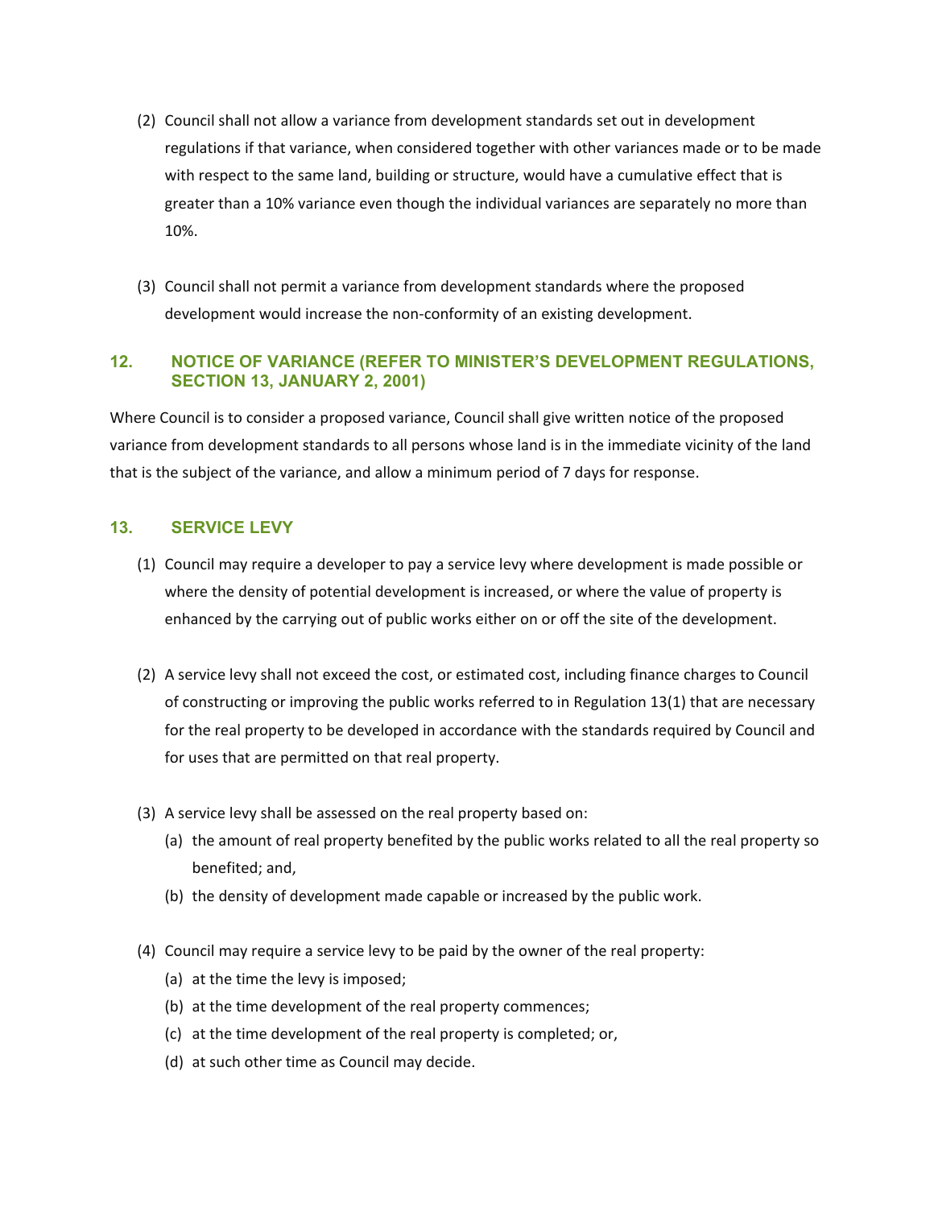(2) Council shall not allow a variance from development standards set out in development regulations if that variance, when considered together with other variances made or to be made with respect to the same land, building or structure, would have a cumulative effect that is greater than a 10% variance even though the individual variances are separately no more than 10%.

(3) Council shall not permit a variance from development standards where the proposed development would increase the non-conformity of an existing development.

## 12. NOTICE OF VARIANCE (REFER TO MINISTER'S DEVELOPMENT REGULATIONS, SECTION 13, JANUARY 2, 2001)

Where Council is to consider a proposed variance, Council shall give written notice of the proposed variance from development standards to all persons whose land is in the immediate vicinity of the land that is the subject of the variance, and allow a minimum period of 7 days for response.

## 13. SERVICE LEVY

(1) Council may require a developer to pay a service levy where development is made possible or where the density of potential development is increased, or where the value of property is enhanced by the carrying out of public works either on or off the site of the development.

(2) A service levy shall not exceed the cost, or estimated cost, including finance charges to Council of constructing or improving the public works referred to in Regulation 13(1) that are necessary for the real property to be developed in accordance with the standards required by Council and for uses that are permitted on that real property.

(3) A service levy shall be assessed on the real property based on:
   - (a) the amount of real property benefited by the public works related to all the real property so benefited; and,
   - (b) the density of development made capable or increased by the public work.

(4) Council may require a service levy to be paid by the owner of the real property:
   - (a) at the time the levy is imposed;
   - (b) at the time development of the real property commences;
   - (c) at the time development of the real property is completed; or,
   - (d) at such other time as Council may decide.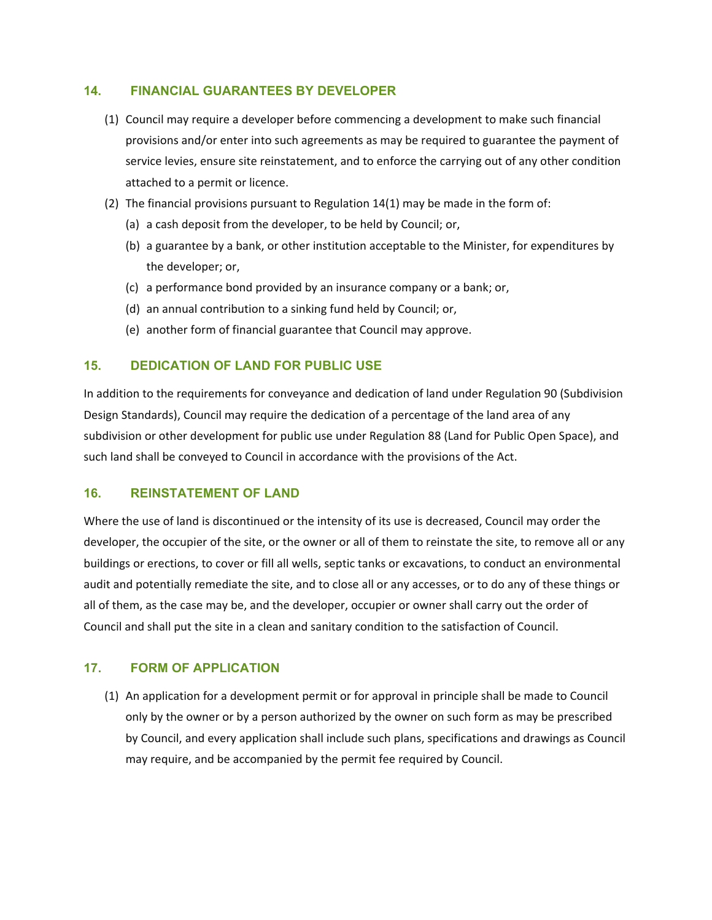## 14. FINANCIAL GUARANTEES BY DEVELOPER

(1) Council may require a developer before commencing a development to make such financial provisions and/or enter into such agreements as may be required to guarantee the payment of service levies, ensure site reinstatement, and to enforce the carrying out of any other condition attached to a permit or licence.

(2) The financial provisions pursuant to Regulation 14(1) may be made in the form of:

   (a) a cash deposit from the developer, to be held by Council; or,

   (b) a guarantee by a bank, or other institution acceptable to the Minister, for expenditures by the developer; or,

   (c) a performance bond provided by an insurance company or a bank; or,

   (d) an annual contribution to a sinking fund held by Council; or,

   (e) another form of financial guarantee that Council may approve.

## 15. DEDICATION OF LAND FOR PUBLIC USE

In addition to the requirements for conveyance and dedication of land under Regulation 90 (Subdivision Design Standards), Council may require the dedication of a percentage of the land area of any subdivision or other development for public use under Regulation 88 (Land for Public Open Space), and such land shall be conveyed to Council in accordance with the provisions of the Act.

## 16. REINSTATEMENT OF LAND

Where the use of land is discontinued or the intensity of its use is decreased, Council may order the developer, the occupier of the site, or the owner or all of them to reinstate the site, to remove all or any buildings or erections, to cover or fill all wells, septic tanks or excavations, to conduct an environmental audit and potentially remediate the site, and to close all or any accesses, or to do any of these things or all of them, as the case may be, and the developer, occupier or owner shall carry out the order of Council and shall put the site in a clean and sanitary condition to the satisfaction of Council.

## 17. FORM OF APPLICATION

(1) An application for a development permit or for approval in principle shall be made to Council only by the owner or by a person authorized by the owner on such form as may be prescribed by Council, and every application shall include such plans, specifications and drawings as Council may require, and be accompanied by the permit fee required by Council.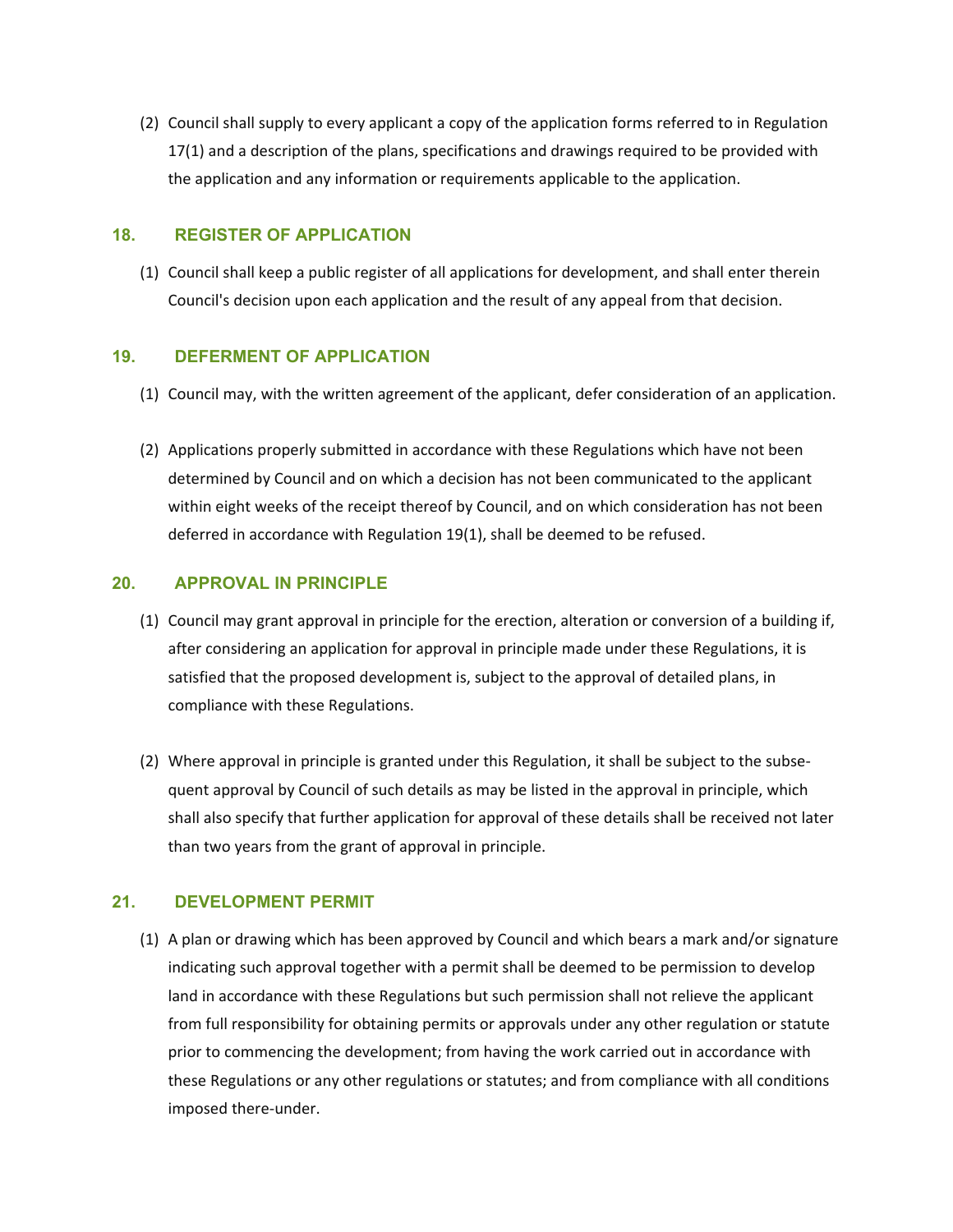(2) Council shall supply to every applicant a copy of the application forms referred to in Regulation 17(1) and a description of the plans, specifications and drawings required to be provided with the application and any information or requirements applicable to the application.

## 18. REGISTER OF APPLICATION

(1) Council shall keep a public register of all applications for development, and shall enter therein Council's decision upon each application and the result of any appeal from that decision.

## 19. DEFERMENT OF APPLICATION

(1) Council may, with the written agreement of the applicant, defer consideration of an application.

(2) Applications properly submitted in accordance with these Regulations which have not been determined by Council and on which a decision has not been communicated to the applicant within eight weeks of the receipt thereof by Council, and on which consideration has not been deferred in accordance with Regulation 19(1), shall be deemed to be refused.

## 20. APPROVAL IN PRINCIPLE

(1) Council may grant approval in principle for the erection, alteration or conversion of a building if, after considering an application for approval in principle made under these Regulations, it is satisfied that the proposed development is, subject to the approval of detailed plans, in compliance with these Regulations.

(2) Where approval in principle is granted under this Regulation, it shall be subject to the subsequent approval by Council of such details as may be listed in the approval in principle, which shall also specify that further application for approval of these details shall be received not later than two years from the grant of approval in principle.

## 21. DEVELOPMENT PERMIT

(1) A plan or drawing which has been approved by Council and which bears a mark and/or signature indicating such approval together with a permit shall be deemed to be permission to develop land in accordance with these Regulations but such permission shall not relieve the applicant from full responsibility for obtaining permits or approvals under any other regulation or statute prior to commencing the development; from having the work carried out in accordance with these Regulations or any other regulations or statutes; and from compliance with all conditions imposed there-under.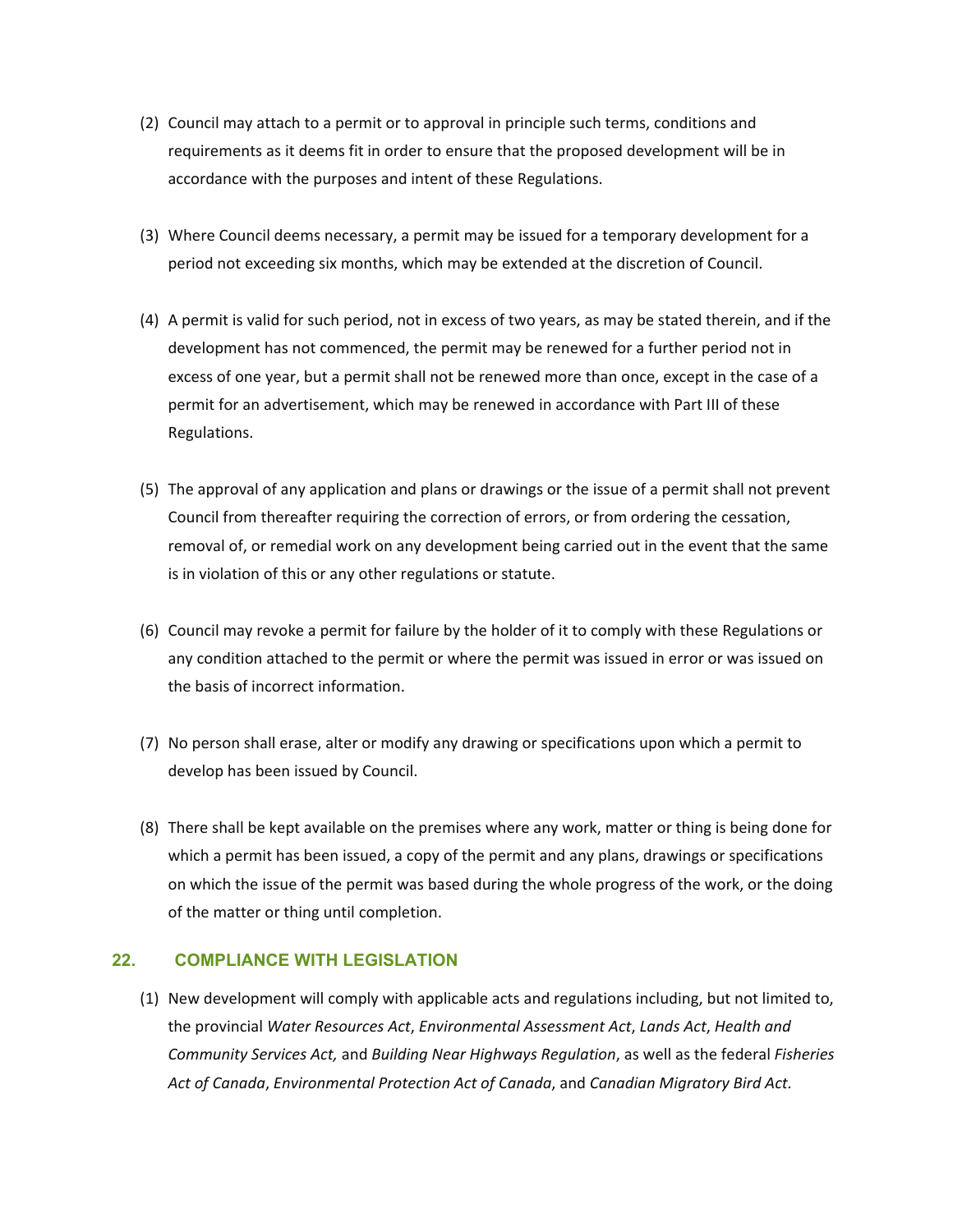(2) Council may attach to a permit or to approval in principle such terms, conditions and requirements as it deems fit in order to ensure that the proposed development will be in accordance with the purposes and intent of these Regulations.

(3) Where Council deems necessary, a permit may be issued for a temporary development for a period not exceeding six months, which may be extended at the discretion of Council.

(4) A permit is valid for such period, not in excess of two years, as may be stated therein, and if the development has not commenced, the permit may be renewed for a further period not in excess of one year, but a permit shall not be renewed more than once, except in the case of a permit for an advertisement, which may be renewed in accordance with Part III of these Regulations.

(5) The approval of any application and plans or drawings or the issue of a permit shall not prevent Council from thereafter requiring the correction of errors, or from ordering the cessation, removal of, or remedial work on any development being carried out in the event that the same is in violation of this or any other regulations or statute.

(6) Council may revoke a permit for failure by the holder of it to comply with these Regulations or any condition attached to the permit or where the permit was issued in error or was issued on the basis of incorrect information.

(7) No person shall erase, alter or modify any drawing or specifications upon which a permit to develop has been issued by Council.

(8) There shall be kept available on the premises where any work, matter or thing is being done for which a permit has been issued, a copy of the permit and any plans, drawings or specifications on which the issue of the permit was based during the whole progress of the work, or the doing of the matter or thing until completion.

## 22. COMPLIANCE WITH LEGISLATION

(1) New development will comply with applicable acts and regulations including, but not limited to, the provincial *Water Resources Act*, *Environmental Assessment Act*, *Lands Act*, *Health and Community Services Act,* and *Building Near Highways Regulation*, as well as the federal *Fisheries Act of Canada*, *Environmental Protection Act of Canada*, and *Canadian Migratory Bird Act.*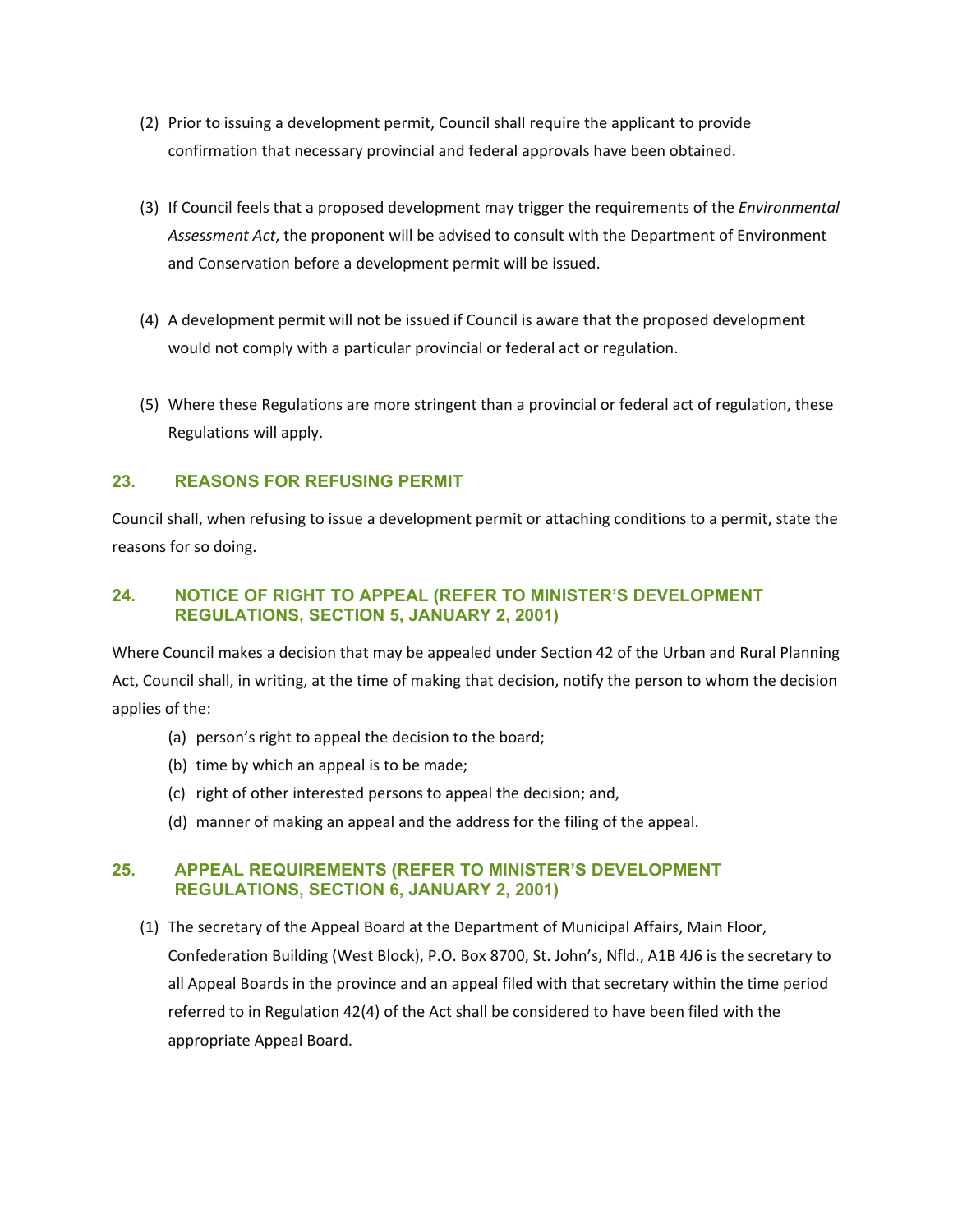(2) Prior to issuing a development permit, Council shall require the applicant to provide confirmation that necessary provincial and federal approvals have been obtained.

(3) If Council feels that a proposed development may trigger the requirements of the *Environmental Assessment Act*, the proponent will be advised to consult with the Department of Environment and Conservation before a development permit will be issued.

(4) A development permit will not be issued if Council is aware that the proposed development would not comply with a particular provincial or federal act or regulation.

(5) Where these Regulations are more stringent than a provincial or federal act of regulation, these Regulations will apply.

## 23. REASONS FOR REFUSING PERMIT

Council shall, when refusing to issue a development permit or attaching conditions to a permit, state the reasons for so doing.

## 24. NOTICE OF RIGHT TO APPEAL (REFER TO MINISTER'S DEVELOPMENT REGULATIONS, SECTION 5, JANUARY 2, 2001)

Where Council makes a decision that may be appealed under Section 42 of the Urban and Rural Planning Act, Council shall, in writing, at the time of making that decision, notify the person to whom the decision applies of the:

(a) person's right to appeal the decision to the board;
(b) time by which an appeal is to be made;
(c) right of other interested persons to appeal the decision; and,
(d) manner of making an appeal and the address for the filing of the appeal.

## 25. APPEAL REQUIREMENTS (REFER TO MINISTER'S DEVELOPMENT REGULATIONS, SECTION 6, JANUARY 2, 2001)

(1) The secretary of the Appeal Board at the Department of Municipal Affairs, Main Floor, Confederation Building (West Block), P.O. Box 8700, St. John's, Nfld., A1B 4J6 is the secretary to all Appeal Boards in the province and an appeal filed with that secretary within the time period referred to in Regulation 42(4) of the Act shall be considered to have been filed with the appropriate Appeal Board.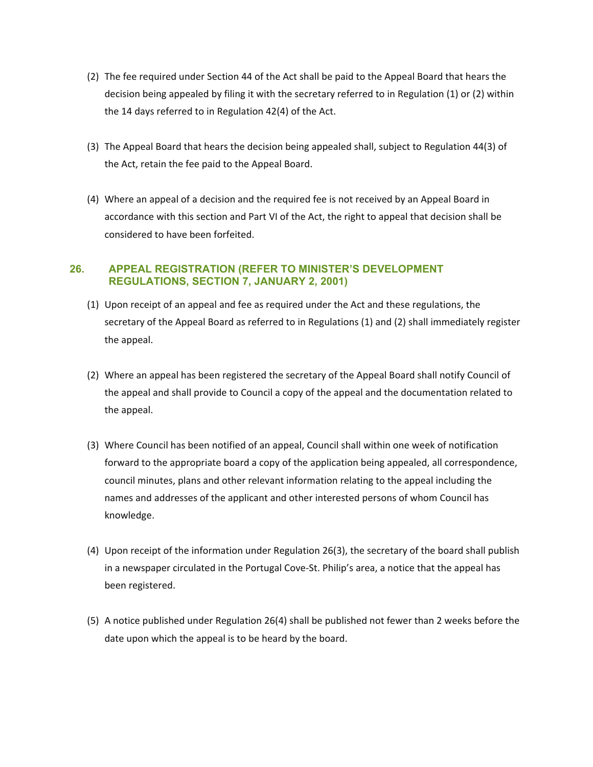(2) The fee required under Section 44 of the Act shall be paid to the Appeal Board that hears the decision being appealed by filing it with the secretary referred to in Regulation (1) or (2) within the 14 days referred to in Regulation 42(4) of the Act.

(3) The Appeal Board that hears the decision being appealed shall, subject to Regulation 44(3) of the Act, retain the fee paid to the Appeal Board.

(4) Where an appeal of a decision and the required fee is not received by an Appeal Board in accordance with this section and Part VI of the Act, the right to appeal that decision shall be considered to have been forfeited.

## 26. APPEAL REGISTRATION (REFER TO MINISTER'S DEVELOPMENT REGULATIONS, SECTION 7, JANUARY 2, 2001)

(1) Upon receipt of an appeal and fee as required under the Act and these regulations, the secretary of the Appeal Board as referred to in Regulations (1) and (2) shall immediately register the appeal.

(2) Where an appeal has been registered the secretary of the Appeal Board shall notify Council of the appeal and shall provide to Council a copy of the appeal and the documentation related to the appeal.

(3) Where Council has been notified of an appeal, Council shall within one week of notification forward to the appropriate board a copy of the application being appealed, all correspondence, council minutes, plans and other relevant information relating to the appeal including the names and addresses of the applicant and other interested persons of whom Council has knowledge.

(4) Upon receipt of the information under Regulation 26(3), the secretary of the board shall publish in a newspaper circulated in the Portugal Cove-St. Philip's area, a notice that the appeal has been registered.

(5) A notice published under Regulation 26(4) shall be published not fewer than 2 weeks before the date upon which the appeal is to be heard by the board.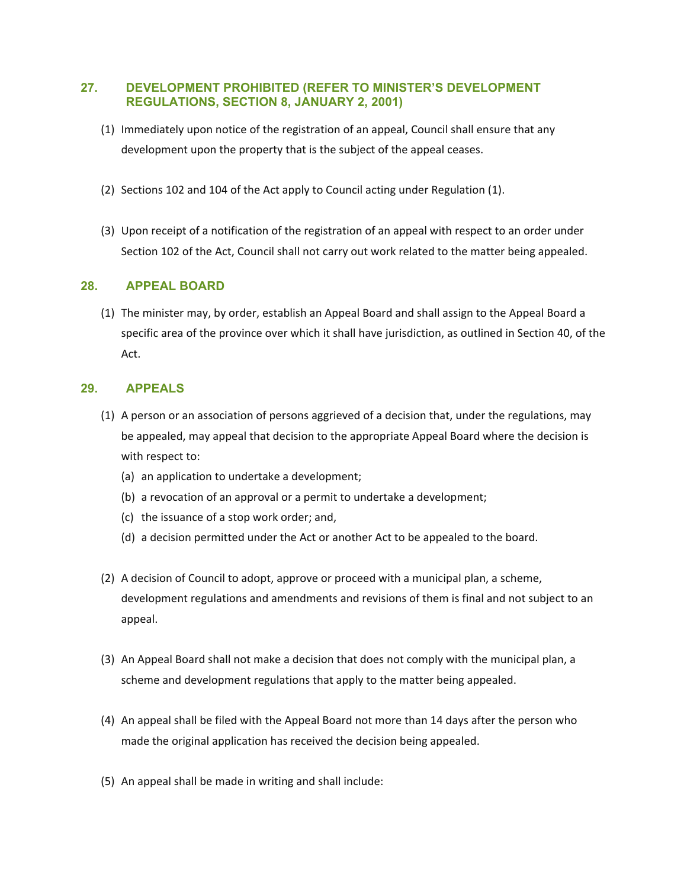## 27. DEVELOPMENT PROHIBITED (REFER TO MINISTER'S DEVELOPMENT REGULATIONS, SECTION 8, JANUARY 2, 2001)

(1) Immediately upon notice of the registration of an appeal, Council shall ensure that any development upon the property that is the subject of the appeal ceases.

(2) Sections 102 and 104 of the Act apply to Council acting under Regulation (1).

(3) Upon receipt of a notification of the registration of an appeal with respect to an order under Section 102 of the Act, Council shall not carry out work related to the matter being appealed.

## 28. APPEAL BOARD

(1) The minister may, by order, establish an Appeal Board and shall assign to the Appeal Board a specific area of the province over which it shall have jurisdiction, as outlined in Section 40, of the Act.

## 29. APPEALS

(1) A person or an association of persons aggrieved of a decision that, under the regulations, may be appealed, may appeal that decision to the appropriate Appeal Board where the decision is with respect to:

(a) an application to undertake a development;

(b) a revocation of an approval or a permit to undertake a development;

(c) the issuance of a stop work order; and,

(d) a decision permitted under the Act or another Act to be appealed to the board.

(2) A decision of Council to adopt, approve or proceed with a municipal plan, a scheme, development regulations and amendments and revisions of them is final and not subject to an appeal.

(3) An Appeal Board shall not make a decision that does not comply with the municipal plan, a scheme and development regulations that apply to the matter being appealed.

(4) An appeal shall be filed with the Appeal Board not more than 14 days after the person who made the original application has received the decision being appealed.

(5) An appeal shall be made in writing and shall include: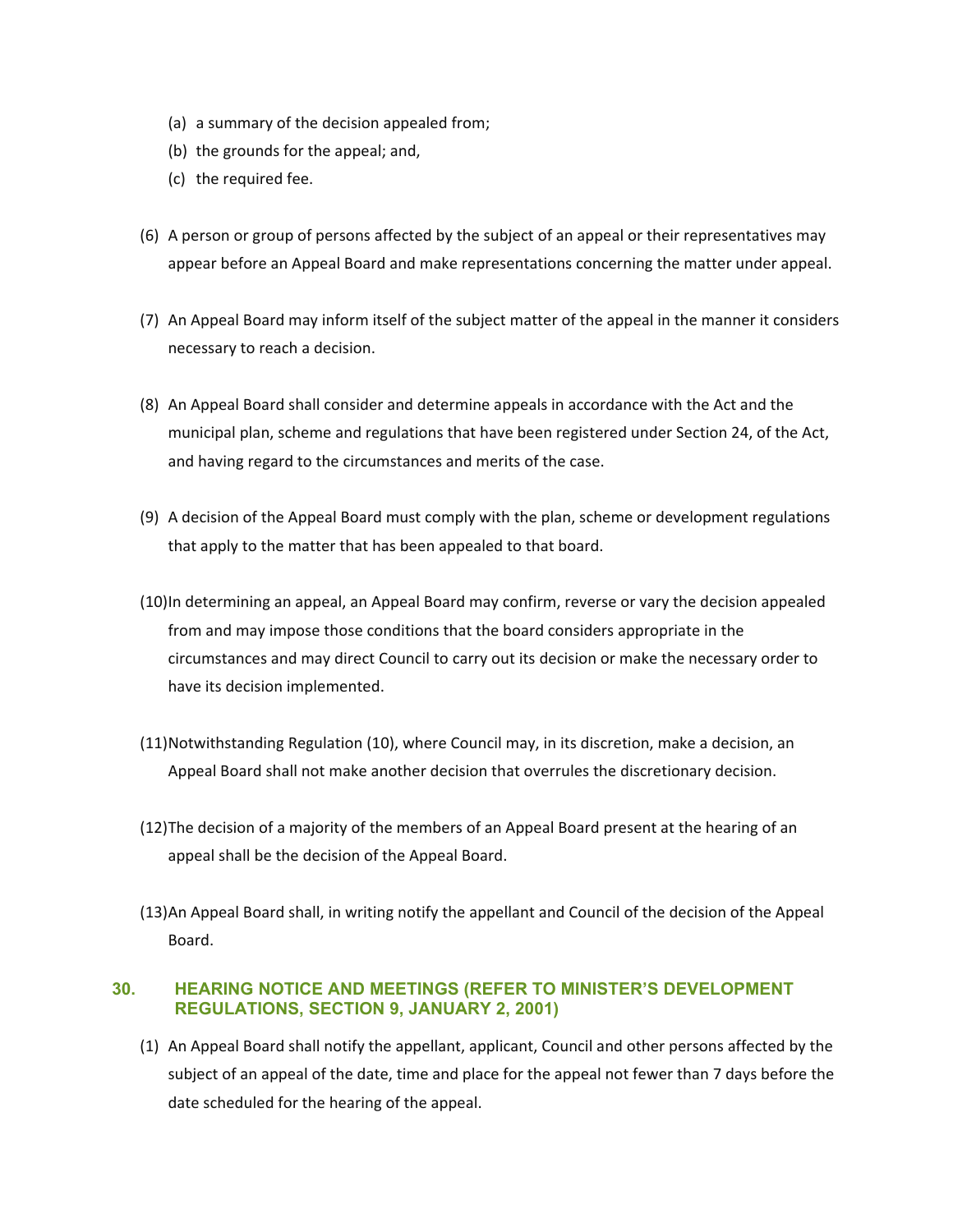(a) a summary of the decision appealed from;

(b) the grounds for the appeal; and,

(c) the required fee.

(6) A person or group of persons affected by the subject of an appeal or their representatives may appear before an Appeal Board and make representations concerning the matter under appeal.

(7) An Appeal Board may inform itself of the subject matter of the appeal in the manner it considers necessary to reach a decision.

(8) An Appeal Board shall consider and determine appeals in accordance with the Act and the municipal plan, scheme and regulations that have been registered under Section 24, of the Act, and having regard to the circumstances and merits of the case.

(9) A decision of the Appeal Board must comply with the plan, scheme or development regulations that apply to the matter that has been appealed to that board.

(10) In determining an appeal, an Appeal Board may confirm, reverse or vary the decision appealed from and may impose those conditions that the board considers appropriate in the circumstances and may direct Council to carry out its decision or make the necessary order to have its decision implemented.

(11) Notwithstanding Regulation (10), where Council may, in its discretion, make a decision, an Appeal Board shall not make another decision that overrules the discretionary decision.

(12) The decision of a majority of the members of an Appeal Board present at the hearing of an appeal shall be the decision of the Appeal Board.

(13) An Appeal Board shall, in writing notify the appellant and Council of the decision of the Appeal Board.

## 30. HEARING NOTICE AND MEETINGS (REFER TO MINISTER'S DEVELOPMENT REGULATIONS, SECTION 9, JANUARY 2, 2001)

(1) An Appeal Board shall notify the appellant, applicant, Council and other persons affected by the subject of an appeal of the date, time and place for the appeal not fewer than 7 days before the date scheduled for the hearing of the appeal.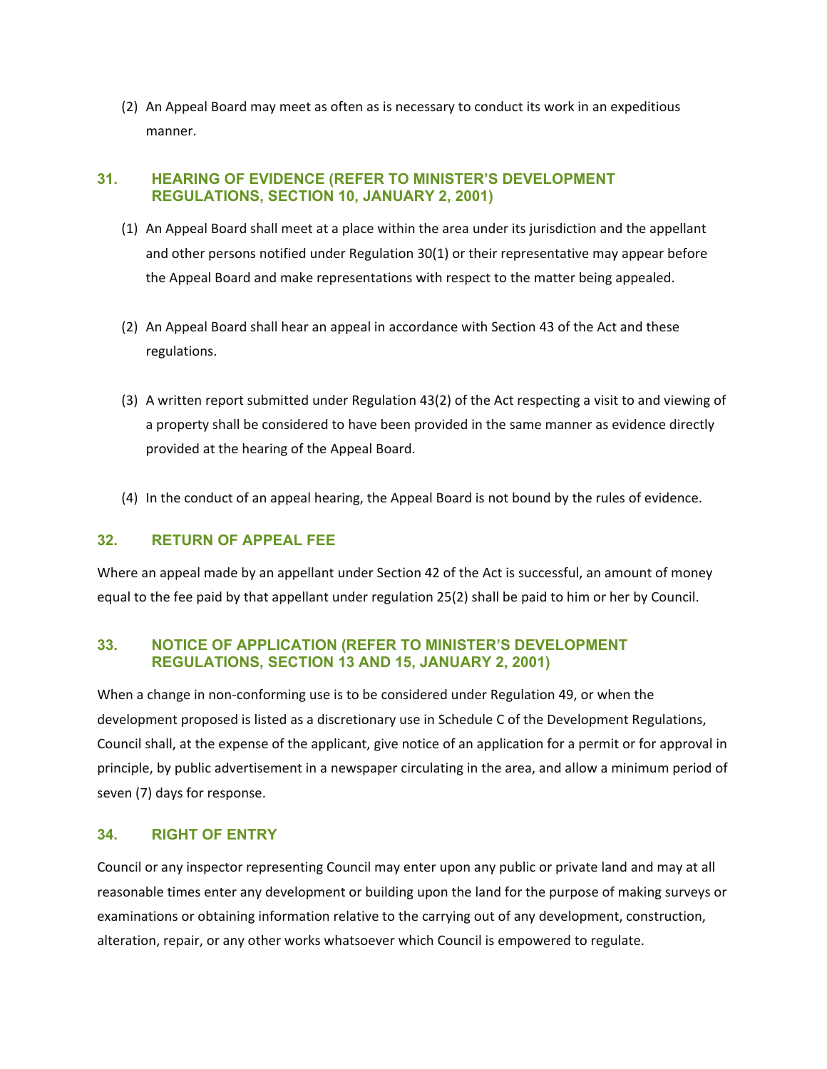(2) An Appeal Board may meet as often as is necessary to conduct its work in an expeditious manner.

## 31. HEARING OF EVIDENCE (REFER TO MINISTER'S DEVELOPMENT REGULATIONS, SECTION 10, JANUARY 2, 2001)

(1) An Appeal Board shall meet at a place within the area under its jurisdiction and the appellant and other persons notified under Regulation 30(1) or their representative may appear before the Appeal Board and make representations with respect to the matter being appealed.

(2) An Appeal Board shall hear an appeal in accordance with Section 43 of the Act and these regulations.

(3) A written report submitted under Regulation 43(2) of the Act respecting a visit to and viewing of a property shall be considered to have been provided in the same manner as evidence directly provided at the hearing of the Appeal Board.

(4) In the conduct of an appeal hearing, the Appeal Board is not bound by the rules of evidence.

## 32. RETURN OF APPEAL FEE

Where an appeal made by an appellant under Section 42 of the Act is successful, an amount of money equal to the fee paid by that appellant under regulation 25(2) shall be paid to him or her by Council.

## 33. NOTICE OF APPLICATION (REFER TO MINISTER'S DEVELOPMENT REGULATIONS, SECTION 13 AND 15, JANUARY 2, 2001)

When a change in non-conforming use is to be considered under Regulation 49, or when the development proposed is listed as a discretionary use in Schedule C of the Development Regulations, Council shall, at the expense of the applicant, give notice of an application for a permit or for approval in principle, by public advertisement in a newspaper circulating in the area, and allow a minimum period of seven (7) days for response.

## 34. RIGHT OF ENTRY

Council or any inspector representing Council may enter upon any public or private land and may at all reasonable times enter any development or building upon the land for the purpose of making surveys or examinations or obtaining information relative to the carrying out of any development, construction, alteration, repair, or any other works whatsoever which Council is empowered to regulate.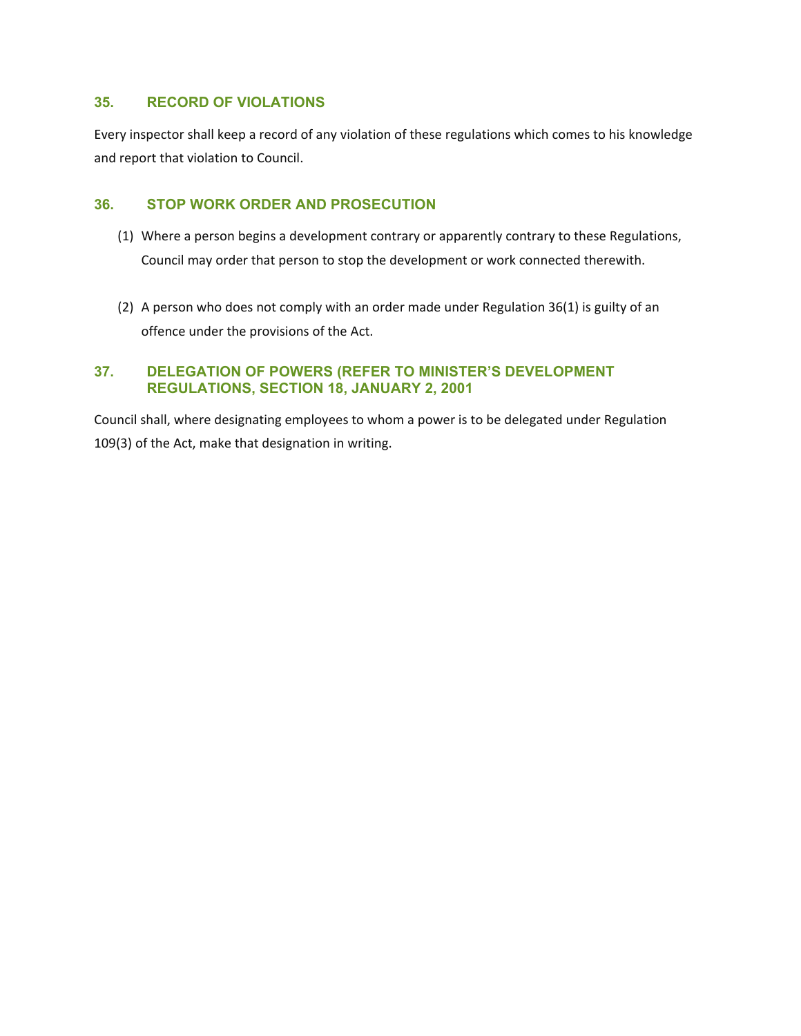## 35. RECORD OF VIOLATIONS

Every inspector shall keep a record of any violation of these regulations which comes to his knowledge and report that violation to Council.

## 36. STOP WORK ORDER AND PROSECUTION

(1) Where a person begins a development contrary or apparently contrary to these Regulations, Council may order that person to stop the development or work connected therewith.

(2) A person who does not comply with an order made under Regulation 36(1) is guilty of an offence under the provisions of the Act.

## 37. DELEGATION OF POWERS (REFER TO MINISTER'S DEVELOPMENT REGULATIONS, SECTION 18, JANUARY 2, 2001

Council shall, where designating employees to whom a power is to be delegated under Regulation 109(3) of the Act, make that designation in writing.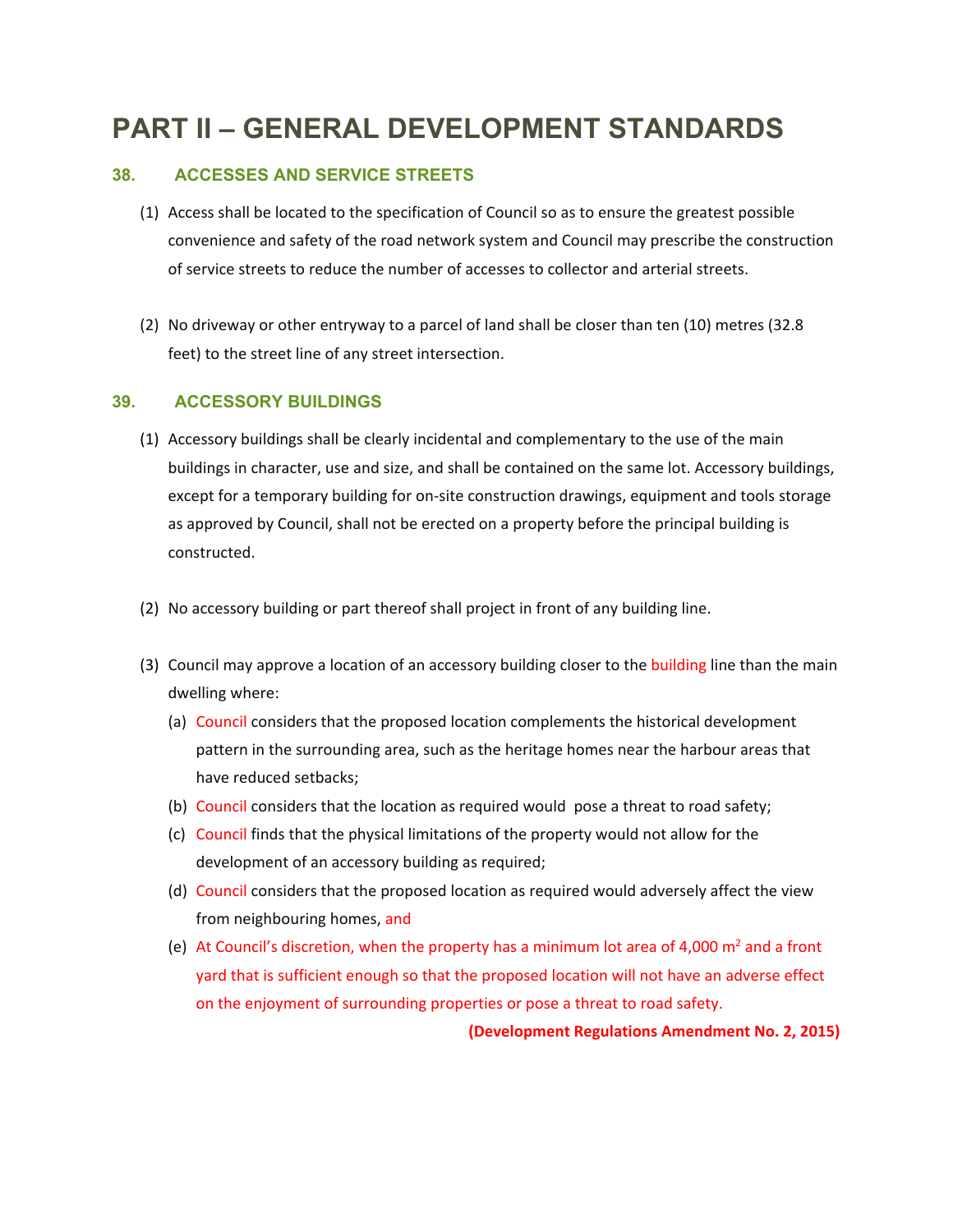# PART II – GENERAL DEVELOPMENT STANDARDS

## 38. ACCESSES AND SERVICE STREETS

(1) Access shall be located to the specification of Council so as to ensure the greatest possible convenience and safety of the road network system and Council may prescribe the construction of service streets to reduce the number of accesses to collector and arterial streets.

(2) No driveway or other entryway to a parcel of land shall be closer than ten (10) metres (32.8 feet) to the street line of any street intersection.

## 39. ACCESSORY BUILDINGS

(1) Accessory buildings shall be clearly incidental and complementary to the use of the main buildings in character, use and size, and shall be contained on the same lot. Accessory buildings, except for a temporary building for on-site construction drawings, equipment and tools storage as approved by Council, shall not be erected on a property before the principal building is constructed.

(2) No accessory building or part thereof shall project in front of any building line.

(3) Council may approve a location of an accessory building closer to the building line than the main dwelling where:

(a) Council considers that the proposed location complements the historical development pattern in the surrounding area, such as the heritage homes near the harbour areas that have reduced setbacks;

(b) Council considers that the location as required would pose a threat to road safety;

(c) Council finds that the physical limitations of the property would not allow for the development of an accessory building as required;

(d) Council considers that the proposed location as required would adversely affect the view from neighbouring homes, and

(e) At Council's discretion, when the property has a minimum lot area of 4,000 $m^2$ and a front yard that is sufficient enough so that the proposed location will not have an adverse effect on the enjoyment of surrounding properties or pose a threat to road safety.

**(Development Regulations Amendment No. 2, 2015)**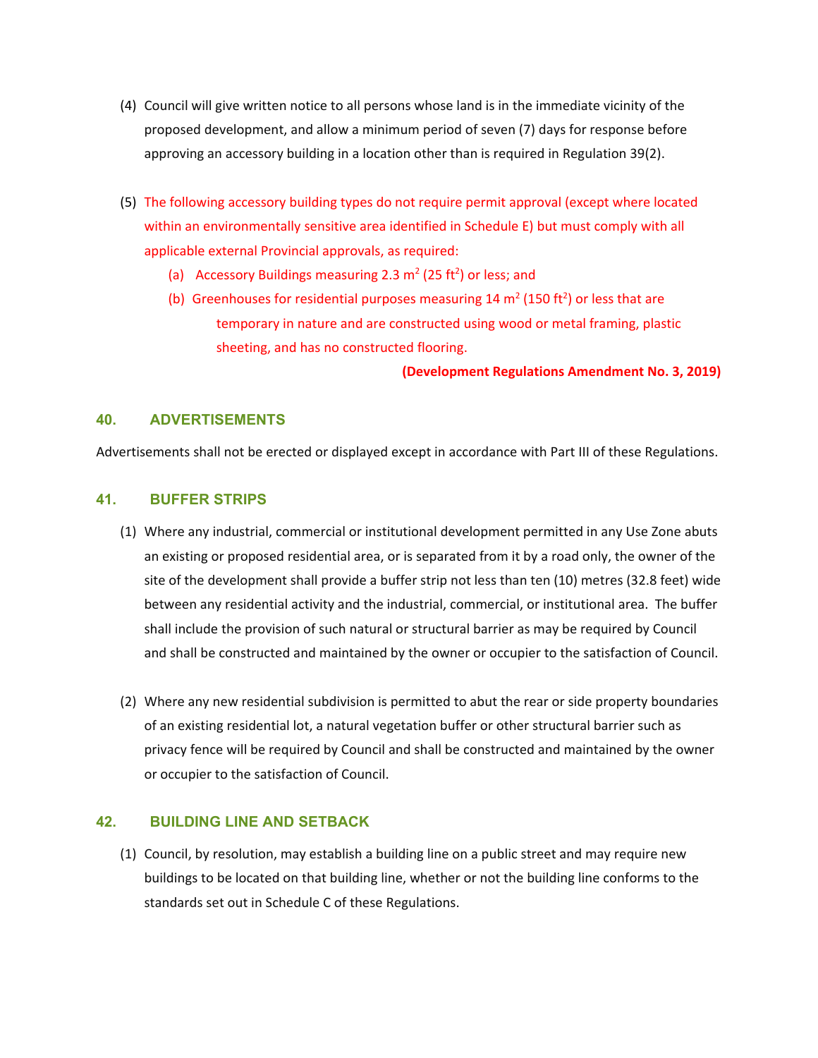(4) Council will give written notice to all persons whose land is in the immediate vicinity of the proposed development, and allow a minimum period of seven (7) days for response before approving an accessory building in a location other than is required in Regulation 39(2).

(5) The following accessory building types do not require permit approval (except where located within an environmentally sensitive area identified in Schedule E) but must comply with all applicable external Provincial approvals, as required:

   (a) Accessory Buildings measuring 2.3 $m^2$ (25 $ft^2$) or less; and

   (b) Greenhouses for residential purposes measuring 14 $m^2$ (150 $ft^2$) or less that are temporary in nature and are constructed using wood or metal framing, plastic sheeting, and has no constructed flooring.

**(Development Regulations Amendment No. 3, 2019)**

## 40. ADVERTISEMENTS

Advertisements shall not be erected or displayed except in accordance with Part III of these Regulations.

## 41. BUFFER STRIPS

(1) Where any industrial, commercial or institutional development permitted in any Use Zone abuts an existing or proposed residential area, or is separated from it by a road only, the owner of the site of the development shall provide a buffer strip not less than ten (10) metres (32.8 feet) wide between any residential activity and the industrial, commercial, or institutional area. The buffer shall include the provision of such natural or structural barrier as may be required by Council and shall be constructed and maintained by the owner or occupier to the satisfaction of Council.

(2) Where any new residential subdivision is permitted to abut the rear or side property boundaries of an existing residential lot, a natural vegetation buffer or other structural barrier such as privacy fence will be required by Council and shall be constructed and maintained by the owner or occupier to the satisfaction of Council.

## 42. BUILDING LINE AND SETBACK

(1) Council, by resolution, may establish a building line on a public street and may require new buildings to be located on that building line, whether or not the building line conforms to the standards set out in Schedule C of these Regulations.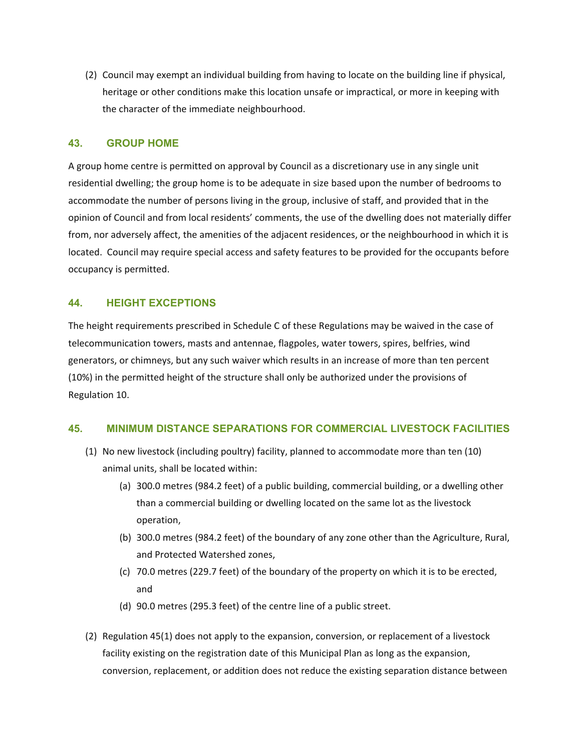(2) Council may exempt an individual building from having to locate on the building line if physical, heritage or other conditions make this location unsafe or impractical, or more in keeping with the character of the immediate neighbourhood.

## 43. GROUP HOME

A group home centre is permitted on approval by Council as a discretionary use in any single unit residential dwelling; the group home is to be adequate in size based upon the number of bedrooms to accommodate the number of persons living in the group, inclusive of staff, and provided that in the opinion of Council and from local residents' comments, the use of the dwelling does not materially differ from, nor adversely affect, the amenities of the adjacent residences, or the neighbourhood in which it is located. Council may require special access and safety features to be provided for the occupants before occupancy is permitted.

## 44. HEIGHT EXCEPTIONS

The height requirements prescribed in Schedule C of these Regulations may be waived in the case of telecommunication towers, masts and antennae, flagpoles, water towers, spires, belfries, wind generators, or chimneys, but any such waiver which results in an increase of more than ten percent (10%) in the permitted height of the structure shall only be authorized under the provisions of Regulation 10.

## 45. MINIMUM DISTANCE SEPARATIONS FOR COMMERCIAL LIVESTOCK FACILITIES

(1) No new livestock (including poultry) facility, planned to accommodate more than ten (10) animal units, shall be located within:

   (a) 300.0 metres (984.2 feet) of a public building, commercial building, or a dwelling other than a commercial building or dwelling located on the same lot as the livestock operation,

   (b) 300.0 metres (984.2 feet) of the boundary of any zone other than the Agriculture, Rural, and Protected Watershed zones,

   (c) 70.0 metres (229.7 feet) of the boundary of the property on which it is to be erected, and

   (d) 90.0 metres (295.3 feet) of the centre line of a public street.

(2) Regulation 45(1) does not apply to the expansion, conversion, or replacement of a livestock facility existing on the registration date of this Municipal Plan as long as the expansion, conversion, replacement, or addition does not reduce the existing separation distance between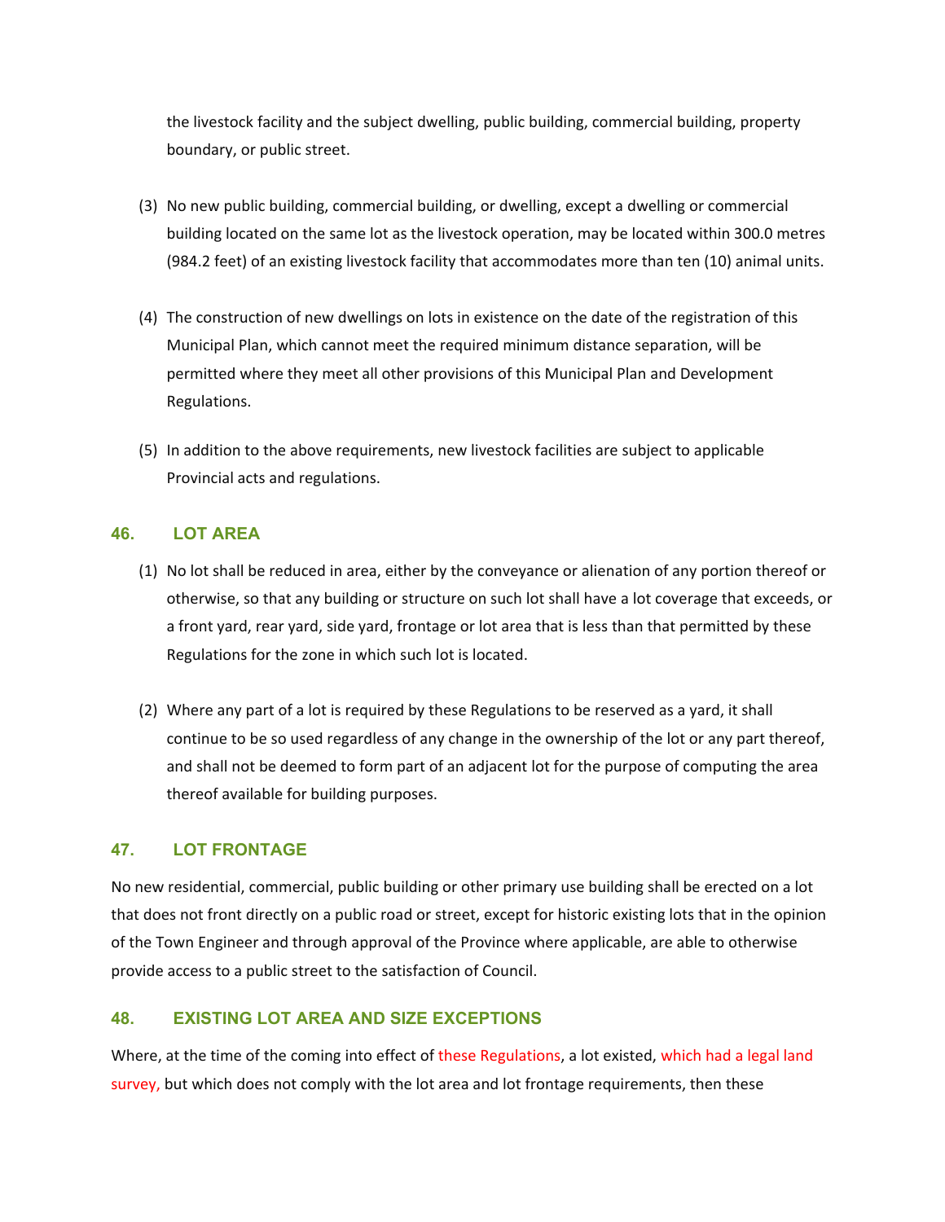the livestock facility and the subject dwelling, public building, commercial building, property boundary, or public street.

(3) No new public building, commercial building, or dwelling, except a dwelling or commercial building located on the same lot as the livestock operation, may be located within 300.0 metres (984.2 feet) of an existing livestock facility that accommodates more than ten (10) animal units.

(4) The construction of new dwellings on lots in existence on the date of the registration of this Municipal Plan, which cannot meet the required minimum distance separation, will be permitted where they meet all other provisions of this Municipal Plan and Development Regulations.

(5) In addition to the above requirements, new livestock facilities are subject to applicable Provincial acts and regulations.

## 46. LOT AREA

(1) No lot shall be reduced in area, either by the conveyance or alienation of any portion thereof or otherwise, so that any building or structure on such lot shall have a lot coverage that exceeds, or a front yard, rear yard, side yard, frontage or lot area that is less than that permitted by these Regulations for the zone in which such lot is located.

(2) Where any part of a lot is required by these Regulations to be reserved as a yard, it shall continue to be so used regardless of any change in the ownership of the lot or any part thereof, and shall not be deemed to form part of an adjacent lot for the purpose of computing the area thereof available for building purposes.

## 47. LOT FRONTAGE

No new residential, commercial, public building or other primary use building shall be erected on a lot that does not front directly on a public road or street, except for historic existing lots that in the opinion of the Town Engineer and through approval of the Province where applicable, are able to otherwise provide access to a public street to the satisfaction of Council.

## 48. EXISTING LOT AREA AND SIZE EXCEPTIONS

Where, at the time of the coming into effect of these Regulations, a lot existed, which had a legal land survey, but which does not comply with the lot area and lot frontage requirements, then these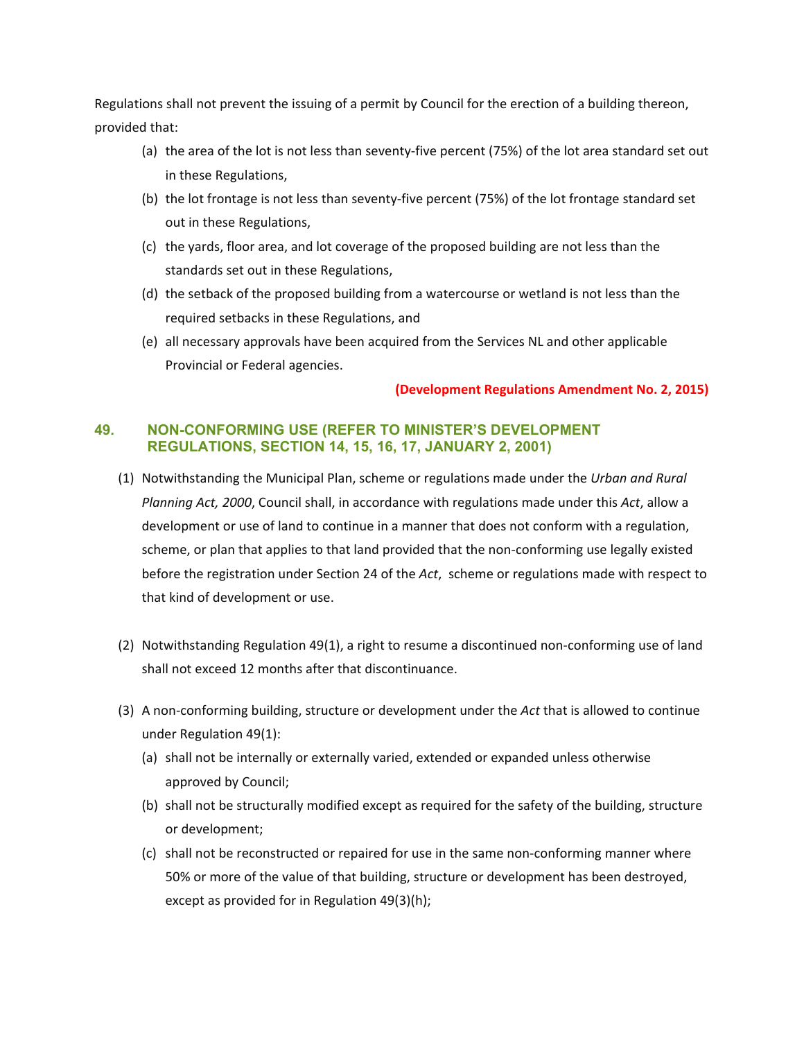Regulations shall not prevent the issuing of a permit by Council for the erection of a building thereon, provided that:

(a) the area of the lot is not less than seventy-five percent (75%) of the lot area standard set out in these Regulations,

(b) the lot frontage is not less than seventy-five percent (75%) of the lot frontage standard set out in these Regulations,

(c) the yards, floor area, and lot coverage of the proposed building are not less than the standards set out in these Regulations,

(d) the setback of the proposed building from a watercourse or wetland is not less than the required setbacks in these Regulations, and

(e) all necessary approvals have been acquired from the Services NL and other applicable Provincial or Federal agencies.

**(Development Regulations Amendment No. 2, 2015)**

## 49. NON-CONFORMING USE (REFER TO MINISTER'S DEVELOPMENT REGULATIONS, SECTION 14, 15, 16, 17, JANUARY 2, 2001)

(1) Notwithstanding the Municipal Plan, scheme or regulations made under the *Urban and Rural Planning Act, 2000*, Council shall, in accordance with regulations made under this *Act*, allow a development or use of land to continue in a manner that does not conform with a regulation, scheme, or plan that applies to that land provided that the non-conforming use legally existed before the registration under Section 24 of the *Act*, scheme or regulations made with respect to that kind of development or use.

(2) Notwithstanding Regulation 49(1), a right to resume a discontinued non-conforming use of land shall not exceed 12 months after that discontinuance.

(3) A non-conforming building, structure or development under the *Act* that is allowed to continue under Regulation 49(1):

(a) shall not be internally or externally varied, extended or expanded unless otherwise approved by Council;

(b) shall not be structurally modified except as required for the safety of the building, structure or development;

(c) shall not be reconstructed or repaired for use in the same non-conforming manner where 50% or more of the value of that building, structure or development has been destroyed, except as provided for in Regulation 49(3)(h);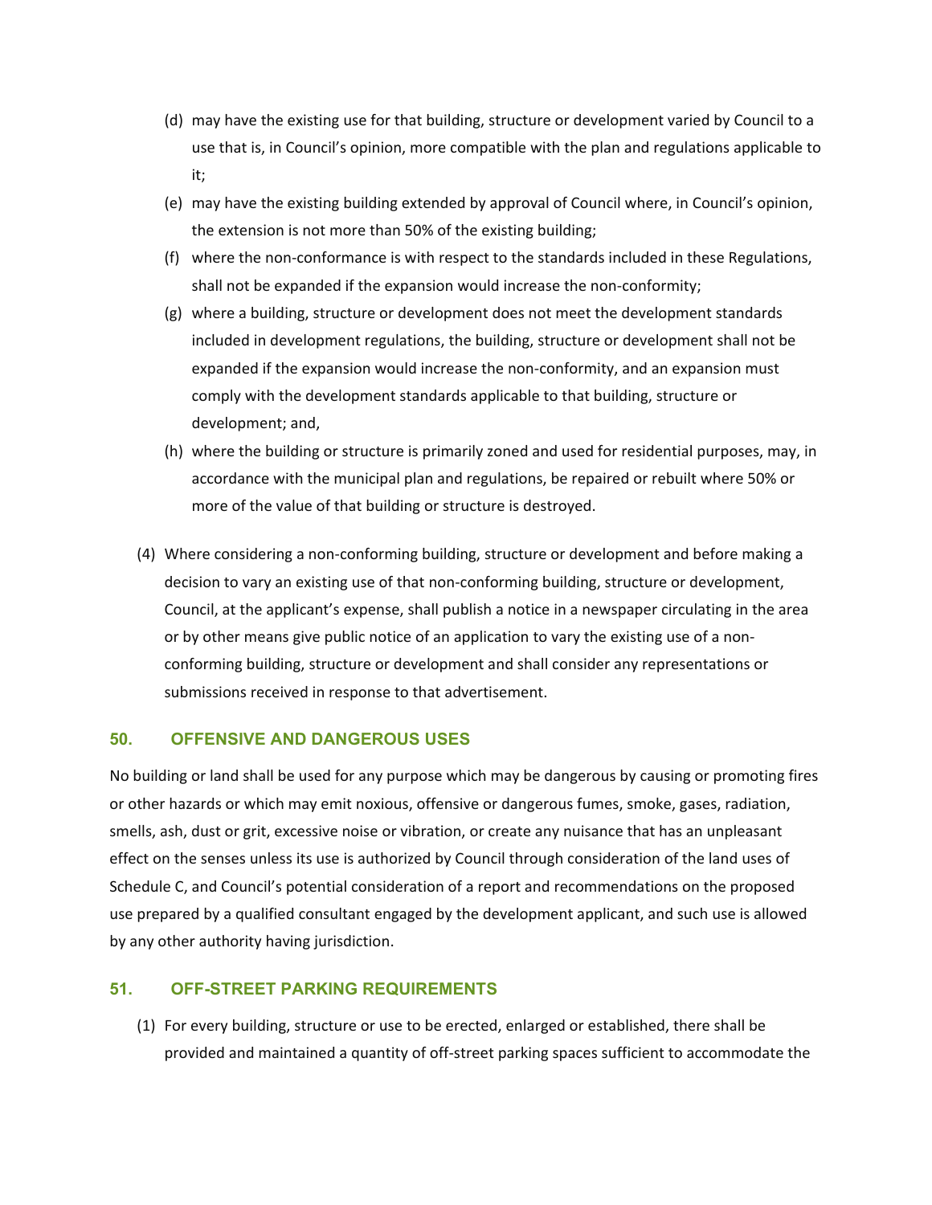(d) may have the existing use for that building, structure or development varied by Council to a use that is, in Council's opinion, more compatible with the plan and regulations applicable to it;

(e) may have the existing building extended by approval of Council where, in Council's opinion, the extension is not more than 50% of the existing building;

(f) where the non-conformance is with respect to the standards included in these Regulations, shall not be expanded if the expansion would increase the non-conformity;

(g) where a building, structure or development does not meet the development standards included in development regulations, the building, structure or development shall not be expanded if the expansion would increase the non-conformity, and an expansion must comply with the development standards applicable to that building, structure or development; and,

(h) where the building or structure is primarily zoned and used for residential purposes, may, in accordance with the municipal plan and regulations, be repaired or rebuilt where 50% or more of the value of that building or structure is destroyed.

(4) Where considering a non-conforming building, structure or development and before making a decision to vary an existing use of that non-conforming building, structure or development, Council, at the applicant's expense, shall publish a notice in a newspaper circulating in the area or by other means give public notice of an application to vary the existing use of a non-conforming building, structure or development and shall consider any representations or submissions received in response to that advertisement.

### 50. OFFENSIVE AND DANGEROUS USES

No building or land shall be used for any purpose which may be dangerous by causing or promoting fires or other hazards or which may emit noxious, offensive or dangerous fumes, smoke, gases, radiation, smells, ash, dust or grit, excessive noise or vibration, or create any nuisance that has an unpleasant effect on the senses unless its use is authorized by Council through consideration of the land uses of Schedule C, and Council's potential consideration of a report and recommendations on the proposed use prepared by a qualified consultant engaged by the development applicant, and such use is allowed by any other authority having jurisdiction.

### 51. OFF-STREET PARKING REQUIREMENTS

(1) For every building, structure or use to be erected, enlarged or established, there shall be provided and maintained a quantity of off-street parking spaces sufficient to accommodate the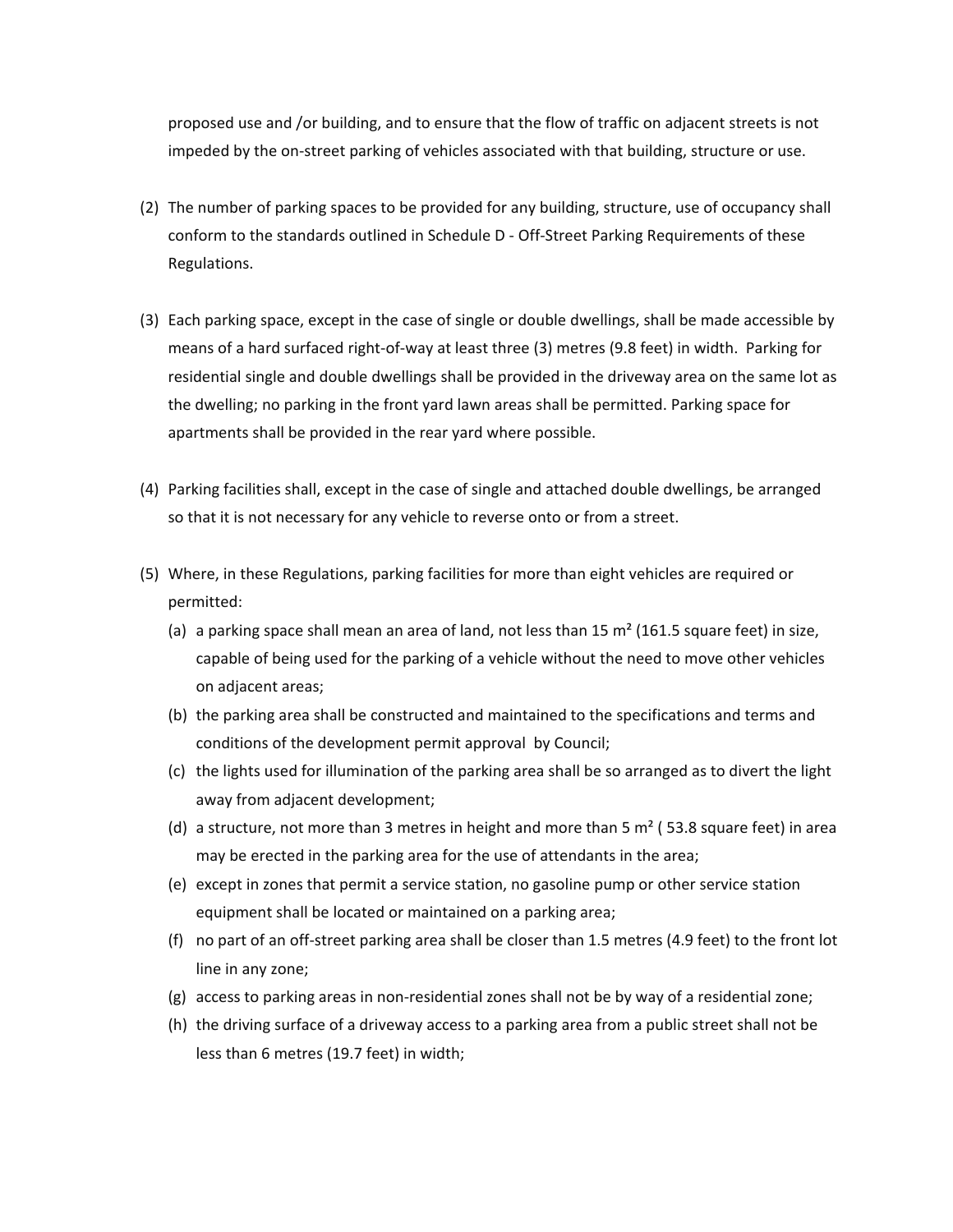proposed use and /or building, and to ensure that the flow of traffic on adjacent streets is not impeded by the on-street parking of vehicles associated with that building, structure or use.

(2) The number of parking spaces to be provided for any building, structure, use of occupancy shall conform to the standards outlined in Schedule D - Off-Street Parking Requirements of these Regulations.

(3) Each parking space, except in the case of single or double dwellings, shall be made accessible by means of a hard surfaced right-of-way at least three (3) metres (9.8 feet) in width. Parking for residential single and double dwellings shall be provided in the driveway area on the same lot as the dwelling; no parking in the front yard lawn areas shall be permitted. Parking space for apartments shall be provided in the rear yard where possible.

(4) Parking facilities shall, except in the case of single and attached double dwellings, be arranged so that it is not necessary for any vehicle to reverse onto or from a street.

(5) Where, in these Regulations, parking facilities for more than eight vehicles are required or permitted:

   (a) a parking space shall mean an area of land, not less than 15 m² (161.5 square feet) in size, capable of being used for the parking of a vehicle without the need to move other vehicles on adjacent areas;

   (b) the parking area shall be constructed and maintained to the specifications and terms and conditions of the development permit approval by Council;

   (c) the lights used for illumination of the parking area shall be so arranged as to divert the light away from adjacent development;

   (d) a structure, not more than 3 metres in height and more than 5 m² ( 53.8 square feet) in area may be erected in the parking area for the use of attendants in the area;

   (e) except in zones that permit a service station, no gasoline pump or other service station equipment shall be located or maintained on a parking area;

   (f) no part of an off-street parking area shall be closer than 1.5 metres (4.9 feet) to the front lot line in any zone;

   (g) access to parking areas in non-residential zones shall not be by way of a residential zone;

   (h) the driving surface of a driveway access to a parking area from a public street shall not be less than 6 metres (19.7 feet) in width;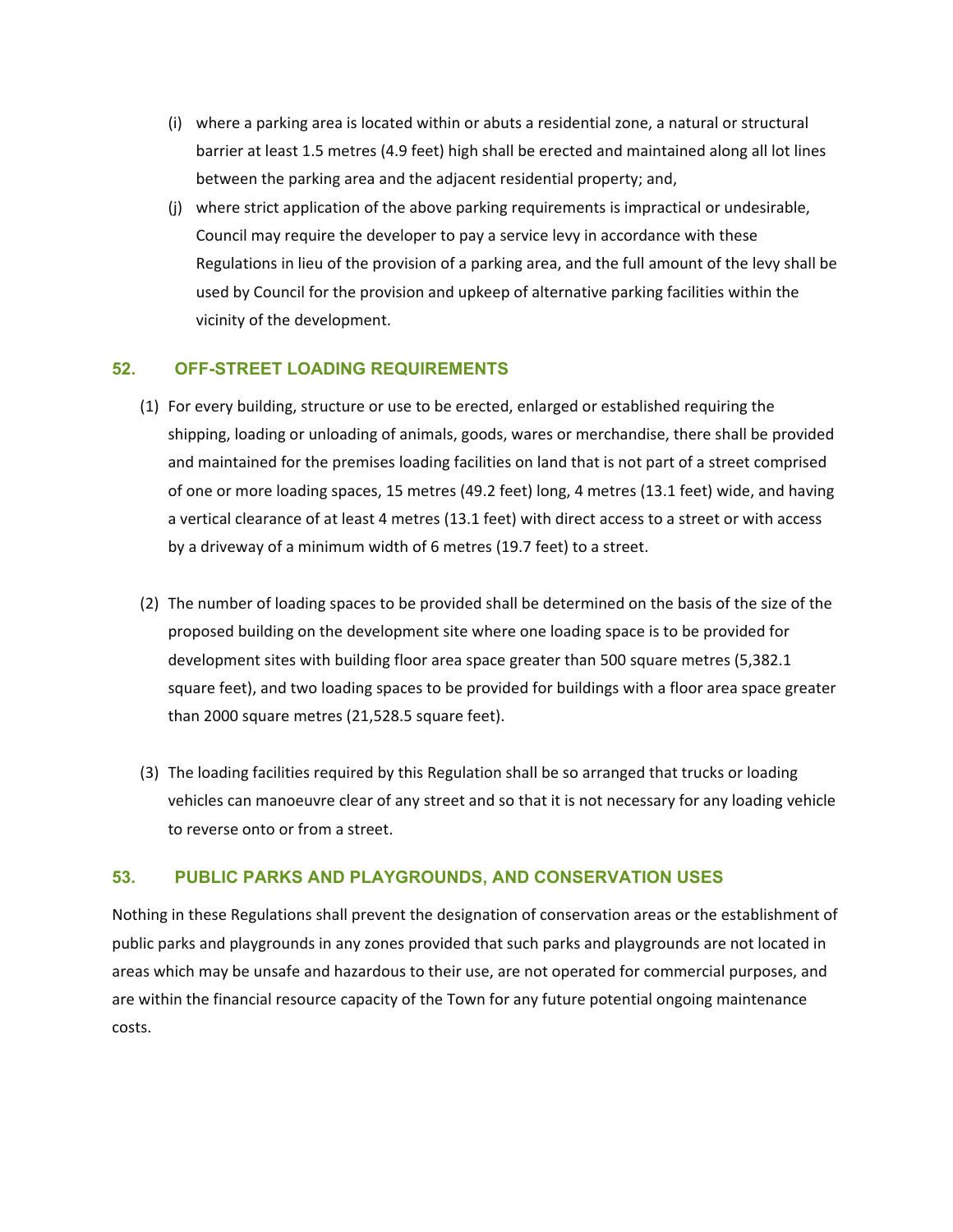(i) where a parking area is located within or abuts a residential zone, a natural or structural barrier at least 1.5 metres (4.9 feet) high shall be erected and maintained along all lot lines between the parking area and the adjacent residential property; and,

(j) where strict application of the above parking requirements is impractical or undesirable, Council may require the developer to pay a service levy in accordance with these Regulations in lieu of the provision of a parking area, and the full amount of the levy shall be used by Council for the provision and upkeep of alternative parking facilities within the vicinity of the development.

## 52. OFF-STREET LOADING REQUIREMENTS

(1) For every building, structure or use to be erected, enlarged or established requiring the shipping, loading or unloading of animals, goods, wares or merchandise, there shall be provided and maintained for the premises loading facilities on land that is not part of a street comprised of one or more loading spaces, 15 metres (49.2 feet) long, 4 metres (13.1 feet) wide, and having a vertical clearance of at least 4 metres (13.1 feet) with direct access to a street or with access by a driveway of a minimum width of 6 metres (19.7 feet) to a street.

(2) The number of loading spaces to be provided shall be determined on the basis of the size of the proposed building on the development site where one loading space is to be provided for development sites with building floor area space greater than 500 square metres (5,382.1 square feet), and two loading spaces to be provided for buildings with a floor area space greater than 2000 square metres (21,528.5 square feet).

(3) The loading facilities required by this Regulation shall be so arranged that trucks or loading vehicles can manoeuvre clear of any street and so that it is not necessary for any loading vehicle to reverse onto or from a street.

## 53. PUBLIC PARKS AND PLAYGROUNDS, AND CONSERVATION USES

Nothing in these Regulations shall prevent the designation of conservation areas or the establishment of public parks and playgrounds in any zones provided that such parks and playgrounds are not located in areas which may be unsafe and hazardous to their use, are not operated for commercial purposes, and are within the financial resource capacity of the Town for any future potential ongoing maintenance costs.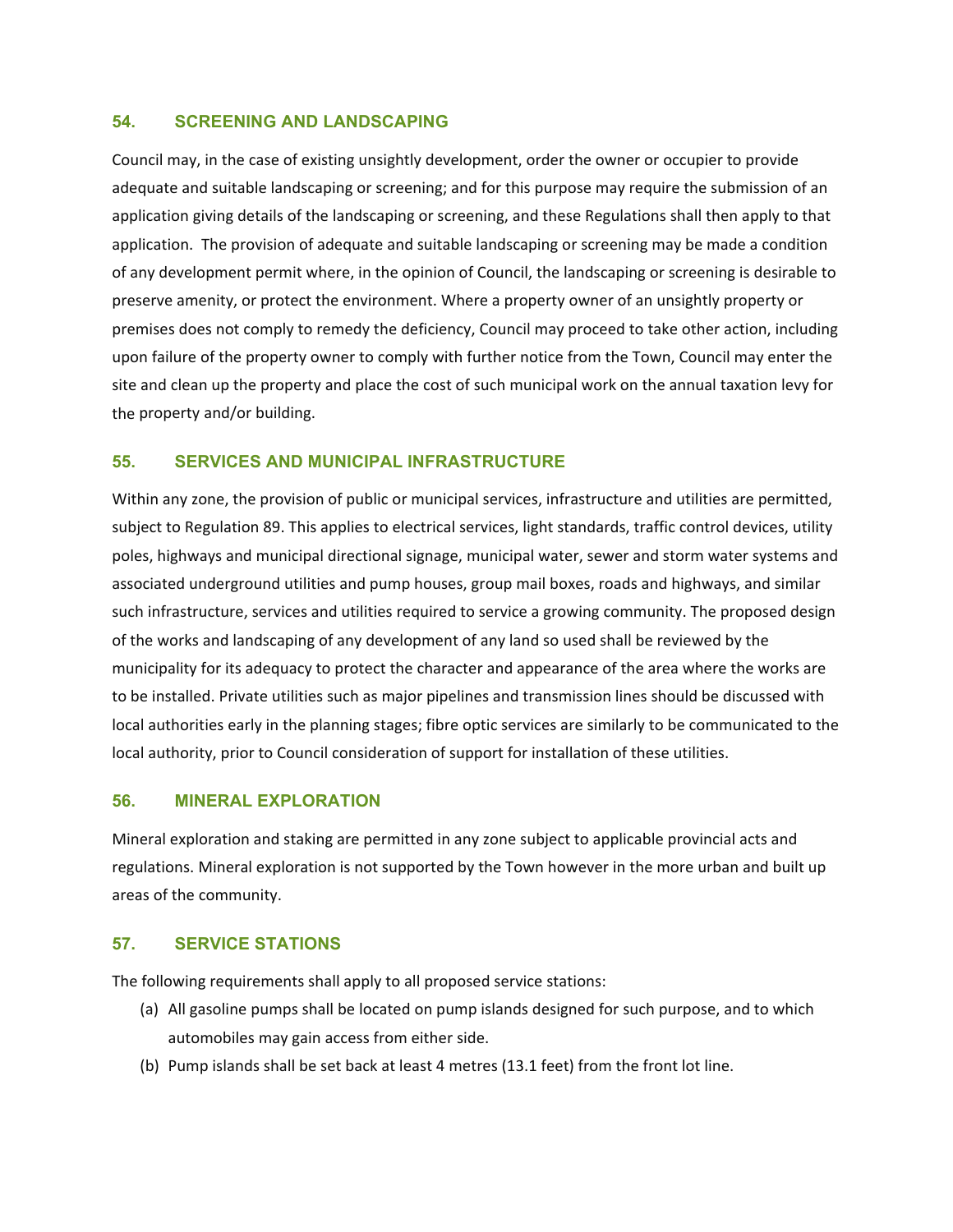## 54. SCREENING AND LANDSCAPING

Council may, in the case of existing unsightly development, order the owner or occupier to provide adequate and suitable landscaping or screening; and for this purpose may require the submission of an application giving details of the landscaping or screening, and these Regulations shall then apply to that application. The provision of adequate and suitable landscaping or screening may be made a condition of any development permit where, in the opinion of Council, the landscaping or screening is desirable to preserve amenity, or protect the environment. Where a property owner of an unsightly property or premises does not comply to remedy the deficiency, Council may proceed to take other action, including upon failure of the property owner to comply with further notice from the Town, Council may enter the site and clean up the property and place the cost of such municipal work on the annual taxation levy for the property and/or building.

## 55. SERVICES AND MUNICIPAL INFRASTRUCTURE

Within any zone, the provision of public or municipal services, infrastructure and utilities are permitted, subject to Regulation 89. This applies to electrical services, light standards, traffic control devices, utility poles, highways and municipal directional signage, municipal water, sewer and storm water systems and associated underground utilities and pump houses, group mail boxes, roads and highways, and similar such infrastructure, services and utilities required to service a growing community. The proposed design of the works and landscaping of any development of any land so used shall be reviewed by the municipality for its adequacy to protect the character and appearance of the area where the works are to be installed. Private utilities such as major pipelines and transmission lines should be discussed with local authorities early in the planning stages; fibre optic services are similarly to be communicated to the local authority, prior to Council consideration of support for installation of these utilities.

## 56. MINERAL EXPLORATION

Mineral exploration and staking are permitted in any zone subject to applicable provincial acts and regulations. Mineral exploration is not supported by the Town however in the more urban and built up areas of the community.

## 57. SERVICE STATIONS

The following requirements shall apply to all proposed service stations:

(a) All gasoline pumps shall be located on pump islands designed for such purpose, and to which automobiles may gain access from either side.

(b) Pump islands shall be set back at least 4 metres (13.1 feet) from the front lot line.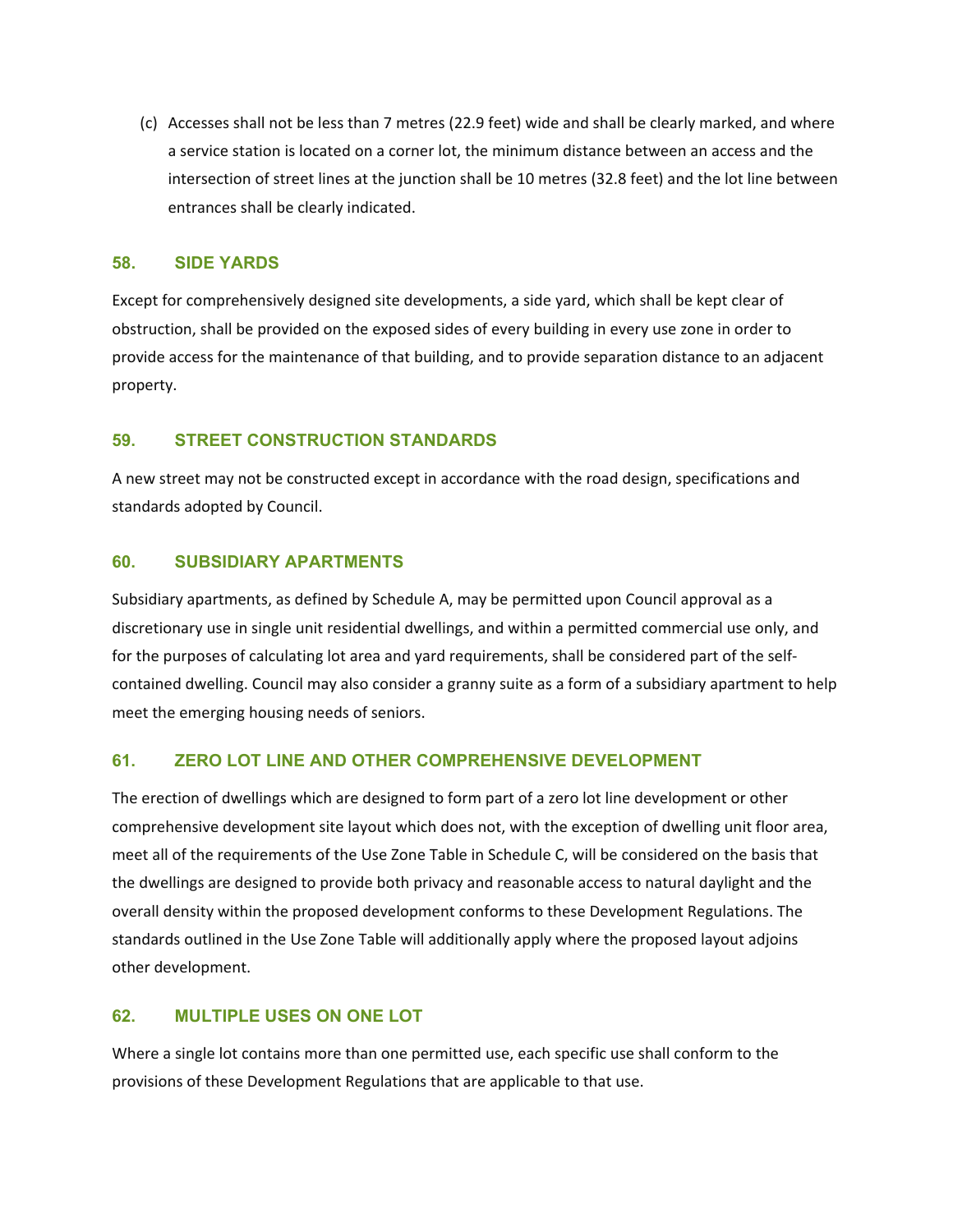(c) Accesses shall not be less than 7 metres (22.9 feet) wide and shall be clearly marked, and where a service station is located on a corner lot, the minimum distance between an access and the intersection of street lines at the junction shall be 10 metres (32.8 feet) and the lot line between entrances shall be clearly indicated.

## 58. SIDE YARDS

Except for comprehensively designed site developments, a side yard, which shall be kept clear of obstruction, shall be provided on the exposed sides of every building in every use zone in order to provide access for the maintenance of that building, and to provide separation distance to an adjacent property.

## 59. STREET CONSTRUCTION STANDARDS

A new street may not be constructed except in accordance with the road design, specifications and standards adopted by Council.

## 60. SUBSIDIARY APARTMENTS

Subsidiary apartments, as defined by Schedule A, may be permitted upon Council approval as a discretionary use in single unit residential dwellings, and within a permitted commercial use only, and for the purposes of calculating lot area and yard requirements, shall be considered part of the self-contained dwelling. Council may also consider a granny suite as a form of a subsidiary apartment to help meet the emerging housing needs of seniors.

## 61. ZERO LOT LINE AND OTHER COMPREHENSIVE DEVELOPMENT

The erection of dwellings which are designed to form part of a zero lot line development or other comprehensive development site layout which does not, with the exception of dwelling unit floor area, meet all of the requirements of the Use Zone Table in Schedule C, will be considered on the basis that the dwellings are designed to provide both privacy and reasonable access to natural daylight and the overall density within the proposed development conforms to these Development Regulations. The standards outlined in the Use Zone Table will additionally apply where the proposed layout adjoins other development.

## 62. MULTIPLE USES ON ONE LOT

Where a single lot contains more than one permitted use, each specific use shall conform to the provisions of these Development Regulations that are applicable to that use.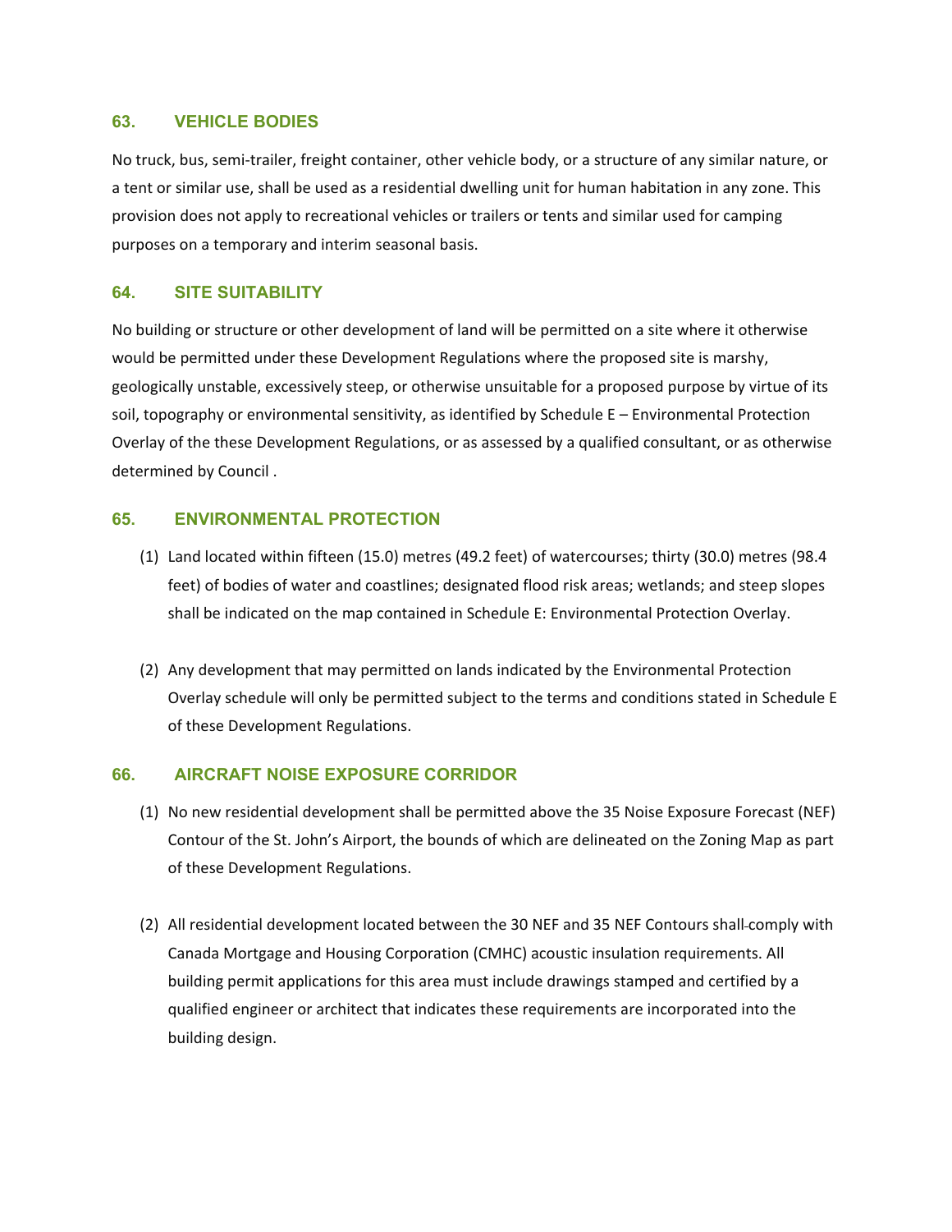## 63. VEHICLE BODIES

No truck, bus, semi-trailer, freight container, other vehicle body, or a structure of any similar nature, or a tent or similar use, shall be used as a residential dwelling unit for human habitation in any zone. This provision does not apply to recreational vehicles or trailers or tents and similar used for camping purposes on a temporary and interim seasonal basis.

## 64. SITE SUITABILITY

No building or structure or other development of land will be permitted on a site where it otherwise would be permitted under these Development Regulations where the proposed site is marshy, geologically unstable, excessively steep, or otherwise unsuitable for a proposed purpose by virtue of its soil, topography or environmental sensitivity, as identified by Schedule E – Environmental Protection Overlay of the these Development Regulations, or as assessed by a qualified consultant, or as otherwise determined by Council .

## 65. ENVIRONMENTAL PROTECTION

(1) Land located within fifteen (15.0) metres (49.2 feet) of watercourses; thirty (30.0) metres (98.4 feet) of bodies of water and coastlines; designated flood risk areas; wetlands; and steep slopes shall be indicated on the map contained in Schedule E: Environmental Protection Overlay.

(2) Any development that may permitted on lands indicated by the Environmental Protection Overlay schedule will only be permitted subject to the terms and conditions stated in Schedule E of these Development Regulations.

## 66. AIRCRAFT NOISE EXPOSURE CORRIDOR

(1) No new residential development shall be permitted above the 35 Noise Exposure Forecast (NEF) Contour of the St. John's Airport, the bounds of which are delineated on the Zoning Map as part of these Development Regulations.

(2) All residential development located between the 30 NEF and 35 NEF Contours shall comply with Canada Mortgage and Housing Corporation (CMHC) acoustic insulation requirements. All building permit applications for this area must include drawings stamped and certified by a qualified engineer or architect that indicates these requirements are incorporated into the building design.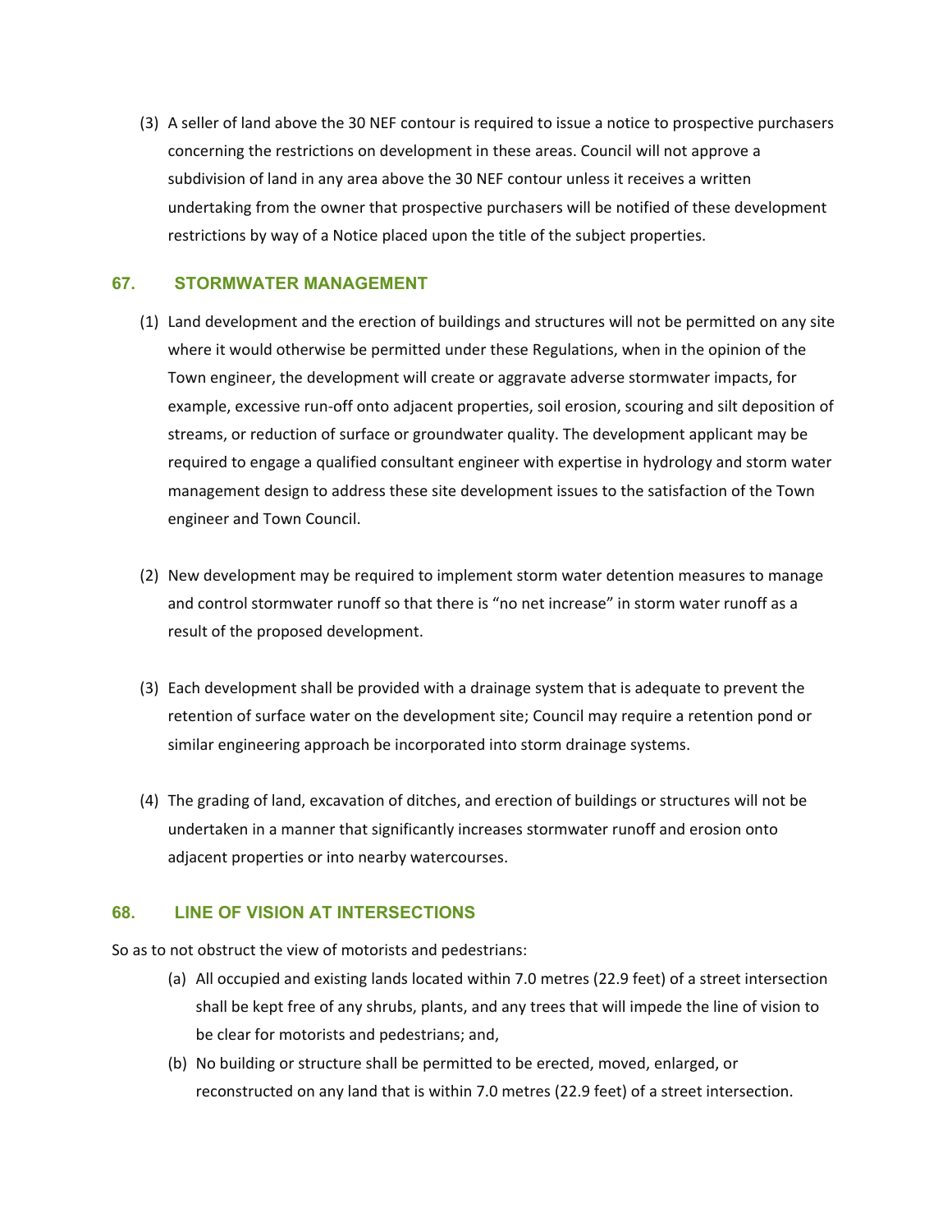(3) A seller of land above the 30 NEF contour is required to issue a notice to prospective purchasers concerning the restrictions on development in these areas. Council will not approve a subdivision of land in any area above the 30 NEF contour unless it receives a written undertaking from the owner that prospective purchasers will be notified of these development restrictions by way of a Notice placed upon the title of the subject properties.

### 67. STORMWATER MANAGEMENT

(1) Land development and the erection of buildings and structures will not be permitted on any site where it would otherwise be permitted under these Regulations, when in the opinion of the Town engineer, the development will create or aggravate adverse stormwater impacts, for example, excessive run-off onto adjacent properties, soil erosion, scouring and silt deposition of streams, or reduction of surface or groundwater quality. The development applicant may be required to engage a qualified consultant engineer with expertise in hydrology and storm water management design to address these site development issues to the satisfaction of the Town engineer and Town Council.

(2) New development may be required to implement storm water detention measures to manage and control stormwater runoff so that there is "no net increase" in storm water runoff as a result of the proposed development.

(3) Each development shall be provided with a drainage system that is adequate to prevent the retention of surface water on the development site; Council may require a retention pond or similar engineering approach be incorporated into storm drainage systems.

(4) The grading of land, excavation of ditches, and erection of buildings or structures will not be undertaken in a manner that significantly increases stormwater runoff and erosion onto adjacent properties or into nearby watercourses.

### 68. LINE OF VISION AT INTERSECTIONS

So as to not obstruct the view of motorists and pedestrians:

(a) All occupied and existing lands located within 7.0 metres (22.9 feet) of a street intersection shall be kept free of any shrubs, plants, and any trees that will impede the line of vision to be clear for motorists and pedestrians; and,

(b) No building or structure shall be permitted to be erected, moved, enlarged, or reconstructed on any land that is within 7.0 metres (22.9 feet) of a street intersection.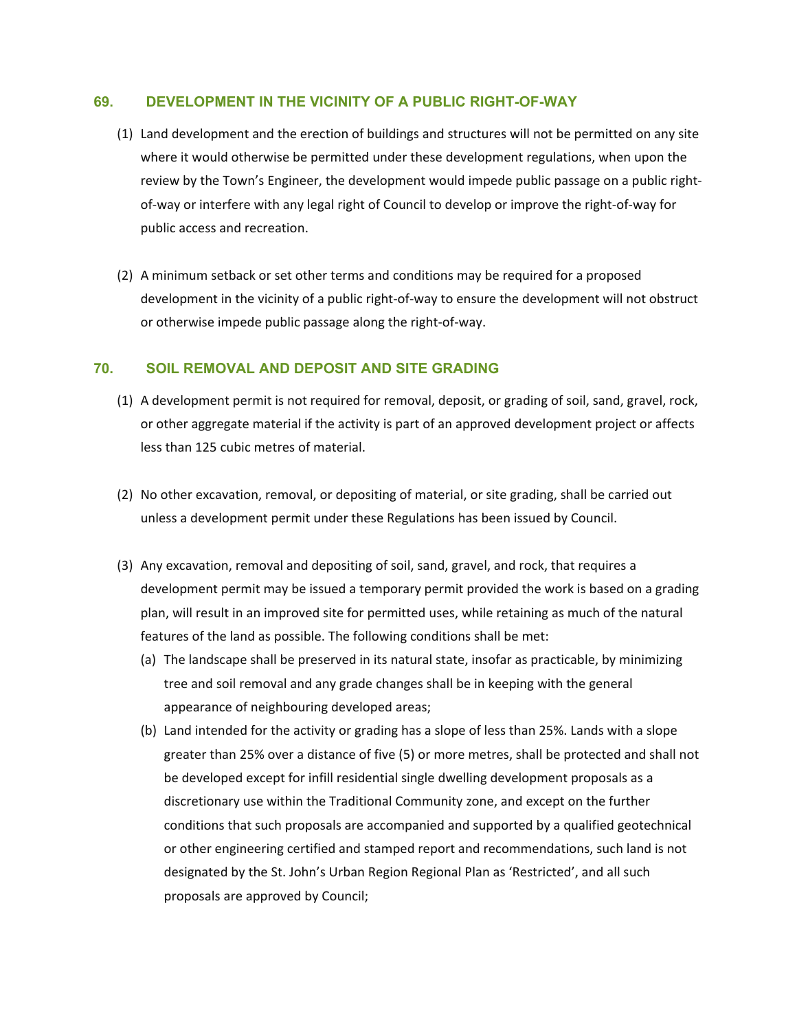## 69. DEVELOPMENT IN THE VICINITY OF A PUBLIC RIGHT-OF-WAY

(1) Land development and the erection of buildings and structures will not be permitted on any site where it would otherwise be permitted under these development regulations, when upon the review by the Town's Engineer, the development would impede public passage on a public right-of-way or interfere with any legal right of Council to develop or improve the right-of-way for public access and recreation.

(2) A minimum setback or set other terms and conditions may be required for a proposed development in the vicinity of a public right-of-way to ensure the development will not obstruct or otherwise impede public passage along the right-of-way.

## 70. SOIL REMOVAL AND DEPOSIT AND SITE GRADING

(1) A development permit is not required for removal, deposit, or grading of soil, sand, gravel, rock, or other aggregate material if the activity is part of an approved development project or affects less than 125 cubic metres of material.

(2) No other excavation, removal, or depositing of material, or site grading, shall be carried out unless a development permit under these Regulations has been issued by Council.

(3) Any excavation, removal and depositing of soil, sand, gravel, and rock, that requires a development permit may be issued a temporary permit provided the work is based on a grading plan, will result in an improved site for permitted uses, while retaining as much of the natural features of the land as possible. The following conditions shall be met:

   (a) The landscape shall be preserved in its natural state, insofar as practicable, by minimizing tree and soil removal and any grade changes shall be in keeping with the general appearance of neighbouring developed areas;

   (b) Land intended for the activity or grading has a slope of less than 25%. Lands with a slope greater than 25% over a distance of five (5) or more metres, shall be protected and shall not be developed except for infill residential single dwelling development proposals as a discretionary use within the Traditional Community zone, and except on the further conditions that such proposals are accompanied and supported by a qualified geotechnical or other engineering certified and stamped report and recommendations, such land is not designated by the St. John's Urban Region Regional Plan as 'Restricted', and all such proposals are approved by Council;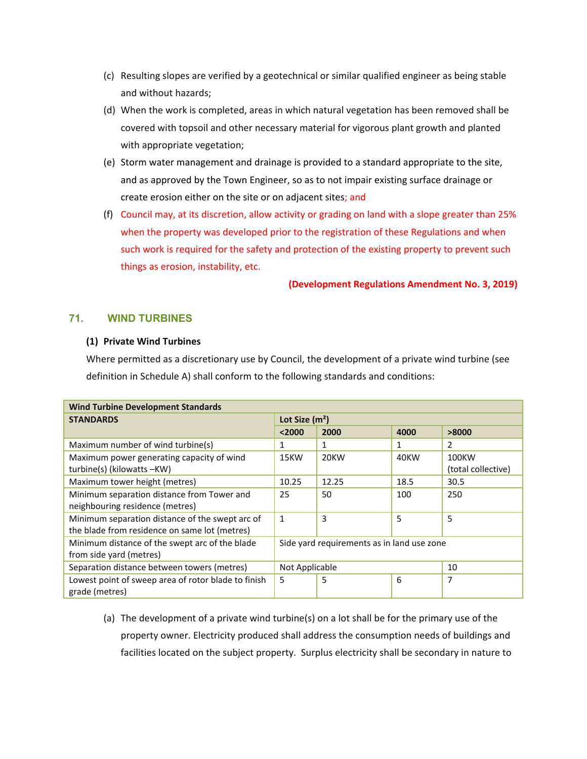(c) Resulting slopes are verified by a geotechnical or similar qualified engineer as being stable and without hazards;

(d) When the work is completed, areas in which natural vegetation has been removed shall be covered with topsoil and other necessary material for vigorous plant growth and planted with appropriate vegetation;

(e) Storm water management and drainage is provided to a standard appropriate to the site, and as approved by the Town Engineer, so as to not impair existing surface drainage or create erosion either on the site or on adjacent sites; and

(f) Council may, at its discretion, allow activity or grading on land with a slope greater than 25% when the property was developed prior to the registration of these Regulations and when such work is required for the safety and protection of the existing property to prevent such things as erosion, instability, etc.

**(Development Regulations Amendment No. 3, 2019)**

## 71. WIND TURBINES

### (1) Private Wind Turbines

Where permitted as a discretionary use by Council, the development of a private wind turbine (see definition in Schedule A) shall conform to the following standards and conditions:

| Wind Turbine Development Standards | | | | |
|---|---|---|---|---|
| **STANDARDS** | **Lot Size (m²)** | | | |
| | **<2000** | **2000** | **4000** | **>8000** |
| Maximum number of wind turbine(s) | 1 | 1 | 1 | 2 |
| Maximum power generating capacity of wind turbine(s) (kilowatts –KW) | 15KW | 20KW | 40KW | 100KW (total collective) |
| Maximum tower height (metres) | 10.25 | 12.25 | 18.5 | 30.5 |
| Minimum separation distance from Tower and neighbouring residence (metres) | 25 | 50 | 100 | 250 |
| Minimum separation distance of the swept arc of the blade from residence on same lot (metres) | 1 | 3 | 5 | 5 |
| Minimum distance of the swept arc of the blade from side yard (metres) | Side yard requirements as in land use zone | | | |
| Separation distance between towers (metres) | Not Applicable | | | 10 |
| Lowest point of sweep area of rotor blade to finish grade (metres) | 5 | 5 | 6 | 7 |

(a) The development of a private wind turbine(s) on a lot shall be for the primary use of the property owner. Electricity produced shall address the consumption needs of buildings and facilities located on the subject property. Surplus electricity shall be secondary in nature to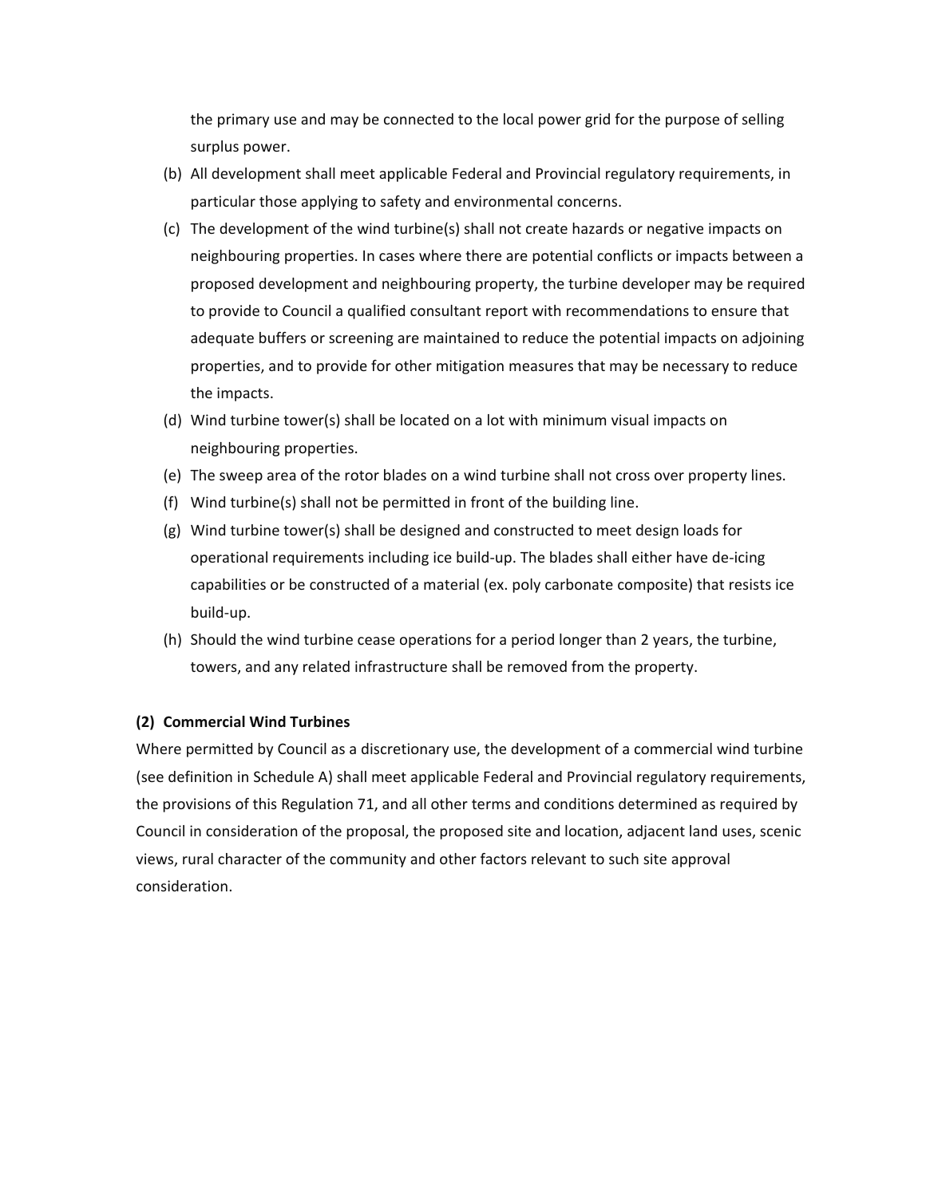the primary use and may be connected to the local power grid for the purpose of selling surplus power.

(b) All development shall meet applicable Federal and Provincial regulatory requirements, in particular those applying to safety and environmental concerns.

(c) The development of the wind turbine(s) shall not create hazards or negative impacts on neighbouring properties. In cases where there are potential conflicts or impacts between a proposed development and neighbouring property, the turbine developer may be required to provide to Council a qualified consultant report with recommendations to ensure that adequate buffers or screening are maintained to reduce the potential impacts on adjoining properties, and to provide for other mitigation measures that may be necessary to reduce the impacts.

(d) Wind turbine tower(s) shall be located on a lot with minimum visual impacts on neighbouring properties.

(e) The sweep area of the rotor blades on a wind turbine shall not cross over property lines.

(f) Wind turbine(s) shall not be permitted in front of the building line.

(g) Wind turbine tower(s) shall be designed and constructed to meet design loads for operational requirements including ice build-up. The blades shall either have de-icing capabilities or be constructed of a material (ex. poly carbonate composite) that resists ice build-up.

(h) Should the wind turbine cease operations for a period longer than 2 years, the turbine, towers, and any related infrastructure shall be removed from the property.

**(2) Commercial Wind Turbines**

Where permitted by Council as a discretionary use, the development of a commercial wind turbine (see definition in Schedule A) shall meet applicable Federal and Provincial regulatory requirements, the provisions of this Regulation 71, and all other terms and conditions determined as required by Council in consideration of the proposal, the proposed site and location, adjacent land uses, scenic views, rural character of the community and other factors relevant to such site approval consideration.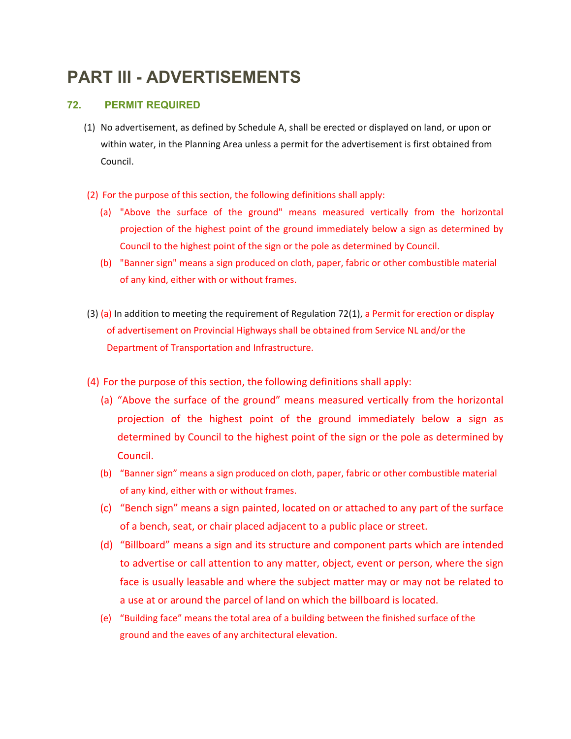# PART III - ADVERTISEMENTS

## 72. PERMIT REQUIRED

(1) No advertisement, as defined by Schedule A, shall be erected or displayed on land, or upon or within water, in the Planning Area unless a permit for the advertisement is first obtained from Council.

(2) For the purpose of this section, the following definitions shall apply:

(a) "Above the surface of the ground" means measured vertically from the horizontal projection of the highest point of the ground immediately below a sign as determined by Council to the highest point of the sign or the pole as determined by Council.

(b) "Banner sign" means a sign produced on cloth, paper, fabric or other combustible material of any kind, either with or without frames.

(3) (a) In addition to meeting the requirement of Regulation 72(1), a Permit for erection or display of advertisement on Provincial Highways shall be obtained from Service NL and/or the Department of Transportation and Infrastructure.

(4) For the purpose of this section, the following definitions shall apply:

(a) “Above the surface of the ground” means measured vertically from the horizontal projection of the highest point of the ground immediately below a sign as determined by Council to the highest point of the sign or the pole as determined by Council.

(b) “Banner sign” means a sign produced on cloth, paper, fabric or other combustible material of any kind, either with or without frames.

(c) “Bench sign” means a sign painted, located on or attached to any part of the surface of a bench, seat, or chair placed adjacent to a public place or street.

(d) “Billboard” means a sign and its structure and component parts which are intended to advertise or call attention to any matter, object, event or person, where the sign face is usually leasable and where the subject matter may or may not be related to a use at or around the parcel of land on which the billboard is located.

(e) “Building face” means the total area of a building between the finished surface of the ground and the eaves of any architectural elevation.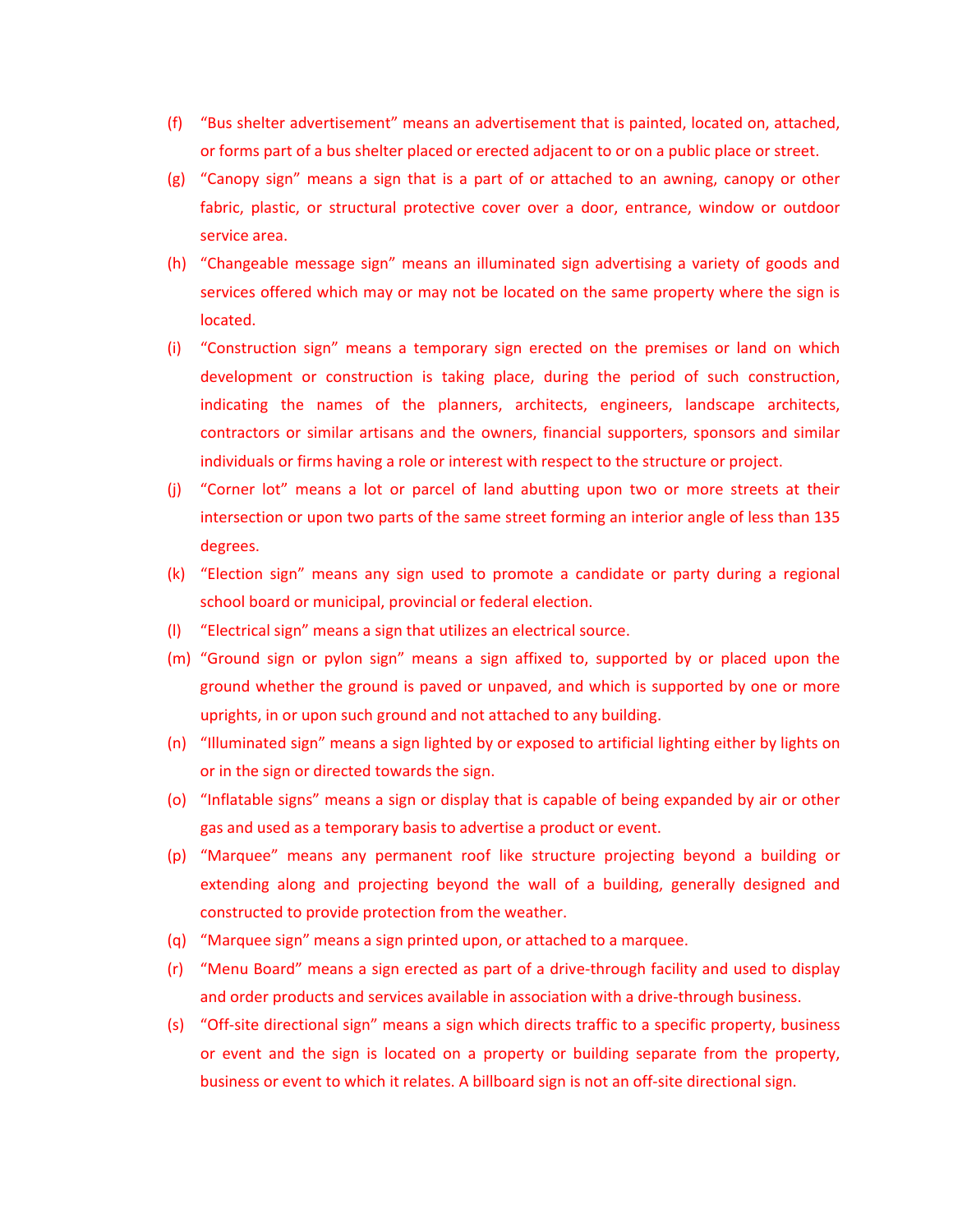(f) "Bus shelter advertisement" means an advertisement that is painted, located on, attached, or forms part of a bus shelter placed or erected adjacent to or on a public place or street.

(g) "Canopy sign" means a sign that is a part of or attached to an awning, canopy or other fabric, plastic, or structural protective cover over a door, entrance, window or outdoor service area.

(h) "Changeable message sign" means an illuminated sign advertising a variety of goods and services offered which may or may not be located on the same property where the sign is located.

(i) "Construction sign" means a temporary sign erected on the premises or land on which development or construction is taking place, during the period of such construction, indicating the names of the planners, architects, engineers, landscape architects, contractors or similar artisans and the owners, financial supporters, sponsors and similar individuals or firms having a role or interest with respect to the structure or project.

(j) "Corner lot" means a lot or parcel of land abutting upon two or more streets at their intersection or upon two parts of the same street forming an interior angle of less than 135 degrees.

(k) "Election sign" means any sign used to promote a candidate or party during a regional school board or municipal, provincial or federal election.

(l) "Electrical sign" means a sign that utilizes an electrical source.

(m) "Ground sign or pylon sign" means a sign affixed to, supported by or placed upon the ground whether the ground is paved or unpaved, and which is supported by one or more uprights, in or upon such ground and not attached to any building.

(n) "Illuminated sign" means a sign lighted by or exposed to artificial lighting either by lights on or in the sign or directed towards the sign.

(o) "Inflatable signs" means a sign or display that is capable of being expanded by air or other gas and used as a temporary basis to advertise a product or event.

(p) "Marquee" means any permanent roof like structure projecting beyond a building or extending along and projecting beyond the wall of a building, generally designed and constructed to provide protection from the weather.

(q) "Marquee sign" means a sign printed upon, or attached to a marquee.

(r) "Menu Board" means a sign erected as part of a drive-through facility and used to display and order products and services available in association with a drive-through business.

(s) "Off-site directional sign" means a sign which directs traffic to a specific property, business or event and the sign is located on a property or building separate from the property, business or event to which it relates. A billboard sign is not an off-site directional sign.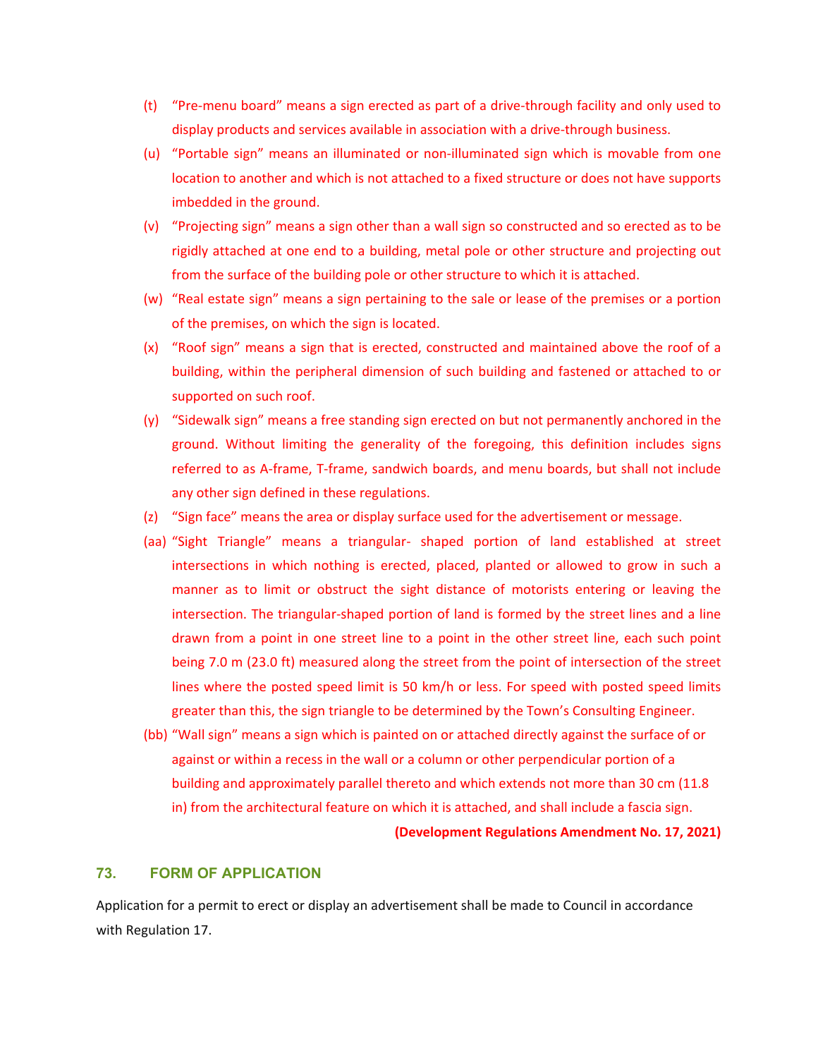(t) "Pre-menu board" means a sign erected as part of a drive-through facility and only used to display products and services available in association with a drive-through business.

(u) "Portable sign" means an illuminated or non-illuminated sign which is movable from one location to another and which is not attached to a fixed structure or does not have supports imbedded in the ground.

(v) "Projecting sign" means a sign other than a wall sign so constructed and so erected as to be rigidly attached at one end to a building, metal pole or other structure and projecting out from the surface of the building pole or other structure to which it is attached.

(w) "Real estate sign" means a sign pertaining to the sale or lease of the premises or a portion of the premises, on which the sign is located.

(x) "Roof sign" means a sign that is erected, constructed and maintained above the roof of a building, within the peripheral dimension of such building and fastened or attached to or supported on such roof.

(y) "Sidewalk sign" means a free standing sign erected on but not permanently anchored in the ground. Without limiting the generality of the foregoing, this definition includes signs referred to as A-frame, T-frame, sandwich boards, and menu boards, but shall not include any other sign defined in these regulations.

(z) "Sign face" means the area or display surface used for the advertisement or message.

(aa) "Sight Triangle" means a triangular- shaped portion of land established at street intersections in which nothing is erected, placed, planted or allowed to grow in such a manner as to limit or obstruct the sight distance of motorists entering or leaving the intersection. The triangular-shaped portion of land is formed by the street lines and a line drawn from a point in one street line to a point in the other street line, each such point being 7.0 m (23.0 ft) measured along the street from the point of intersection of the street lines where the posted speed limit is 50 km/h or less. For speed with posted speed limits greater than this, the sign triangle to be determined by the Town's Consulting Engineer.

(bb) "Wall sign" means a sign which is painted on or attached directly against the surface of or against or within a recess in the wall or a column or other perpendicular portion of a building and approximately parallel thereto and which extends not more than 30 cm (11.8 in) from the architectural feature on which it is attached, and shall include a fascia sign.

**(Development Regulations Amendment No. 17, 2021)**

## 73. FORM OF APPLICATION

Application for a permit to erect or display an advertisement shall be made to Council in accordance with Regulation 17.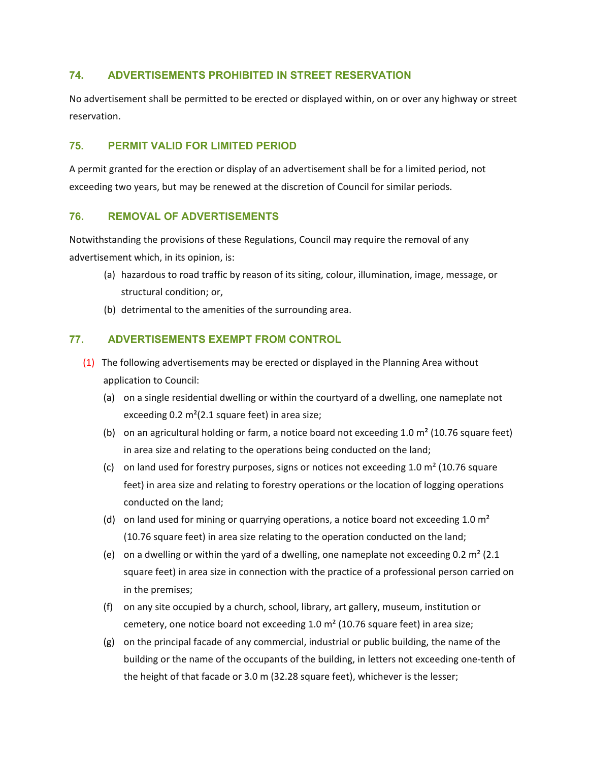### 74. ADVERTISEMENTS PROHIBITED IN STREET RESERVATION

No advertisement shall be permitted to be erected or displayed within, on or over any highway or street reservation.

### 75. PERMIT VALID FOR LIMITED PERIOD

A permit granted for the erection or display of an advertisement shall be for a limited period, not exceeding two years, but may be renewed at the discretion of Council for similar periods.

### 76. REMOVAL OF ADVERTISEMENTS

Notwithstanding the provisions of these Regulations, Council may require the removal of any advertisement which, in its opinion, is:

- (a) hazardous to road traffic by reason of its siting, colour, illumination, image, message, or structural condition; or,
- (b) detrimental to the amenities of the surrounding area.

### 77. ADVERTISEMENTS EXEMPT FROM CONTROL

(1) The following advertisements may be erected or displayed in the Planning Area without application to Council:

- (a) on a single residential dwelling or within the courtyard of a dwelling, one nameplate not exceeding 0.2 m²(2.1 square feet) in area size;
- (b) on an agricultural holding or farm, a notice board not exceeding 1.0 m² (10.76 square feet) in area size and relating to the operations being conducted on the land;
- (c) on land used for forestry purposes, signs or notices not exceeding 1.0 m² (10.76 square feet) in area size and relating to forestry operations or the location of logging operations conducted on the land;
- (d) on land used for mining or quarrying operations, a notice board not exceeding 1.0 m² (10.76 square feet) in area size relating to the operation conducted on the land;
- (e) on a dwelling or within the yard of a dwelling, one nameplate not exceeding 0.2 m² (2.1 square feet) in area size in connection with the practice of a professional person carried on in the premises;
- (f) on any site occupied by a church, school, library, art gallery, museum, institution or cemetery, one notice board not exceeding 1.0 m² (10.76 square feet) in area size;
- (g) on the principal facade of any commercial, industrial or public building, the name of the building or the name of the occupants of the building, in letters not exceeding one-tenth of the height of that facade or 3.0 m (32.28 square feet), whichever is the lesser;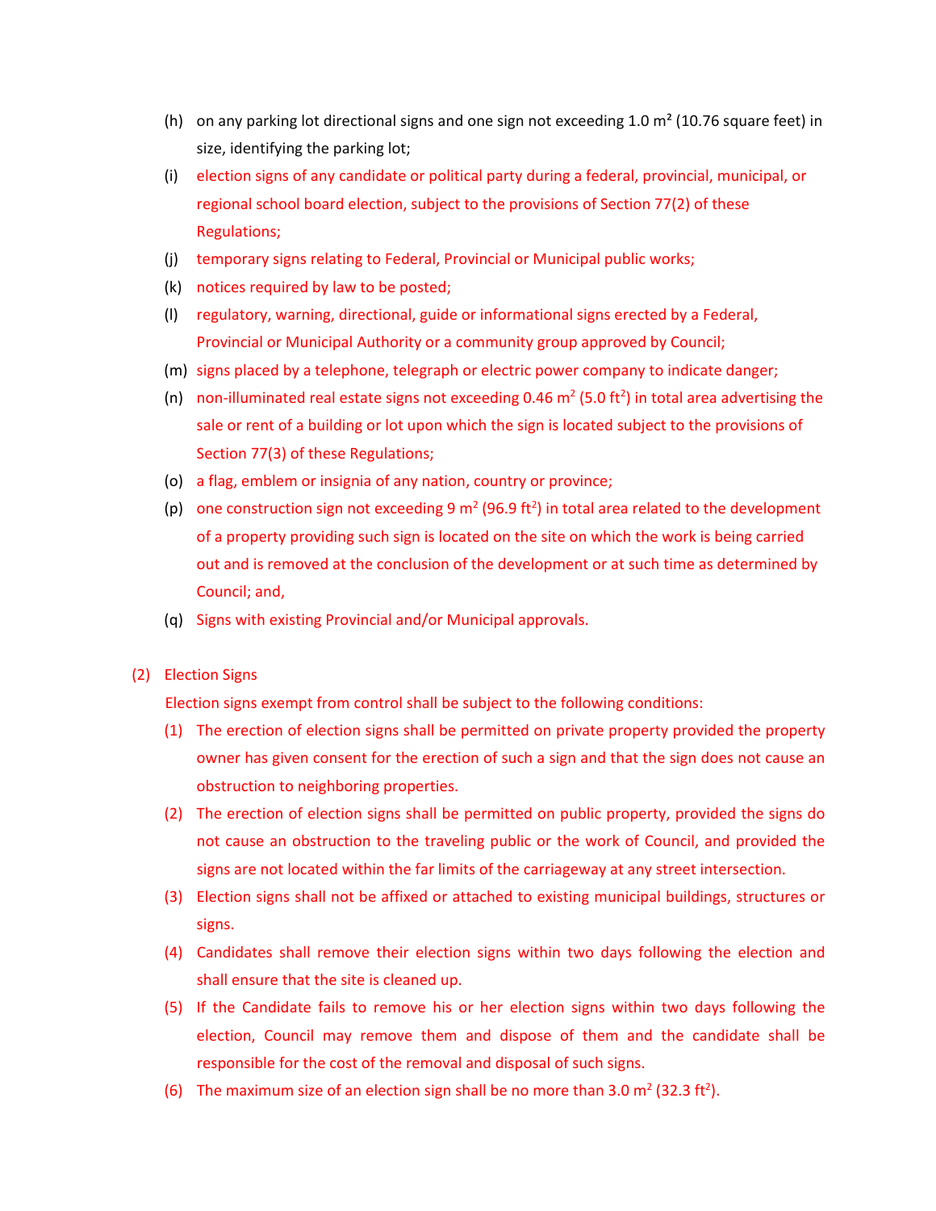(h) on any parking lot directional signs and one sign not exceeding 1.0 m² (10.76 square feet) in size, identifying the parking lot;

(i) election signs of any candidate or political party during a federal, provincial, municipal, or regional school board election, subject to the provisions of Section 77(2) of these Regulations;

(j) temporary signs relating to Federal, Provincial or Municipal public works;

(k) notices required by law to be posted;

(l) regulatory, warning, directional, guide or informational signs erected by a Federal, Provincial or Municipal Authority or a community group approved by Council;

(m) signs placed by a telephone, telegraph or electric power company to indicate danger;

(n) non-illuminated real estate signs not exceeding 0.46 $m^2$ (5.0 $ft^2$) in total area advertising the sale or rent of a building or lot upon which the sign is located subject to the provisions of Section 77(3) of these Regulations;

(o) a flag, emblem or insignia of any nation, country or province;

(p) one construction sign not exceeding 9 $m^2$ (96.9 $ft^2$) in total area related to the development of a property providing such sign is located on the site on which the work is being carried out and is removed at the conclusion of the development or at such time as determined by Council; and,

(q) Signs with existing Provincial and/or Municipal approvals.

(2) Election Signs

Election signs exempt from control shall be subject to the following conditions:

(1) The erection of election signs shall be permitted on private property provided the property owner has given consent for the erection of such a sign and that the sign does not cause an obstruction to neighboring properties.

(2) The erection of election signs shall be permitted on public property, provided the signs do not cause an obstruction to the traveling public or the work of Council, and provided the signs are not located within the far limits of the carriageway at any street intersection.

(3) Election signs shall not be affixed or attached to existing municipal buildings, structures or signs.

(4) Candidates shall remove their election signs within two days following the election and shall ensure that the site is cleaned up.

(5) If the Candidate fails to remove his or her election signs within two days following the election, Council may remove them and dispose of them and the candidate shall be responsible for the cost of the removal and disposal of such signs.

(6) The maximum size of an election sign shall be no more than 3.0 $m^2$ (32.3 $ft^2$).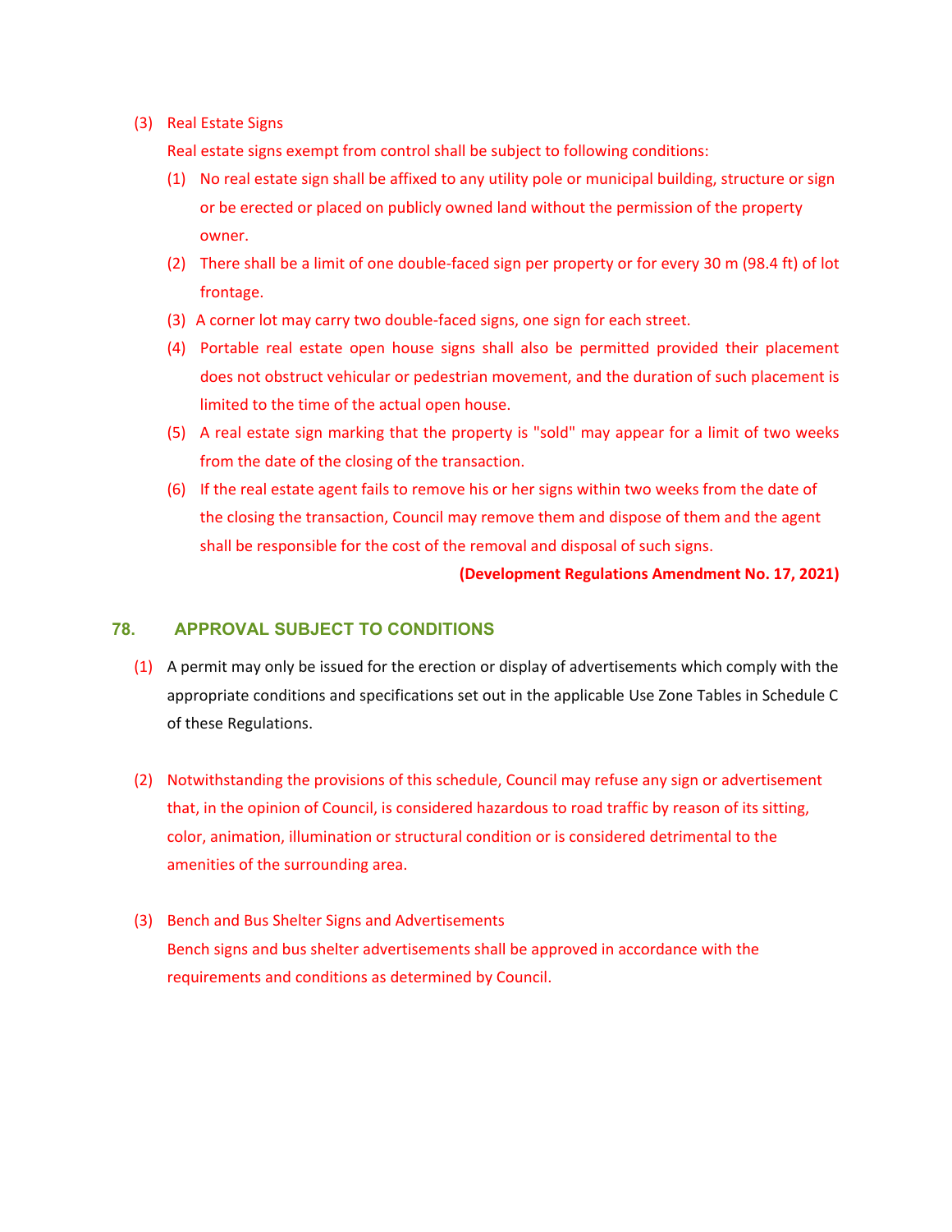(3) Real Estate Signs

Real estate signs exempt from control shall be subject to following conditions:

(1) No real estate sign shall be affixed to any utility pole or municipal building, structure or sign or be erected or placed on publicly owned land without the permission of the property owner.

(2) There shall be a limit of one double-faced sign per property or for every 30 m (98.4 ft) of lot frontage.

(3) A corner lot may carry two double-faced signs, one sign for each street.

(4) Portable real estate open house signs shall also be permitted provided their placement does not obstruct vehicular or pedestrian movement, and the duration of such placement is limited to the time of the actual open house.

(5) A real estate sign marking that the property is "sold" may appear for a limit of two weeks from the date of the closing of the transaction.

(6) If the real estate agent fails to remove his or her signs within two weeks from the date of the closing the transaction, Council may remove them and dispose of them and the agent shall be responsible for the cost of the removal and disposal of such signs.

**(Development Regulations Amendment No. 17, 2021)**

## 78. APPROVAL SUBJECT TO CONDITIONS

(1) A permit may only be issued for the erection or display of advertisements which comply with the appropriate conditions and specifications set out in the applicable Use Zone Tables in Schedule C of these Regulations.

(2) Notwithstanding the provisions of this schedule, Council may refuse any sign or advertisement that, in the opinion of Council, is considered hazardous to road traffic by reason of its sitting, color, animation, illumination or structural condition or is considered detrimental to the amenities of the surrounding area.

(3) Bench and Bus Shelter Signs and Advertisements

Bench signs and bus shelter advertisements shall be approved in accordance with the requirements and conditions as determined by Council.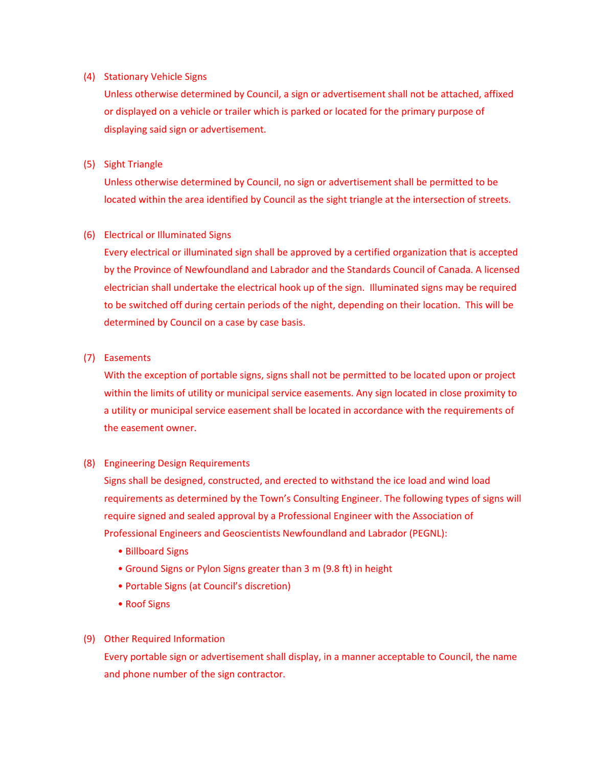(4) Stationary Vehicle Signs

Unless otherwise determined by Council, a sign or advertisement shall not be attached, affixed or displayed on a vehicle or trailer which is parked or located for the primary purpose of displaying said sign or advertisement.

(5) Sight Triangle

Unless otherwise determined by Council, no sign or advertisement shall be permitted to be located within the area identified by Council as the sight triangle at the intersection of streets.

(6) Electrical or Illuminated Signs

Every electrical or illuminated sign shall be approved by a certified organization that is accepted by the Province of Newfoundland and Labrador and the Standards Council of Canada. A licensed electrician shall undertake the electrical hook up of the sign. Illuminated signs may be required to be switched off during certain periods of the night, depending on their location. This will be determined by Council on a case by case basis.

(7) Easements

With the exception of portable signs, signs shall not be permitted to be located upon or project within the limits of utility or municipal service easements. Any sign located in close proximity to a utility or municipal service easement shall be located in accordance with the requirements of the easement owner.

(8) Engineering Design Requirements

Signs shall be designed, constructed, and erected to withstand the ice load and wind load requirements as determined by the Town's Consulting Engineer. The following types of signs will require signed and sealed approval by a Professional Engineer with the Association of Professional Engineers and Geoscientists Newfoundland and Labrador (PEGNL):

- Billboard Signs
- Ground Signs or Pylon Signs greater than 3 m (9.8 ft) in height
- Portable Signs (at Council's discretion)
- Roof Signs

(9) Other Required Information

Every portable sign or advertisement shall display, in a manner acceptable to Council, the name and phone number of the sign contractor.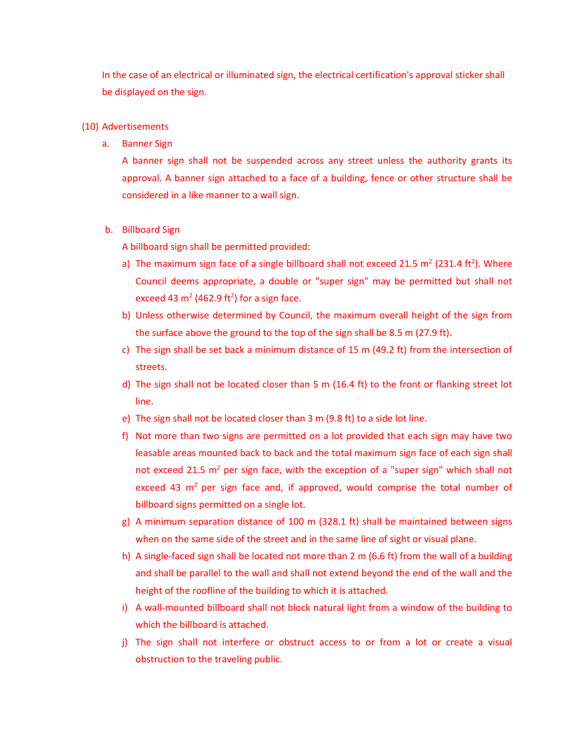In the case of an electrical or illuminated sign, the electrical certification's approval sticker shall be displayed on the sign.

(10) Advertisements

a. Banner Sign

A banner sign shall not be suspended across any street unless the authority grants its approval. A banner sign attached to a face of a building, fence or other structure shall be considered in a like manner to a wall sign.

b. Billboard Sign

A billboard sign shall be permitted provided:

a) The maximum sign face of a single billboard shall not exceed 21.5 $m^2$ (231.4 $ft^2$). Where Council deems appropriate, a double or "super sign" may be permitted but shall not exceed 43 $m^2$ (462.9 $ft^2$) for a sign face.

b) Unless otherwise determined by Council, the maximum overall height of the sign from the surface above the ground to the top of the sign shall be 8.5 m (27.9 ft).

c) The sign shall be set back a minimum distance of 15 m (49.2 ft) from the intersection of streets.

d) The sign shall not be located closer than 5 m (16.4 ft) to the front or flanking street lot line.

e) The sign shall not be located closer than 3 m (9.8 ft) to a side lot line.

f) Not more than two signs are permitted on a lot provided that each sign may have two leasable areas mounted back to back and the total maximum sign face of each sign shall not exceed 21.5 $m^2$ per sign face, with the exception of a "super sign" which shall not exceed 43 $m^2$ per sign face and, if approved, would comprise the total number of billboard signs permitted on a single lot.

g) A minimum separation distance of 100 m (328.1 ft) shall be maintained between signs when on the same side of the street and in the same line of sight or visual plane.

h) A single-faced sign shall be located not more than 2 m (6.6 ft) from the wall of a building and shall be parallel to the wall and shall not extend beyond the end of the wall and the height of the roofline of the building to which it is attached.

i) A wall-mounted billboard shall not block natural light from a window of the building to which the billboard is attached.

j) The sign shall not interfere or obstruct access to or from a lot or create a visual obstruction to the traveling public.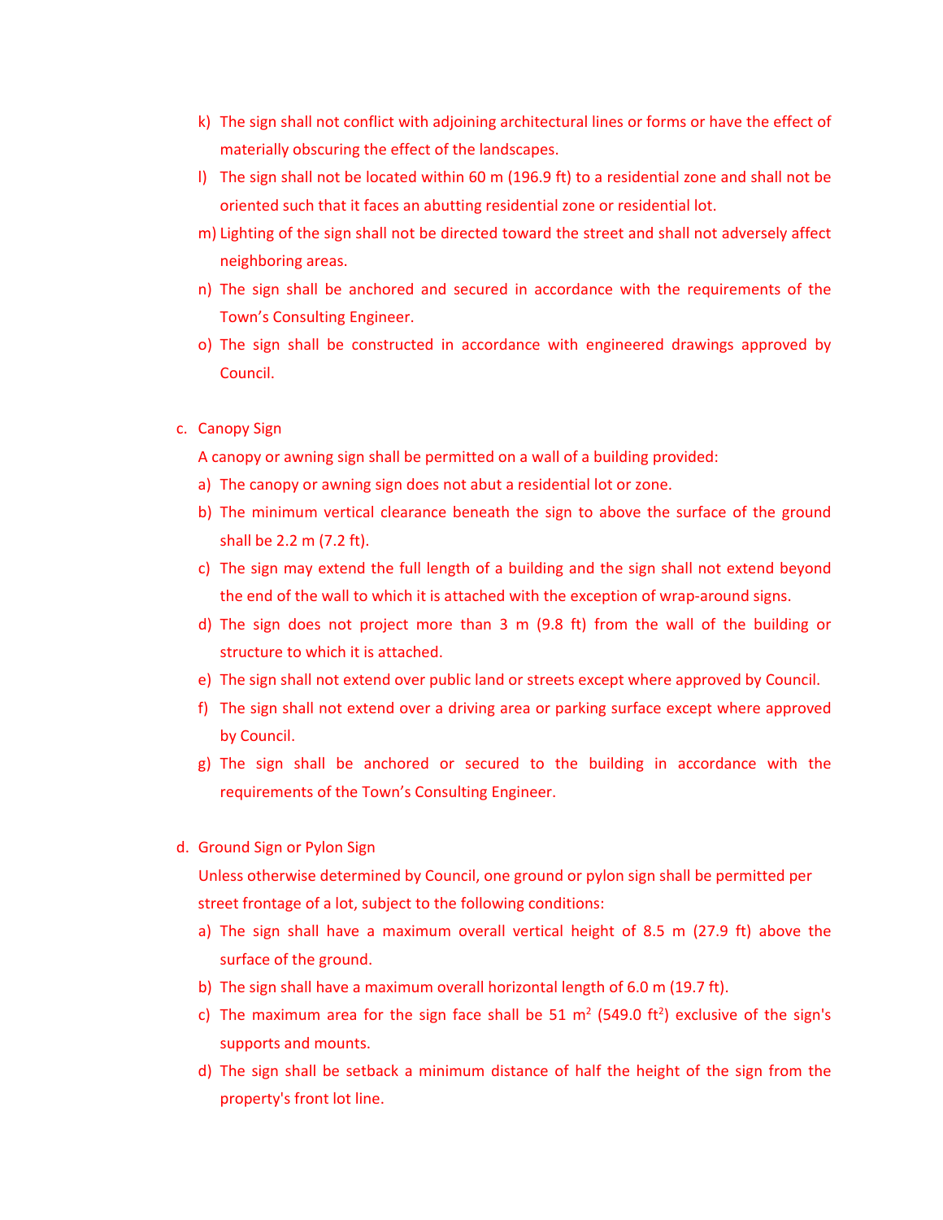k) The sign shall not conflict with adjoining architectural lines or forms or have the effect of materially obscuring the effect of the landscapes.

l) The sign shall not be located within 60 m (196.9 ft) to a residential zone and shall not be oriented such that it faces an abutting residential zone or residential lot.

m) Lighting of the sign shall not be directed toward the street and shall not adversely affect neighboring areas.

n) The sign shall be anchored and secured in accordance with the requirements of the Town's Consulting Engineer.

o) The sign shall be constructed in accordance with engineered drawings approved by Council.

c. Canopy Sign

A canopy or awning sign shall be permitted on a wall of a building provided:

a) The canopy or awning sign does not abut a residential lot or zone.

b) The minimum vertical clearance beneath the sign to above the surface of the ground shall be 2.2 m (7.2 ft).

c) The sign may extend the full length of a building and the sign shall not extend beyond the end of the wall to which it is attached with the exception of wrap-around signs.

d) The sign does not project more than 3 m (9.8 ft) from the wall of the building or structure to which it is attached.

e) The sign shall not extend over public land or streets except where approved by Council.

f) The sign shall not extend over a driving area or parking surface except where approved by Council.

g) The sign shall be anchored or secured to the building in accordance with the requirements of the Town's Consulting Engineer.

d. Ground Sign or Pylon Sign

Unless otherwise determined by Council, one ground or pylon sign shall be permitted per street frontage of a lot, subject to the following conditions:

a) The sign shall have a maximum overall vertical height of 8.5 m (27.9 ft) above the surface of the ground.

b) The sign shall have a maximum overall horizontal length of 6.0 m (19.7 ft).

c) The maximum area for the sign face shall be 51 $m^2$ (549.0 $ft^2$) exclusive of the sign's supports and mounts.

d) The sign shall be setback a minimum distance of half the height of the sign from the property's front lot line.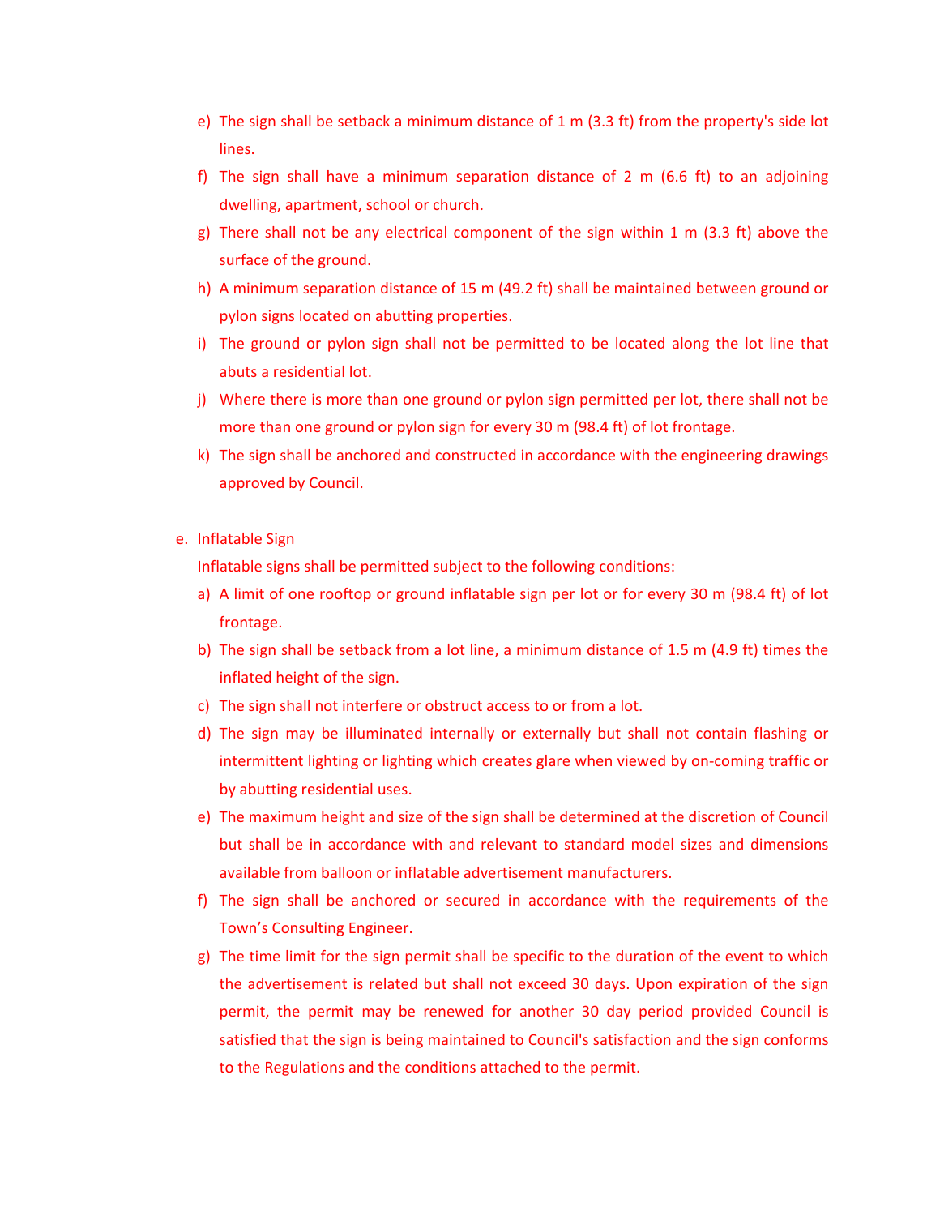e) The sign shall be setback a minimum distance of 1 m (3.3 ft) from the property's side lot lines.

f) The sign shall have a minimum separation distance of 2 m (6.6 ft) to an adjoining dwelling, apartment, school or church.

g) There shall not be any electrical component of the sign within 1 m (3.3 ft) above the surface of the ground.

h) A minimum separation distance of 15 m (49.2 ft) shall be maintained between ground or pylon signs located on abutting properties.

i) The ground or pylon sign shall not be permitted to be located along the lot line that abuts a residential lot.

j) Where there is more than one ground or pylon sign permitted per lot, there shall not be more than one ground or pylon sign for every 30 m (98.4 ft) of lot frontage.

k) The sign shall be anchored and constructed in accordance with the engineering drawings approved by Council.

e. Inflatable Sign

Inflatable signs shall be permitted subject to the following conditions:

a) A limit of one rooftop or ground inflatable sign per lot or for every 30 m (98.4 ft) of lot frontage.

b) The sign shall be setback from a lot line, a minimum distance of 1.5 m (4.9 ft) times the inflated height of the sign.

c) The sign shall not interfere or obstruct access to or from a lot.

d) The sign may be illuminated internally or externally but shall not contain flashing or intermittent lighting or lighting which creates glare when viewed by on-coming traffic or by abutting residential uses.

e) The maximum height and size of the sign shall be determined at the discretion of Council but shall be in accordance with and relevant to standard model sizes and dimensions available from balloon or inflatable advertisement manufacturers.

f) The sign shall be anchored or secured in accordance with the requirements of the Town's Consulting Engineer.

g) The time limit for the sign permit shall be specific to the duration of the event to which the advertisement is related but shall not exceed 30 days. Upon expiration of the sign permit, the permit may be renewed for another 30 day period provided Council is satisfied that the sign is being maintained to Council's satisfaction and the sign conforms to the Regulations and the conditions attached to the permit.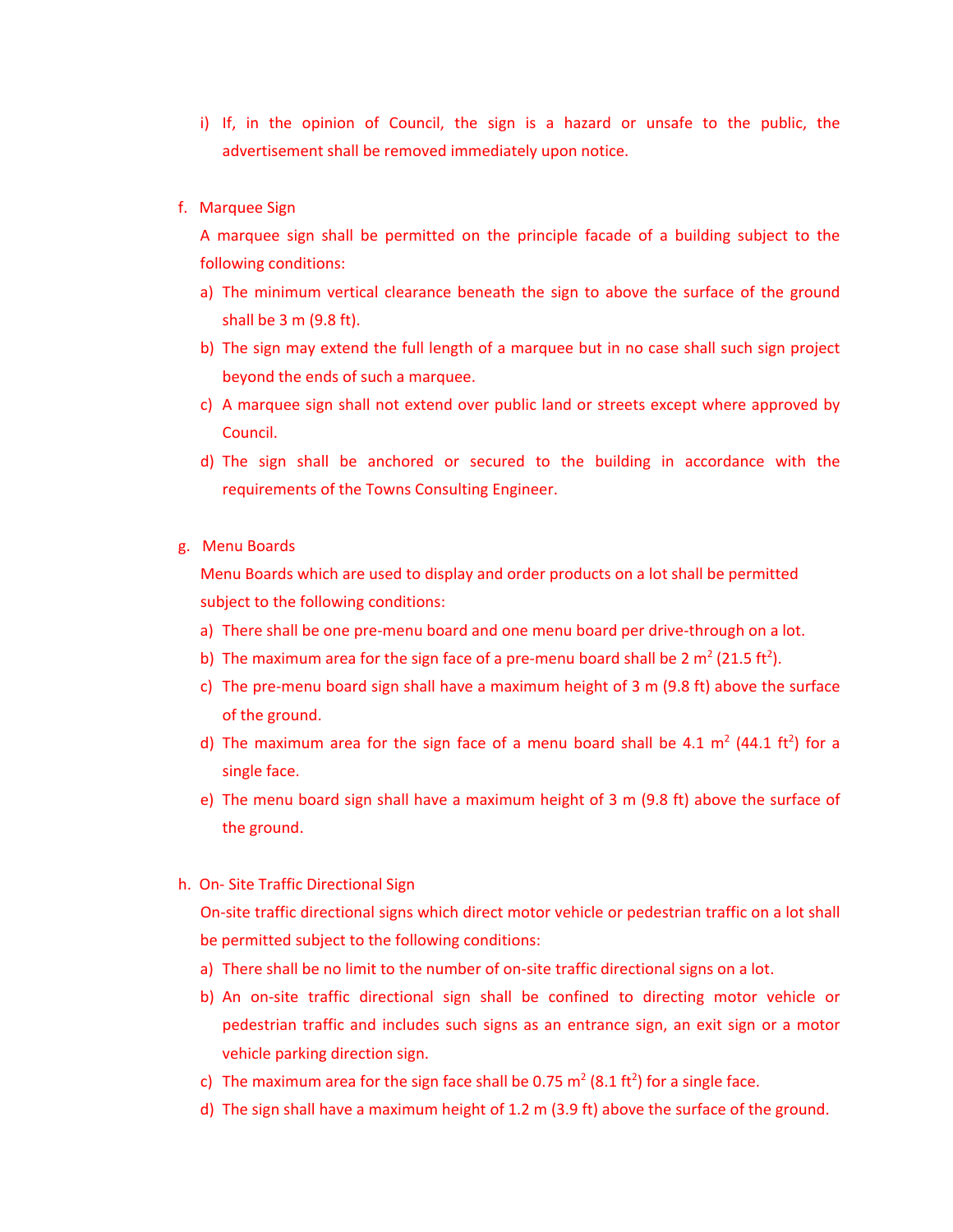i) If, in the opinion of Council, the sign is a hazard or unsafe to the public, the advertisement shall be removed immediately upon notice.

f. Marquee Sign

A marquee sign shall be permitted on the principle facade of a building subject to the following conditions:

a) The minimum vertical clearance beneath the sign to above the surface of the ground shall be 3 m (9.8 ft).
b) The sign may extend the full length of a marquee but in no case shall such sign project beyond the ends of such a marquee.
c) A marquee sign shall not extend over public land or streets except where approved by Council.
d) The sign shall be anchored or secured to the building in accordance with the requirements of the Towns Consulting Engineer.

g. Menu Boards

Menu Boards which are used to display and order products on a lot shall be permitted subject to the following conditions:

a) There shall be one pre-menu board and one menu board per drive-through on a lot.
b) The maximum area for the sign face of a pre-menu board shall be 2 $m^2$ (21.5 $ft^2$).
c) The pre-menu board sign shall have a maximum height of 3 m (9.8 ft) above the surface of the ground.
d) The maximum area for the sign face of a menu board shall be 4.1 $m^2$ (44.1 $ft^2$) for a single face.
e) The menu board sign shall have a maximum height of 3 m (9.8 ft) above the surface of the ground.

h. On- Site Traffic Directional Sign

On-site traffic directional signs which direct motor vehicle or pedestrian traffic on a lot shall be permitted subject to the following conditions:

a) There shall be no limit to the number of on-site traffic directional signs on a lot.
b) An on-site traffic directional sign shall be confined to directing motor vehicle or pedestrian traffic and includes such signs as an entrance sign, an exit sign or a motor vehicle parking direction sign.
c) The maximum area for the sign face shall be 0.75 $m^2$ (8.1 $ft^2$) for a single face.
d) The sign shall have a maximum height of 1.2 m (3.9 ft) above the surface of the ground.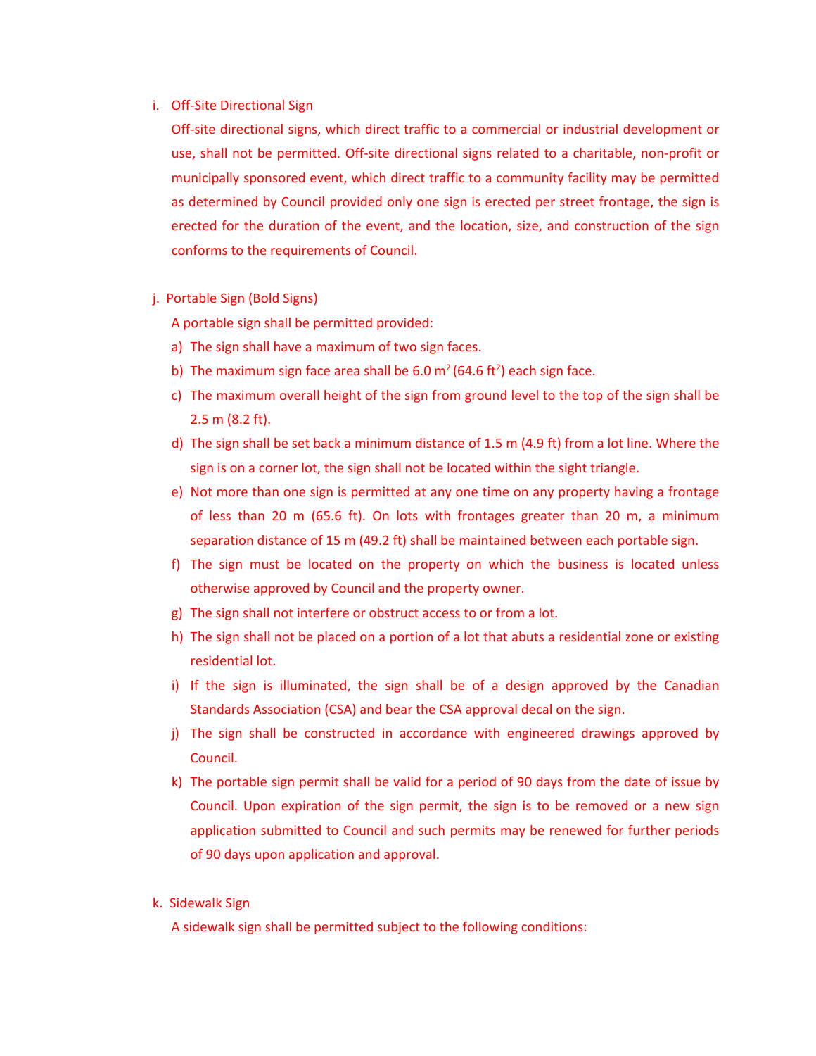i. Off-Site Directional Sign

Off-site directional signs, which direct traffic to a commercial or industrial development or use, shall not be permitted. Off-site directional signs related to a charitable, non-profit or municipally sponsored event, which direct traffic to a community facility may be permitted as determined by Council provided only one sign is erected per street frontage, the sign is erected for the duration of the event, and the location, size, and construction of the sign conforms to the requirements of Council.

j. Portable Sign (Bold Signs)

A portable sign shall be permitted provided:

a) The sign shall have a maximum of two sign faces.
b) The maximum sign face area shall be 6.0 $m^2$ (64.6 $ft^2$) each sign face.
c) The maximum overall height of the sign from ground level to the top of the sign shall be 2.5 m (8.2 ft).
d) The sign shall be set back a minimum distance of 1.5 m (4.9 ft) from a lot line. Where the sign is on a corner lot, the sign shall not be located within the sight triangle.
e) Not more than one sign is permitted at any one time on any property having a frontage of less than 20 m (65.6 ft). On lots with frontages greater than 20 m, a minimum separation distance of 15 m (49.2 ft) shall be maintained between each portable sign.
f) The sign must be located on the property on which the business is located unless otherwise approved by Council and the property owner.
g) The sign shall not interfere or obstruct access to or from a lot.
h) The sign shall not be placed on a portion of a lot that abuts a residential zone or existing residential lot.
i) If the sign is illuminated, the sign shall be of a design approved by the Canadian Standards Association (CSA) and bear the CSA approval decal on the sign.
j) The sign shall be constructed in accordance with engineered drawings approved by Council.
k) The portable sign permit shall be valid for a period of 90 days from the date of issue by Council. Upon expiration of the sign permit, the sign is to be removed or a new sign application submitted to Council and such permits may be renewed for further periods of 90 days upon application and approval.

k. Sidewalk Sign

A sidewalk sign shall be permitted subject to the following conditions: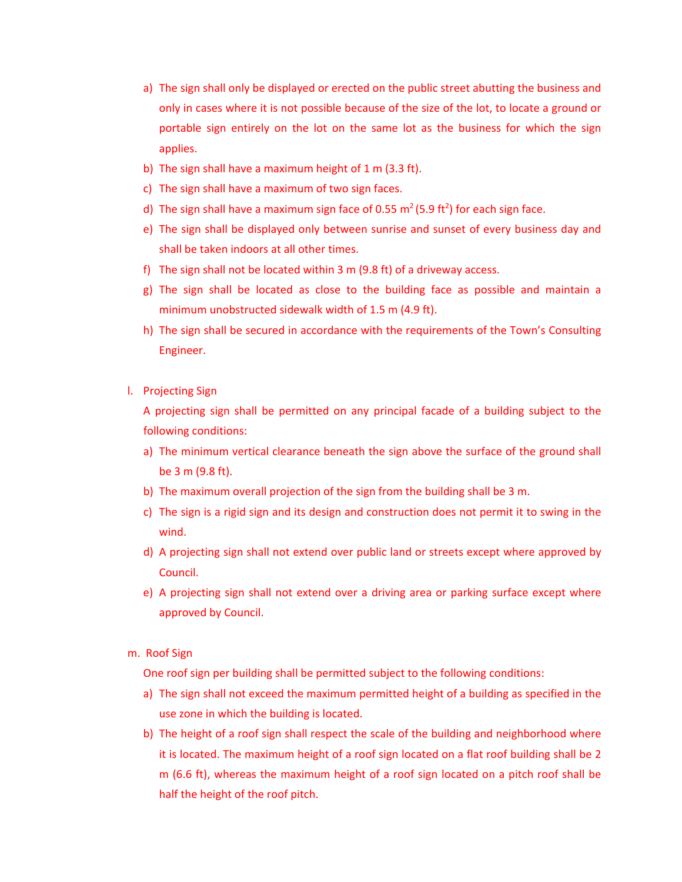a) The sign shall only be displayed or erected on the public street abutting the business and only in cases where it is not possible because of the size of the lot, to locate a ground or portable sign entirely on the lot on the same lot as the business for which the sign applies.
b) The sign shall have a maximum height of 1 m (3.3 ft).
c) The sign shall have a maximum of two sign faces.
d) The sign shall have a maximum sign face of 0.55 $m^2$ (5.9 $ft^2$) for each sign face.
e) The sign shall be displayed only between sunrise and sunset of every business day and shall be taken indoors at all other times.
f) The sign shall not be located within 3 m (9.8 ft) of a driveway access.
g) The sign shall be located as close to the building face as possible and maintain a minimum unobstructed sidewalk width of 1.5 m (4.9 ft).
h) The sign shall be secured in accordance with the requirements of the Town's Consulting Engineer.

l. Projecting Sign

A projecting sign shall be permitted on any principal facade of a building subject to the following conditions:

a) The minimum vertical clearance beneath the sign above the surface of the ground shall be 3 m (9.8 ft).
b) The maximum overall projection of the sign from the building shall be 3 m.
c) The sign is a rigid sign and its design and construction does not permit it to swing in the wind.
d) A projecting sign shall not extend over public land or streets except where approved by Council.
e) A projecting sign shall not extend over a driving area or parking surface except where approved by Council.

m. Roof Sign

One roof sign per building shall be permitted subject to the following conditions:

a) The sign shall not exceed the maximum permitted height of a building as specified in the use zone in which the building is located.
b) The height of a roof sign shall respect the scale of the building and neighborhood where it is located. The maximum height of a roof sign located on a flat roof building shall be 2 m (6.6 ft), whereas the maximum height of a roof sign located on a pitch roof shall be half the height of the roof pitch.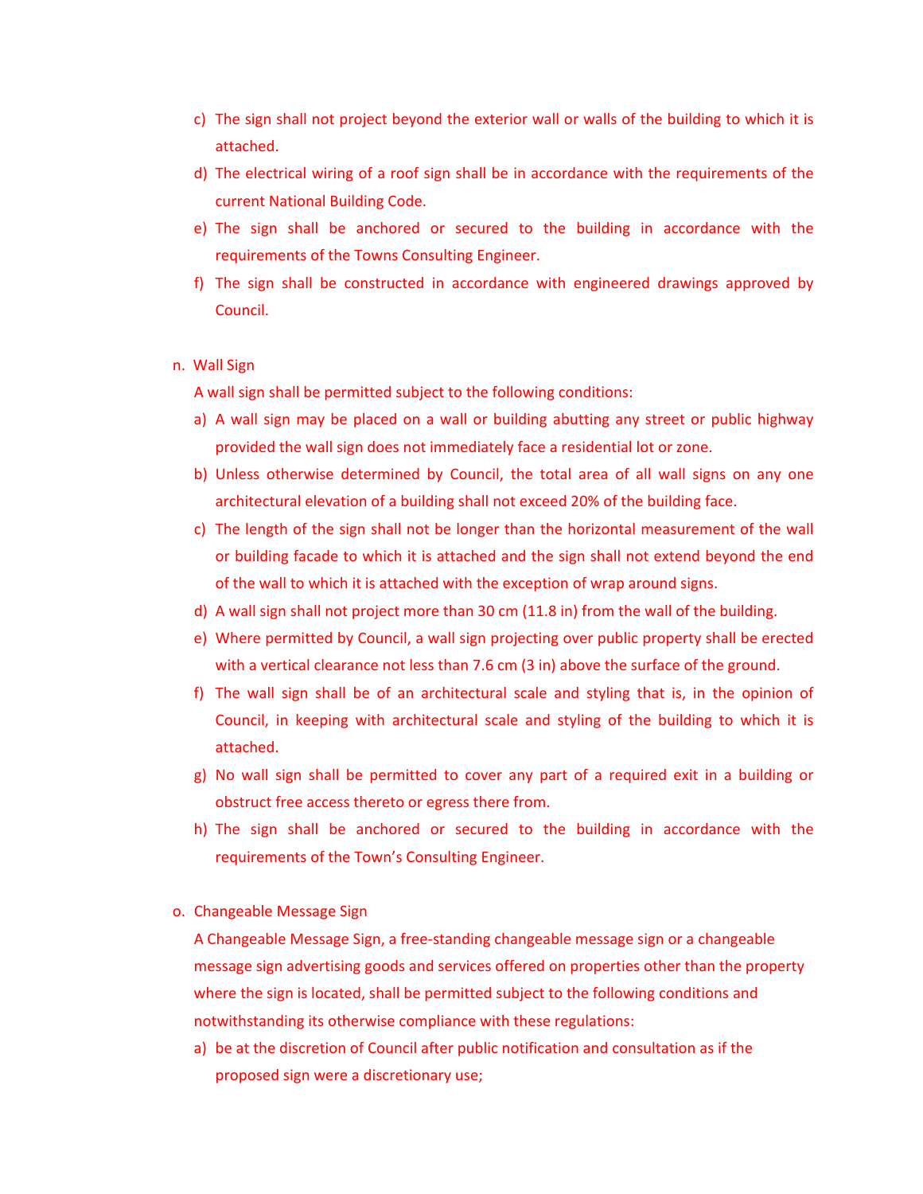c) The sign shall not project beyond the exterior wall or walls of the building to which it is attached.
d) The electrical wiring of a roof sign shall be in accordance with the requirements of the current National Building Code.
e) The sign shall be anchored or secured to the building in accordance with the requirements of the Towns Consulting Engineer.
f) The sign shall be constructed in accordance with engineered drawings approved by Council.

n. Wall Sign

A wall sign shall be permitted subject to the following conditions:

a) A wall sign may be placed on a wall or building abutting any street or public highway provided the wall sign does not immediately face a residential lot or zone.
b) Unless otherwise determined by Council, the total area of all wall signs on any one architectural elevation of a building shall not exceed 20% of the building face.
c) The length of the sign shall not be longer than the horizontal measurement of the wall or building facade to which it is attached and the sign shall not extend beyond the end of the wall to which it is attached with the exception of wrap around signs.
d) A wall sign shall not project more than 30 cm (11.8 in) from the wall of the building.
e) Where permitted by Council, a wall sign projecting over public property shall be erected with a vertical clearance not less than 7.6 cm (3 in) above the surface of the ground.
f) The wall sign shall be of an architectural scale and styling that is, in the opinion of Council, in keeping with architectural scale and styling of the building to which it is attached.
g) No wall sign shall be permitted to cover any part of a required exit in a building or obstruct free access thereto or egress there from.
h) The sign shall be anchored or secured to the building in accordance with the requirements of the Town's Consulting Engineer.

o. Changeable Message Sign

A Changeable Message Sign, a free-standing changeable message sign or a changeable message sign advertising goods and services offered on properties other than the property where the sign is located, shall be permitted subject to the following conditions and notwithstanding its otherwise compliance with these regulations:

a) be at the discretion of Council after public notification and consultation as if the proposed sign were a discretionary use;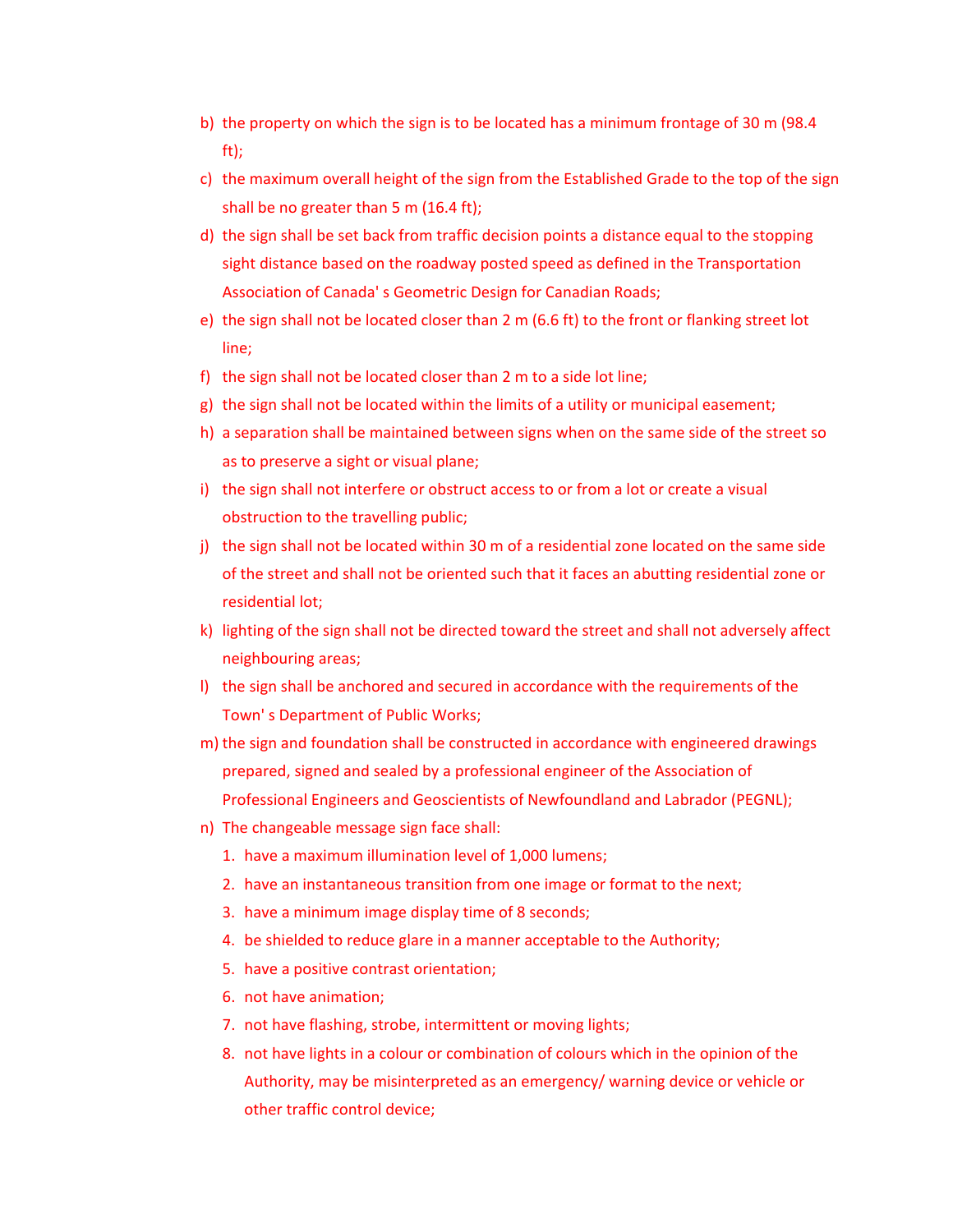b) the property on which the sign is to be located has a minimum frontage of 30 m (98.4 ft);
c) the maximum overall height of the sign from the Established Grade to the top of the sign shall be no greater than 5 m (16.4 ft);
d) the sign shall be set back from traffic decision points a distance equal to the stopping sight distance based on the roadway posted speed as defined in the Transportation Association of Canada' s Geometric Design for Canadian Roads;
e) the sign shall not be located closer than 2 m (6.6 ft) to the front or flanking street lot line;
f) the sign shall not be located closer than 2 m to a side lot line;
g) the sign shall not be located within the limits of a utility or municipal easement;
h) a separation shall be maintained between signs when on the same side of the street so as to preserve a sight or visual plane;
i) the sign shall not interfere or obstruct access to or from a lot or create a visual obstruction to the travelling public;
j) the sign shall not be located within 30 m of a residential zone located on the same side of the street and shall not be oriented such that it faces an abutting residential zone or residential lot;
k) lighting of the sign shall not be directed toward the street and shall not adversely affect neighbouring areas;
l) the sign shall be anchored and secured in accordance with the requirements of the Town' s Department of Public Works;
m) the sign and foundation shall be constructed in accordance with engineered drawings prepared, signed and sealed by a professional engineer of the Association of Professional Engineers and Geoscientists of Newfoundland and Labrador (PEGNL);
n) The changeable message sign face shall:
    1. have a maximum illumination level of 1,000 lumens;
    2. have an instantaneous transition from one image or format to the next;
    3. have a minimum image display time of 8 seconds;
    4. be shielded to reduce glare in a manner acceptable to the Authority;
    5. have a positive contrast orientation;
    6. not have animation;
    7. not have flashing, strobe, intermittent or moving lights;
    8. not have lights in a colour or combination of colours which in the opinion of the Authority, may be misinterpreted as an emergency/ warning device or vehicle or other traffic control device;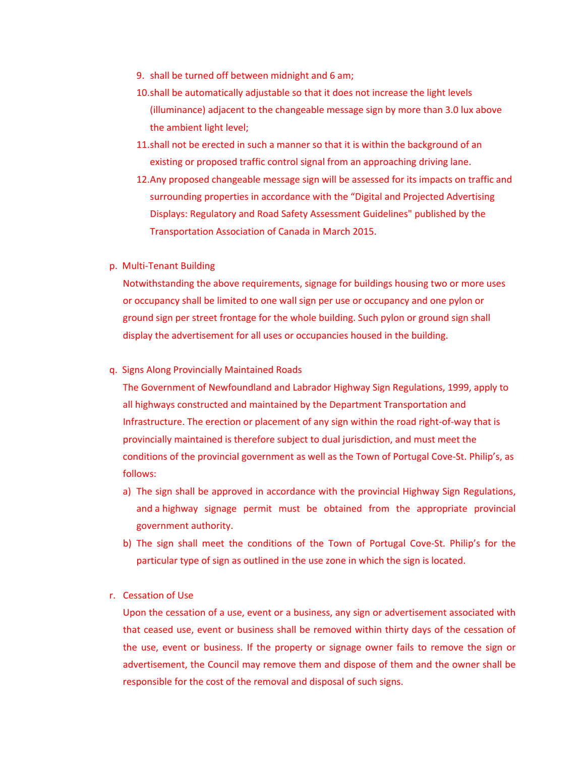9. shall be turned off between midnight and 6 am;
10. shall be automatically adjustable so that it does not increase the light levels (illuminance) adjacent to the changeable message sign by more than 3.0 lux above the ambient light level;
11. shall not be erected in such a manner so that it is within the background of an existing or proposed traffic control signal from an approaching driving lane.
12. Any proposed changeable message sign will be assessed for its impacts on traffic and surrounding properties in accordance with the "Digital and Projected Advertising Displays: Regulatory and Road Safety Assessment Guidelines" published by the Transportation Association of Canada in March 2015.

p. Multi-Tenant Building

Notwithstanding the above requirements, signage for buildings housing two or more uses or occupancy shall be limited to one wall sign per use or occupancy and one pylon or ground sign per street frontage for the whole building. Such pylon or ground sign shall display the advertisement for all uses or occupancies housed in the building.

q. Signs Along Provincially Maintained Roads

The Government of Newfoundland and Labrador Highway Sign Regulations, 1999, apply to all highways constructed and maintained by the Department Transportation and Infrastructure. The erection or placement of any sign within the road right-of-way that is provincially maintained is therefore subject to dual jurisdiction, and must meet the conditions of the provincial government as well as the Town of Portugal Cove-St. Philip's, as follows:

a) The sign shall be approved in accordance with the provincial Highway Sign Regulations, and a highway signage permit must be obtained from the appropriate provincial government authority.
b) The sign shall meet the conditions of the Town of Portugal Cove-St. Philip's for the particular type of sign as outlined in the use zone in which the sign is located.

r. Cessation of Use

Upon the cessation of a use, event or a business, any sign or advertisement associated with that ceased use, event or business shall be removed within thirty days of the cessation of the use, event or business. If the property or signage owner fails to remove the sign or advertisement, the Council may remove them and dispose of them and the owner shall be responsible for the cost of the removal and disposal of such signs.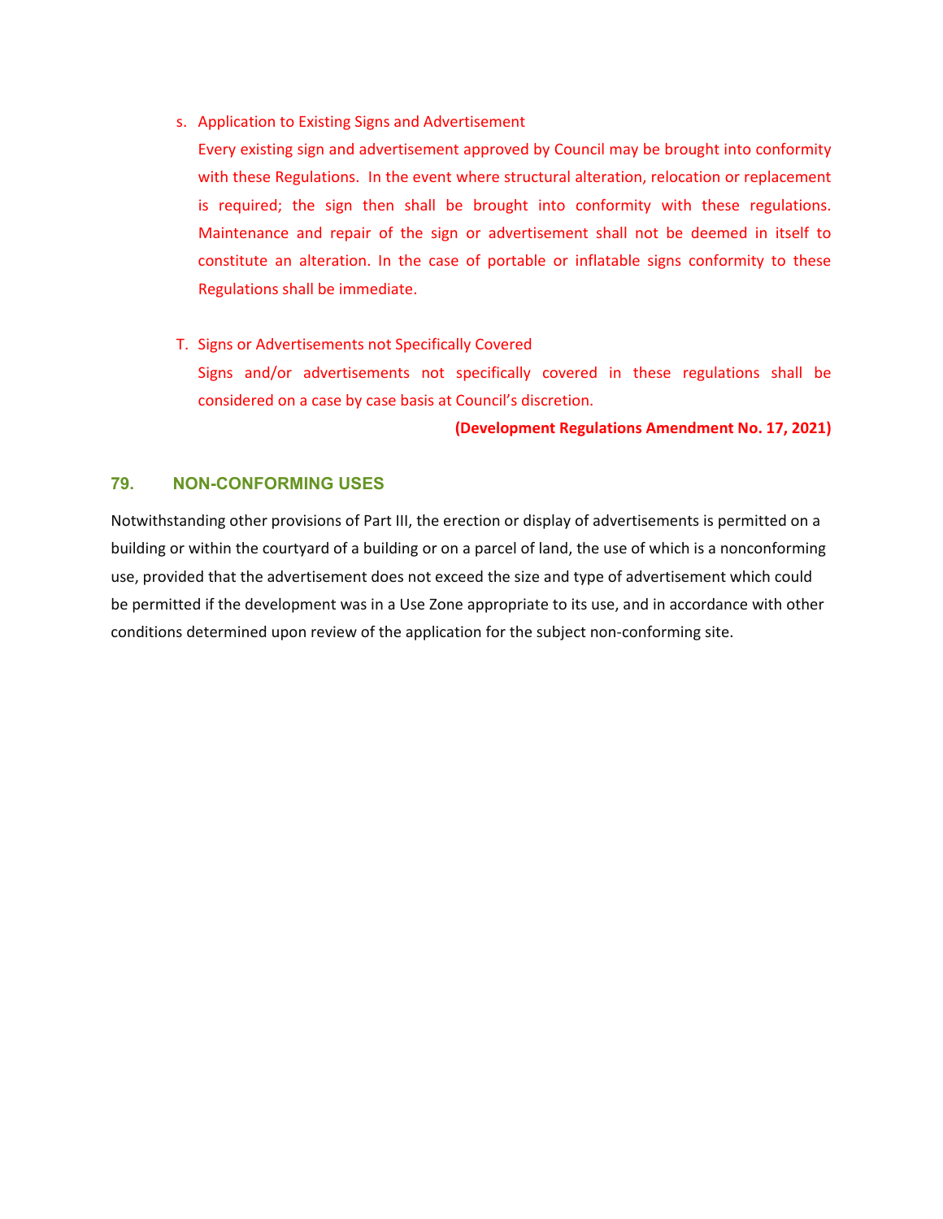s. Application to Existing Signs and Advertisement

   Every existing sign and advertisement approved by Council may be brought into conformity with these Regulations. In the event where structural alteration, relocation or replacement is required; the sign then shall be brought into conformity with these regulations. Maintenance and repair of the sign or advertisement shall not be deemed in itself to constitute an alteration. In the case of portable or inflatable signs conformity to these Regulations shall be immediate.

T. Signs or Advertisements not Specifically Covered

   Signs and/or advertisements not specifically covered in these regulations shall be considered on a case by case basis at Council's discretion.

**(Development Regulations Amendment No. 17, 2021)**

## 79. NON-CONFORMING USES

Notwithstanding other provisions of Part III, the erection or display of advertisements is permitted on a building or within the courtyard of a building or on a parcel of land, the use of which is a nonconforming use, provided that the advertisement does not exceed the size and type of advertisement which could be permitted if the development was in a Use Zone appropriate to its use, and in accordance with other conditions determined upon review of the application for the subject non-conforming site.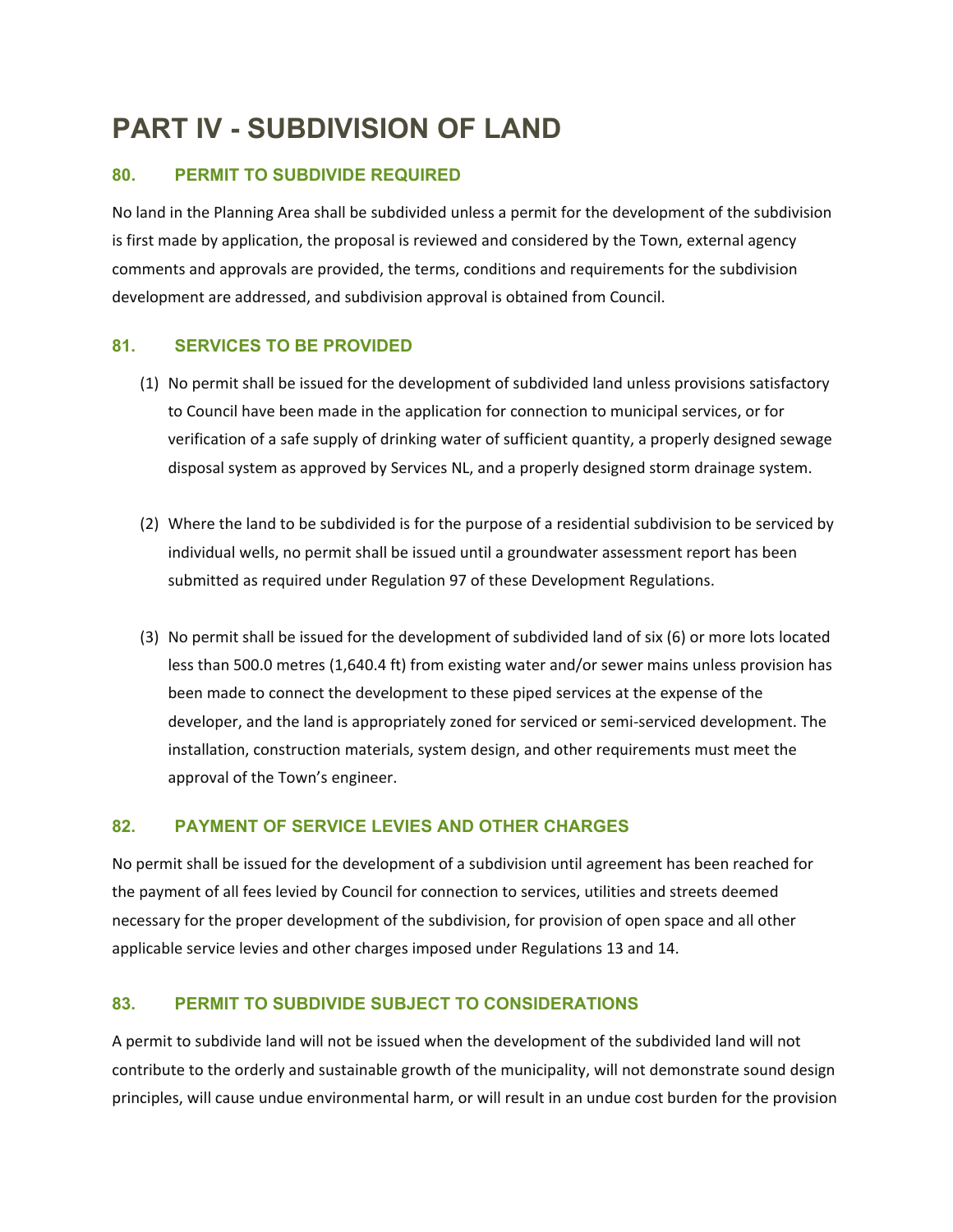# PART IV - SUBDIVISION OF LAND

### 80. PERMIT TO SUBDIVIDE REQUIRED

No land in the Planning Area shall be subdivided unless a permit for the development of the subdivision is first made by application, the proposal is reviewed and considered by the Town, external agency comments and approvals are provided, the terms, conditions and requirements for the subdivision development are addressed, and subdivision approval is obtained from Council.

### 81. SERVICES TO BE PROVIDED

(1) No permit shall be issued for the development of subdivided land unless provisions satisfactory to Council have been made in the application for connection to municipal services, or for verification of a safe supply of drinking water of sufficient quantity, a properly designed sewage disposal system as approved by Services NL, and a properly designed storm drainage system.

(2) Where the land to be subdivided is for the purpose of a residential subdivision to be serviced by individual wells, no permit shall be issued until a groundwater assessment report has been submitted as required under Regulation 97 of these Development Regulations.

(3) No permit shall be issued for the development of subdivided land of six (6) or more lots located less than 500.0 metres (1,640.4 ft) from existing water and/or sewer mains unless provision has been made to connect the development to these piped services at the expense of the developer, and the land is appropriately zoned for serviced or semi-serviced development. The installation, construction materials, system design, and other requirements must meet the approval of the Town's engineer.

### 82. PAYMENT OF SERVICE LEVIES AND OTHER CHARGES

No permit shall be issued for the development of a subdivision until agreement has been reached for the payment of all fees levied by Council for connection to services, utilities and streets deemed necessary for the proper development of the subdivision, for provision of open space and all other applicable service levies and other charges imposed under Regulations 13 and 14.

### 83. PERMIT TO SUBDIVIDE SUBJECT TO CONSIDERATIONS

A permit to subdivide land will not be issued when the development of the subdivided land will not contribute to the orderly and sustainable growth of the municipality, will not demonstrate sound design principles, will cause undue environmental harm, or will result in an undue cost burden for the provision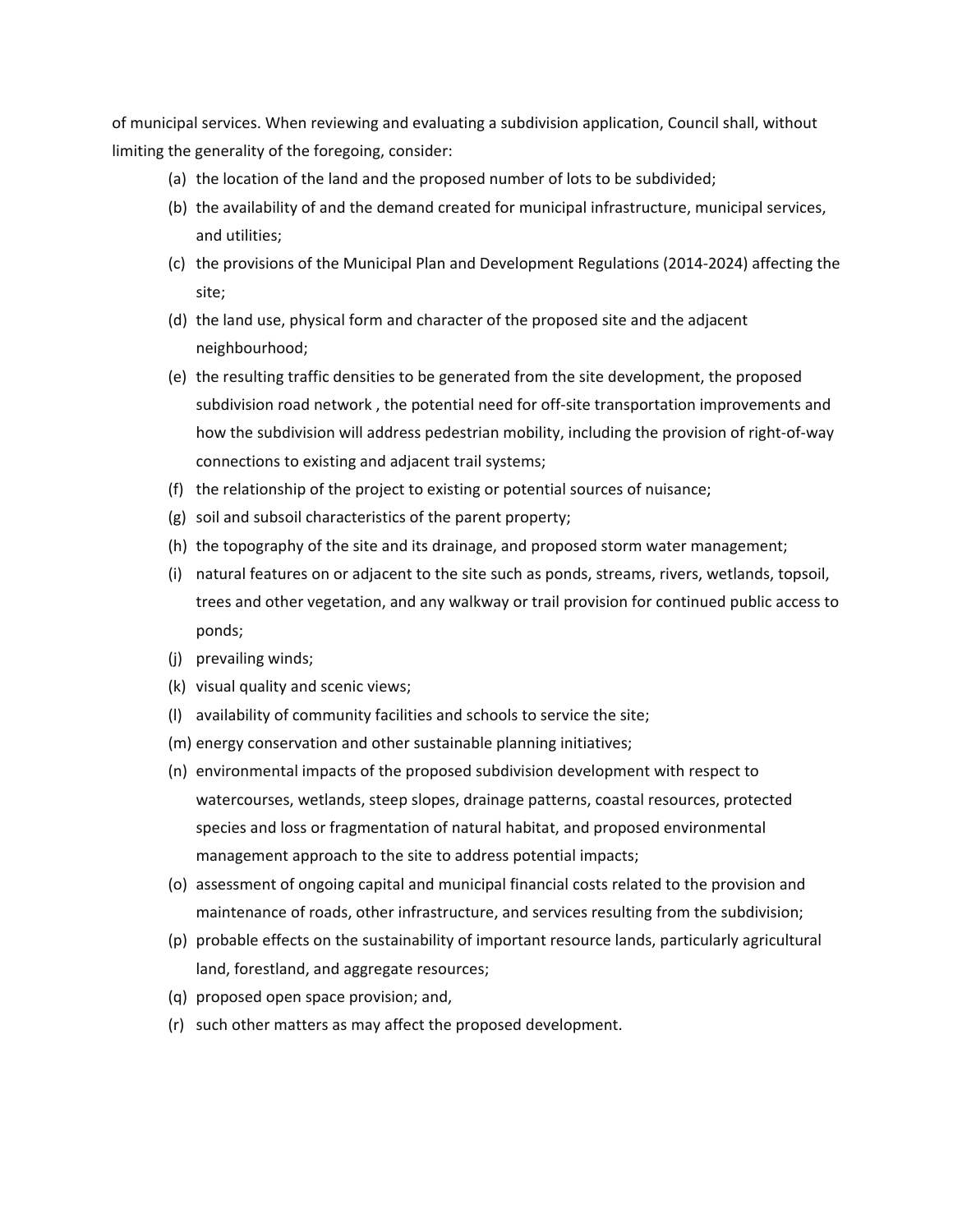of municipal services. When reviewing and evaluating a subdivision application, Council shall, without limiting the generality of the foregoing, consider:

(a) the location of the land and the proposed number of lots to be subdivided;

(b) the availability of and the demand created for municipal infrastructure, municipal services, and utilities;

(c) the provisions of the Municipal Plan and Development Regulations (2014-2024) affecting the site;

(d) the land use, physical form and character of the proposed site and the adjacent neighbourhood;

(e) the resulting traffic densities to be generated from the site development, the proposed subdivision road network , the potential need for off-site transportation improvements and how the subdivision will address pedestrian mobility, including the provision of right-of-way connections to existing and adjacent trail systems;

(f) the relationship of the project to existing or potential sources of nuisance;

(g) soil and subsoil characteristics of the parent property;

(h) the topography of the site and its drainage, and proposed storm water management;

(i) natural features on or adjacent to the site such as ponds, streams, rivers, wetlands, topsoil, trees and other vegetation, and any walkway or trail provision for continued public access to ponds;

(j) prevailing winds;

(k) visual quality and scenic views;

(l) availability of community facilities and schools to service the site;

(m) energy conservation and other sustainable planning initiatives;

(n) environmental impacts of the proposed subdivision development with respect to watercourses, wetlands, steep slopes, drainage patterns, coastal resources, protected species and loss or fragmentation of natural habitat, and proposed environmental management approach to the site to address potential impacts;

(o) assessment of ongoing capital and municipal financial costs related to the provision and maintenance of roads, other infrastructure, and services resulting from the subdivision;

(p) probable effects on the sustainability of important resource lands, particularly agricultural land, forestland, and aggregate resources;

(q) proposed open space provision; and,

(r) such other matters as may affect the proposed development.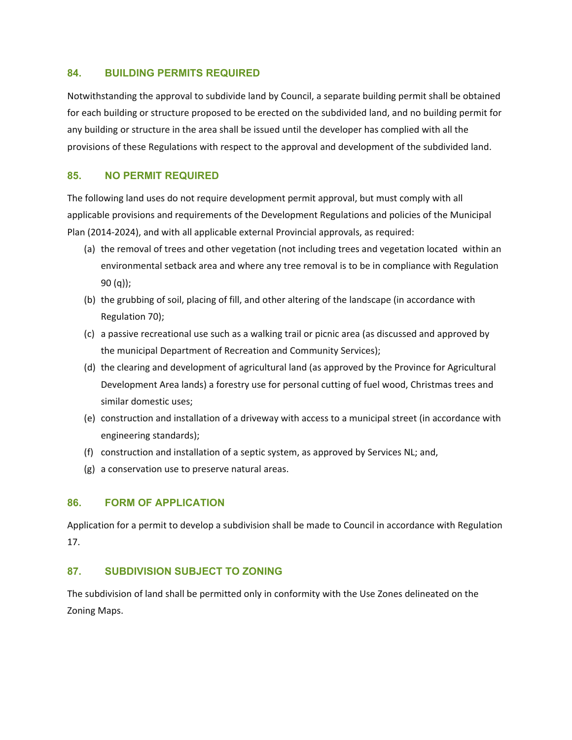## 84. BUILDING PERMITS REQUIRED

Notwithstanding the approval to subdivide land by Council, a separate building permit shall be obtained for each building or structure proposed to be erected on the subdivided land, and no building permit for any building or structure in the area shall be issued until the developer has complied with all the provisions of these Regulations with respect to the approval and development of the subdivided land.

## 85. NO PERMIT REQUIRED

The following land uses do not require development permit approval, but must comply with all applicable provisions and requirements of the Development Regulations and policies of the Municipal Plan (2014-2024), and with all applicable external Provincial approvals, as required:

(a) the removal of trees and other vegetation (not including trees and vegetation located within an environmental setback area and where any tree removal is to be in compliance with Regulation 90 (q));

(b) the grubbing of soil, placing of fill, and other altering of the landscape (in accordance with Regulation 70);

(c) a passive recreational use such as a walking trail or picnic area (as discussed and approved by the municipal Department of Recreation and Community Services);

(d) the clearing and development of agricultural land (as approved by the Province for Agricultural Development Area lands) a forestry use for personal cutting of fuel wood, Christmas trees and similar domestic uses;

(e) construction and installation of a driveway with access to a municipal street (in accordance with engineering standards);

(f) construction and installation of a septic system, as approved by Services NL; and,

(g) a conservation use to preserve natural areas.

## 86. FORM OF APPLICATION

Application for a permit to develop a subdivision shall be made to Council in accordance with Regulation 17.

## 87. SUBDIVISION SUBJECT TO ZONING

The subdivision of land shall be permitted only in conformity with the Use Zones delineated on the Zoning Maps.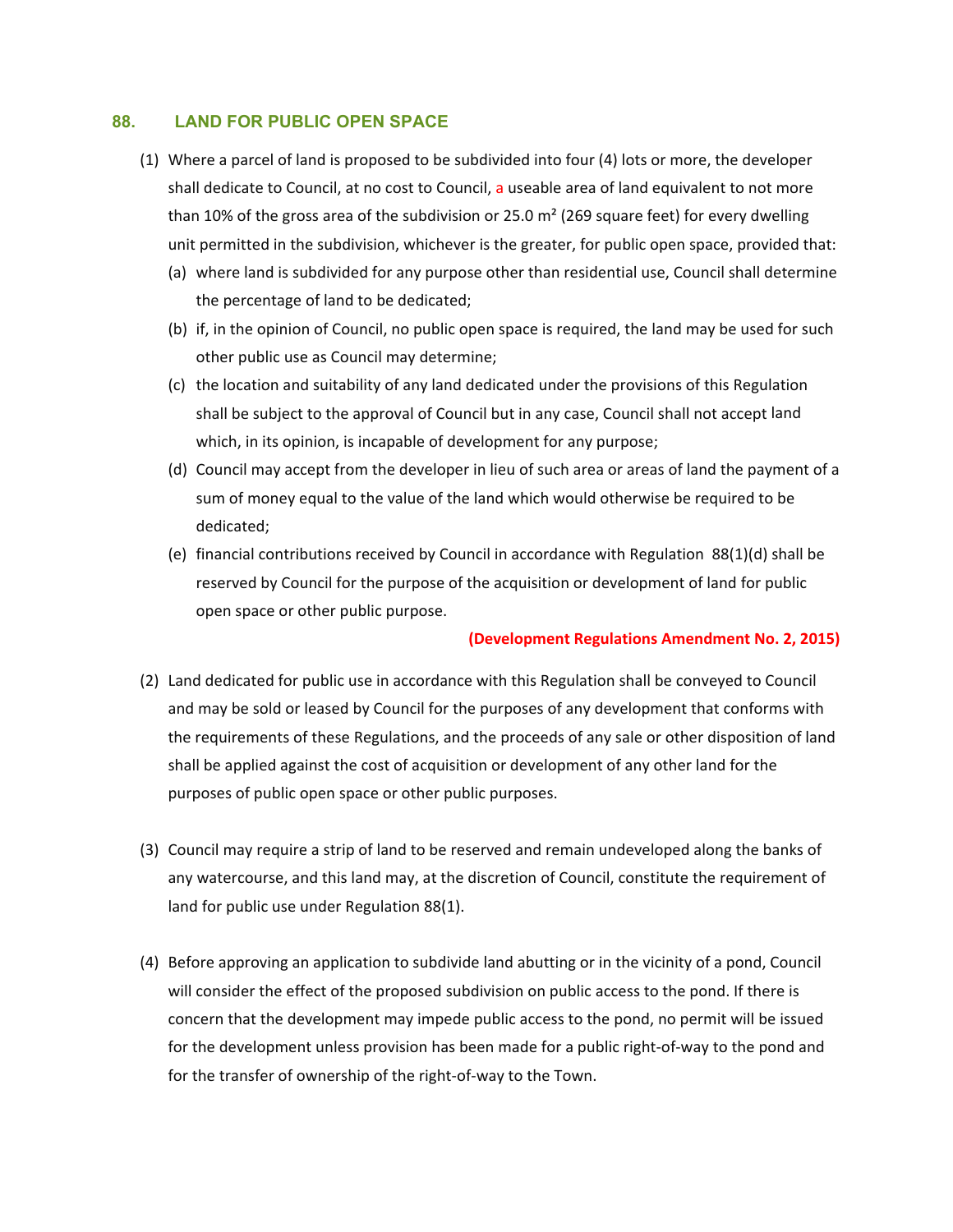## 88. LAND FOR PUBLIC OPEN SPACE

(1) Where a parcel of land is proposed to be subdivided into four (4) lots or more, the developer shall dedicate to Council, at no cost to Council, a useable area of land equivalent to not more than 10% of the gross area of the subdivision or 25.0 m² (269 square feet) for every dwelling unit permitted in the subdivision, whichever is the greater, for public open space, provided that:

   (a) where land is subdivided for any purpose other than residential use, Council shall determine the percentage of land to be dedicated;

   (b) if, in the opinion of Council, no public open space is required, the land may be used for such other public use as Council may determine;

   (c) the location and suitability of any land dedicated under the provisions of this Regulation shall be subject to the approval of Council but in any case, Council shall not accept land which, in its opinion, is incapable of development for any purpose;

   (d) Council may accept from the developer in lieu of such area or areas of land the payment of a sum of money equal to the value of the land which would otherwise be required to be dedicated;

   (e) financial contributions received by Council in accordance with Regulation 88(1)(d) shall be reserved by Council for the purpose of the acquisition or development of land for public open space or other public purpose.

**(Development Regulations Amendment No. 2, 2015)**

(2) Land dedicated for public use in accordance with this Regulation shall be conveyed to Council and may be sold or leased by Council for the purposes of any development that conforms with the requirements of these Regulations, and the proceeds of any sale or other disposition of land shall be applied against the cost of acquisition or development of any other land for the purposes of public open space or other public purposes.

(3) Council may require a strip of land to be reserved and remain undeveloped along the banks of any watercourse, and this land may, at the discretion of Council, constitute the requirement of land for public use under Regulation 88(1).

(4) Before approving an application to subdivide land abutting or in the vicinity of a pond, Council will consider the effect of the proposed subdivision on public access to the pond. If there is concern that the development may impede public access to the pond, no permit will be issued for the development unless provision has been made for a public right-of-way to the pond and for the transfer of ownership of the right-of-way to the Town.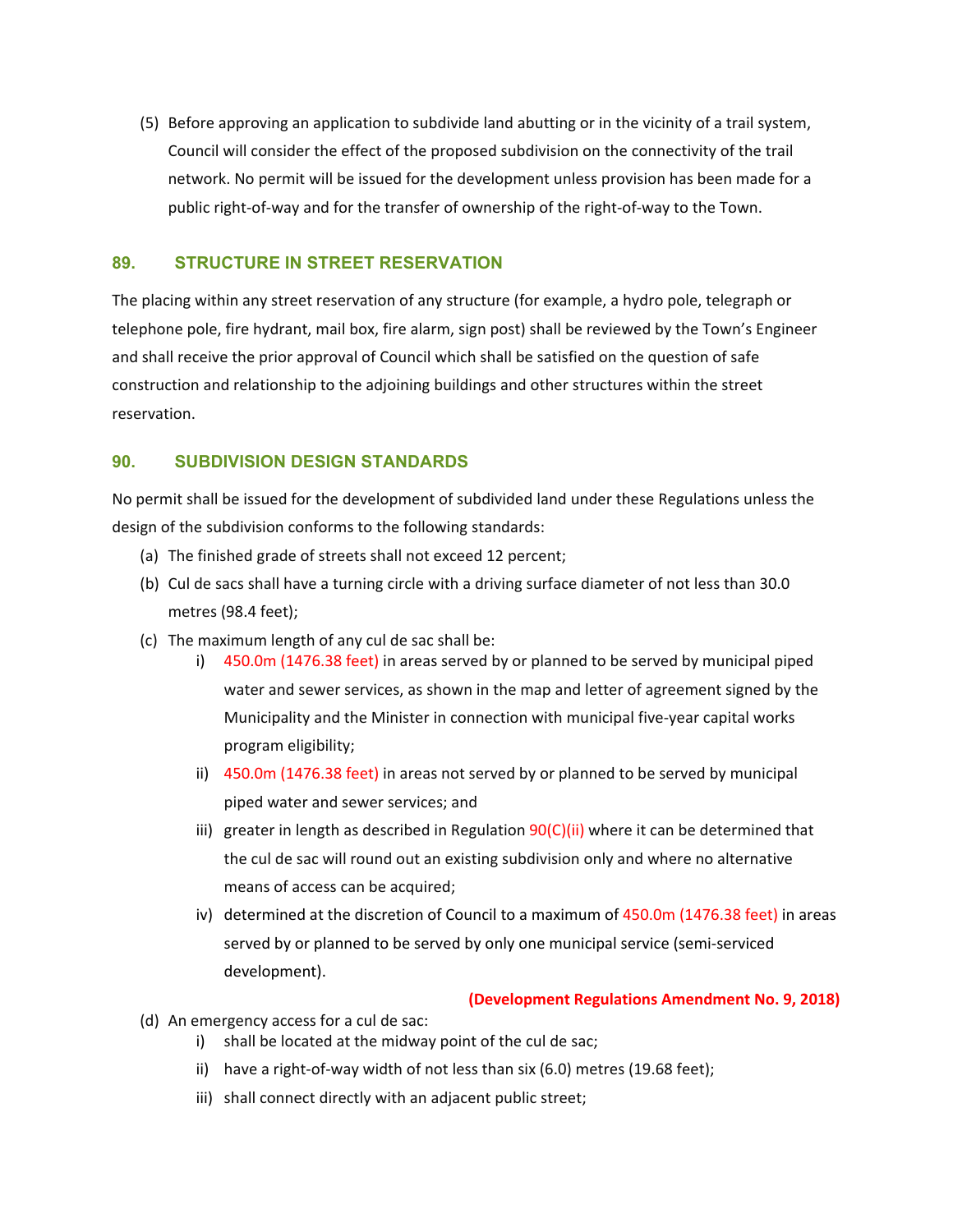(5) Before approving an application to subdivide land abutting or in the vicinity of a trail system, Council will consider the effect of the proposed subdivision on the connectivity of the trail network. No permit will be issued for the development unless provision has been made for a public right-of-way and for the transfer of ownership of the right-of-way to the Town.

## 89. STRUCTURE IN STREET RESERVATION

The placing within any street reservation of any structure (for example, a hydro pole, telegraph or telephone pole, fire hydrant, mail box, fire alarm, sign post) shall be reviewed by the Town's Engineer and shall receive the prior approval of Council which shall be satisfied on the question of safe construction and relationship to the adjoining buildings and other structures within the street reservation.

## 90. SUBDIVISION DESIGN STANDARDS

No permit shall be issued for the development of subdivided land under these Regulations unless the design of the subdivision conforms to the following standards:

(a) The finished grade of streets shall not exceed 12 percent;

(b) Cul de sacs shall have a turning circle with a driving surface diameter of not less than 30.0 metres (98.4 feet);

(c) The maximum length of any cul de sac shall be:

i) 450.0m (1476.38 feet) in areas served by or planned to be served by municipal piped water and sewer services, as shown in the map and letter of agreement signed by the Municipality and the Minister in connection with municipal five-year capital works program eligibility;

ii) 450.0m (1476.38 feet) in areas not served by or planned to be served by municipal piped water and sewer services; and

iii) greater in length as described in Regulation 90(C)(ii) where it can be determined that the cul de sac will round out an existing subdivision only and where no alternative means of access can be acquired;

iv) determined at the discretion of Council to a maximum of 450.0m (1476.38 feet) in areas served by or planned to be served by only one municipal service (semi-serviced development).

**(Development Regulations Amendment No. 9, 2018)**

(d) An emergency access for a cul de sac:

i) shall be located at the midway point of the cul de sac;

ii) have a right-of-way width of not less than six (6.0) metres (19.68 feet);

iii) shall connect directly with an adjacent public street;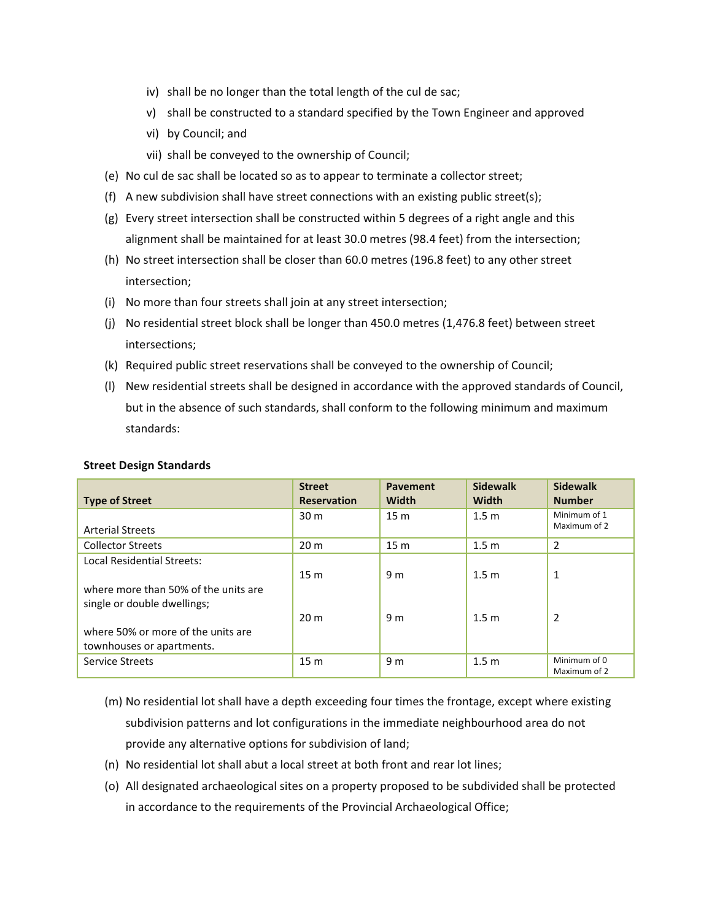iv) shall be no longer than the total length of the cul de sac;

v) shall be constructed to a standard specified by the Town Engineer and approved

vi) by Council; and

vii) shall be conveyed to the ownership of Council;

(e) No cul de sac shall be located so as to appear to terminate a collector street;

(f) A new subdivision shall have street connections with an existing public street(s);

(g) Every street intersection shall be constructed within 5 degrees of a right angle and this alignment shall be maintained for at least 30.0 metres (98.4 feet) from the intersection;

(h) No street intersection shall be closer than 60.0 metres (196.8 feet) to any other street intersection;

(i) No more than four streets shall join at any street intersection;

(j) No residential street block shall be longer than 450.0 metres (1,476.8 feet) between street intersections;

(k) Required public street reservations shall be conveyed to the ownership of Council;

(l) New residential streets shall be designed in accordance with the approved standards of Council, but in the absence of such standards, shall conform to the following minimum and maximum standards:

**Street Design Standards**

| Type of Street | Street Reservation | Pavement Width | Sidewalk Width | Sidewalk Number |
|---|---|---|---|---|
| Arterial Streets | 30 m | 15 m | 1.5 m | Minimum of 1 Maximum of 2 |
| Collector Streets | 20 m | 15 m | 1.5 m | 2 |
| Local Residential Streets: | | | | |
| where more than 50% of the units are single or double dwellings; | 15 m | 9 m | 1.5 m | 1 |
| where 50% or more of the units are townhouses or apartments. | 20 m | 9 m | 1.5 m | 2 |
| Service Streets | 15 m | 9 m | 1.5 m | Minimum of 0 Maximum of 2 |

(m) No residential lot shall have a depth exceeding four times the frontage, except where existing subdivision patterns and lot configurations in the immediate neighbourhood area do not provide any alternative options for subdivision of land;

(n) No residential lot shall abut a local street at both front and rear lot lines;

(o) All designated archaeological sites on a property proposed to be subdivided shall be protected in accordance to the requirements of the Provincial Archaeological Office;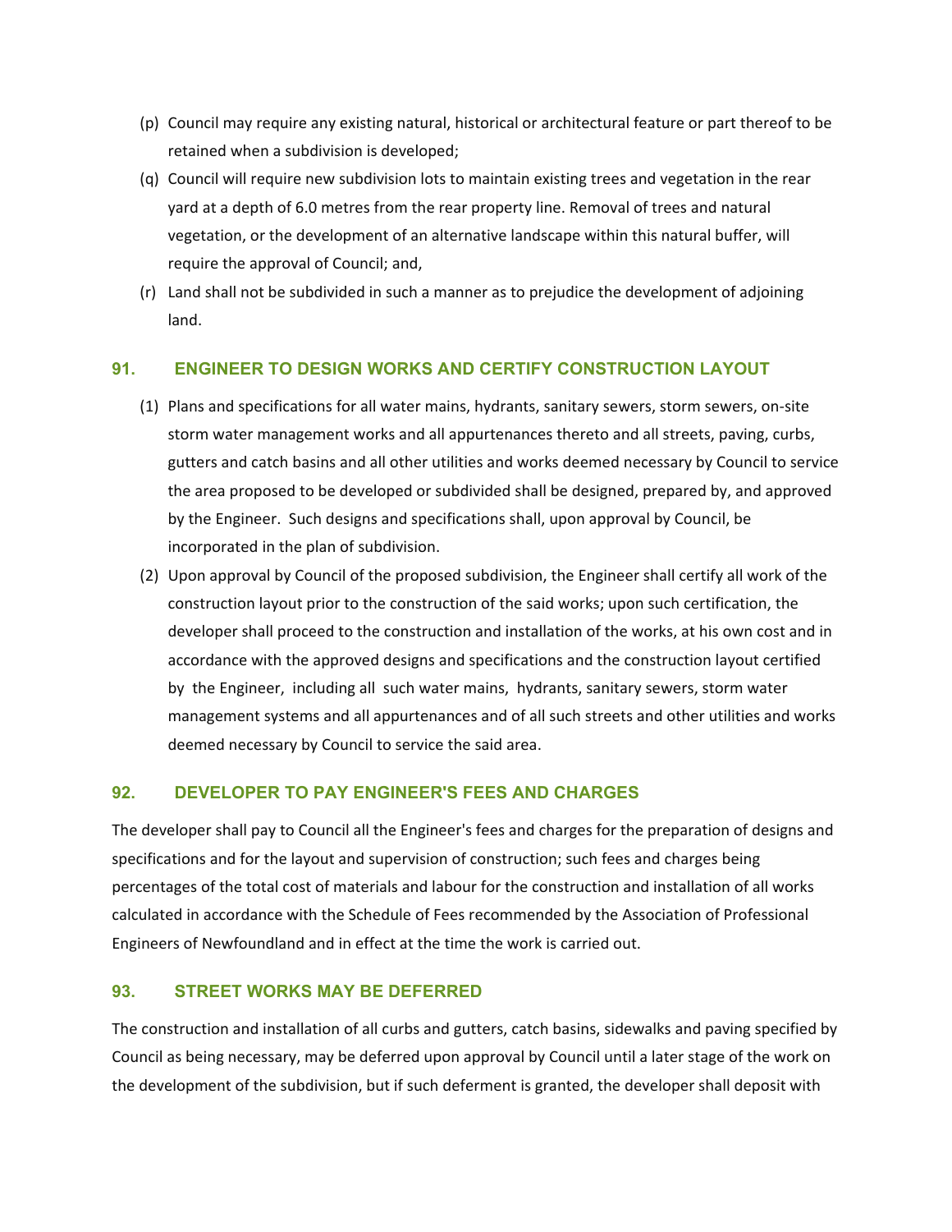(p) Council may require any existing natural, historical or architectural feature or part thereof to be retained when a subdivision is developed;

(q) Council will require new subdivision lots to maintain existing trees and vegetation in the rear yard at a depth of 6.0 metres from the rear property line. Removal of trees and natural vegetation, or the development of an alternative landscape within this natural buffer, will require the approval of Council; and,

(r) Land shall not be subdivided in such a manner as to prejudice the development of adjoining land.

### 91. ENGINEER TO DESIGN WORKS AND CERTIFY CONSTRUCTION LAYOUT

(1) Plans and specifications for all water mains, hydrants, sanitary sewers, storm sewers, on-site storm water management works and all appurtenances thereto and all streets, paving, curbs, gutters and catch basins and all other utilities and works deemed necessary by Council to service the area proposed to be developed or subdivided shall be designed, prepared by, and approved by the Engineer. Such designs and specifications shall, upon approval by Council, be incorporated in the plan of subdivision.

(2) Upon approval by Council of the proposed subdivision, the Engineer shall certify all work of the construction layout prior to the construction of the said works; upon such certification, the developer shall proceed to the construction and installation of the works, at his own cost and in accordance with the approved designs and specifications and the construction layout certified by the Engineer, including all such water mains, hydrants, sanitary sewers, storm water management systems and all appurtenances and of all such streets and other utilities and works deemed necessary by Council to service the said area.

### 92. DEVELOPER TO PAY ENGINEER'S FEES AND CHARGES

The developer shall pay to Council all the Engineer's fees and charges for the preparation of designs and specifications and for the layout and supervision of construction; such fees and charges being percentages of the total cost of materials and labour for the construction and installation of all works calculated in accordance with the Schedule of Fees recommended by the Association of Professional Engineers of Newfoundland and in effect at the time the work is carried out.

### 93. STREET WORKS MAY BE DEFERRED

The construction and installation of all curbs and gutters, catch basins, sidewalks and paving specified by Council as being necessary, may be deferred upon approval by Council until a later stage of the work on the development of the subdivision, but if such deferment is granted, the developer shall deposit with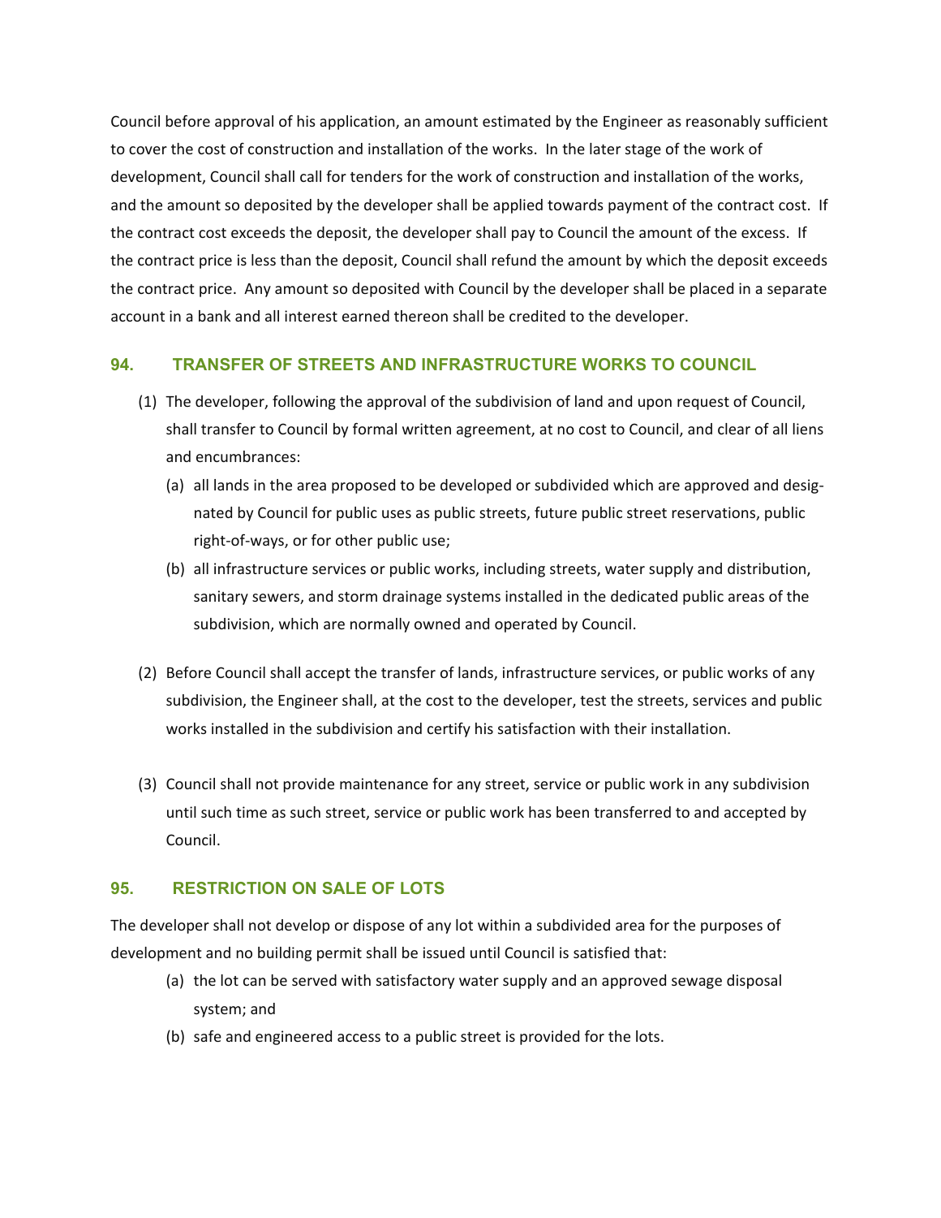Council before approval of his application, an amount estimated by the Engineer as reasonably sufficient to cover the cost of construction and installation of the works. In the later stage of the work of development, Council shall call for tenders for the work of construction and installation of the works, and the amount so deposited by the developer shall be applied towards payment of the contract cost. If the contract cost exceeds the deposit, the developer shall pay to Council the amount of the excess. If the contract price is less than the deposit, Council shall refund the amount by which the deposit exceeds the contract price. Any amount so deposited with Council by the developer shall be placed in a separate account in a bank and all interest earned thereon shall be credited to the developer.

## 94. TRANSFER OF STREETS AND INFRASTRUCTURE WORKS TO COUNCIL

(1) The developer, following the approval of the subdivision of land and upon request of Council, shall transfer to Council by formal written agreement, at no cost to Council, and clear of all liens and encumbrances:

  (a) all lands in the area proposed to be developed or subdivided which are approved and designated by Council for public uses as public streets, future public street reservations, public right-of-ways, or for other public use;

  (b) all infrastructure services or public works, including streets, water supply and distribution, sanitary sewers, and storm drainage systems installed in the dedicated public areas of the subdivision, which are normally owned and operated by Council.

(2) Before Council shall accept the transfer of lands, infrastructure services, or public works of any subdivision, the Engineer shall, at the cost to the developer, test the streets, services and public works installed in the subdivision and certify his satisfaction with their installation.

(3) Council shall not provide maintenance for any street, service or public work in any subdivision until such time as such street, service or public work has been transferred to and accepted by Council.

## 95. RESTRICTION ON SALE OF LOTS

The developer shall not develop or dispose of any lot within a subdivided area for the purposes of development and no building permit shall be issued until Council is satisfied that:

  (a) the lot can be served with satisfactory water supply and an approved sewage disposal system; and

  (b) safe and engineered access to a public street is provided for the lots.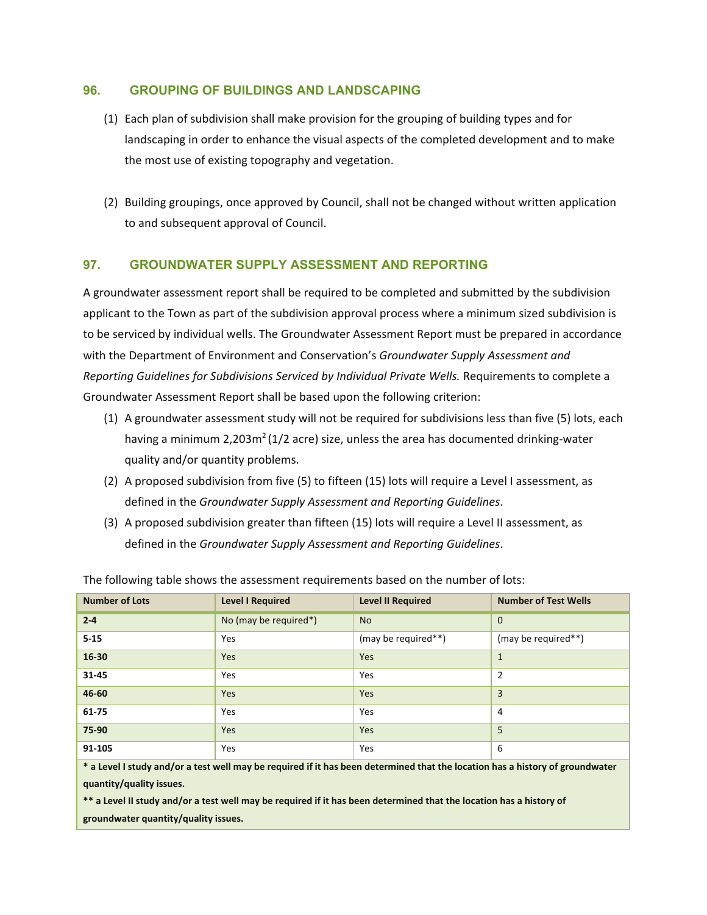## 96. GROUPING OF BUILDINGS AND LANDSCAPING

(1) Each plan of subdivision shall make provision for the grouping of building types and for landscaping in order to enhance the visual aspects of the completed development and to make the most use of existing topography and vegetation.

(2) Building groupings, once approved by Council, shall not be changed without written application to and subsequent approval of Council.

## 97. GROUNDWATER SUPPLY ASSESSMENT AND REPORTING

A groundwater assessment report shall be required to be completed and submitted by the subdivision applicant to the Town as part of the subdivision approval process where a minimum sized subdivision is to be serviced by individual wells. The Groundwater Assessment Report must be prepared in accordance with the Department of Environment and Conservation's *Groundwater Supply Assessment and Reporting Guidelines for Subdivisions Serviced by Individual Private Wells.* Requirements to complete a Groundwater Assessment Report shall be based upon the following criterion:

(1) A groundwater assessment study will not be required for subdivisions less than five (5) lots, each having a minimum 2,203m$^2$ (1/2 acre) size, unless the area has documented drinking-water quality and/or quantity problems.

(2) A proposed subdivision from five (5) to fifteen (15) lots will require a Level I assessment, as defined in the *Groundwater Supply Assessment and Reporting Guidelines*.

(3) A proposed subdivision greater than fifteen (15) lots will require a Level II assessment, as defined in the *Groundwater Supply Assessment and Reporting Guidelines*.

The following table shows the assessment requirements based on the number of lots:

| Number of Lots | Level I Required | Level II Required | Number of Test Wells |
|---|---|---|---|
| **2-4** | No (may be required*) | No | 0 |
| **5-15** | Yes | (may be required**) | (may be required**) |
| **16-30** | Yes | Yes | 1 |
| **31-45** | Yes | Yes | 2 |
| **46-60** | Yes | Yes | 3 |
| **61-75** | Yes | Yes | 4 |
| **75-90** | Yes | Yes | 5 |
| **91-105** | Yes | Yes | 6 |

**\* a Level I study and/or a test well may be required if it has been determined that the location has a history of groundwater quantity/quality issues.**

**\*\* a Level II study and/or a test well may be required if it has been determined that the location has a history of groundwater quantity/quality issues.**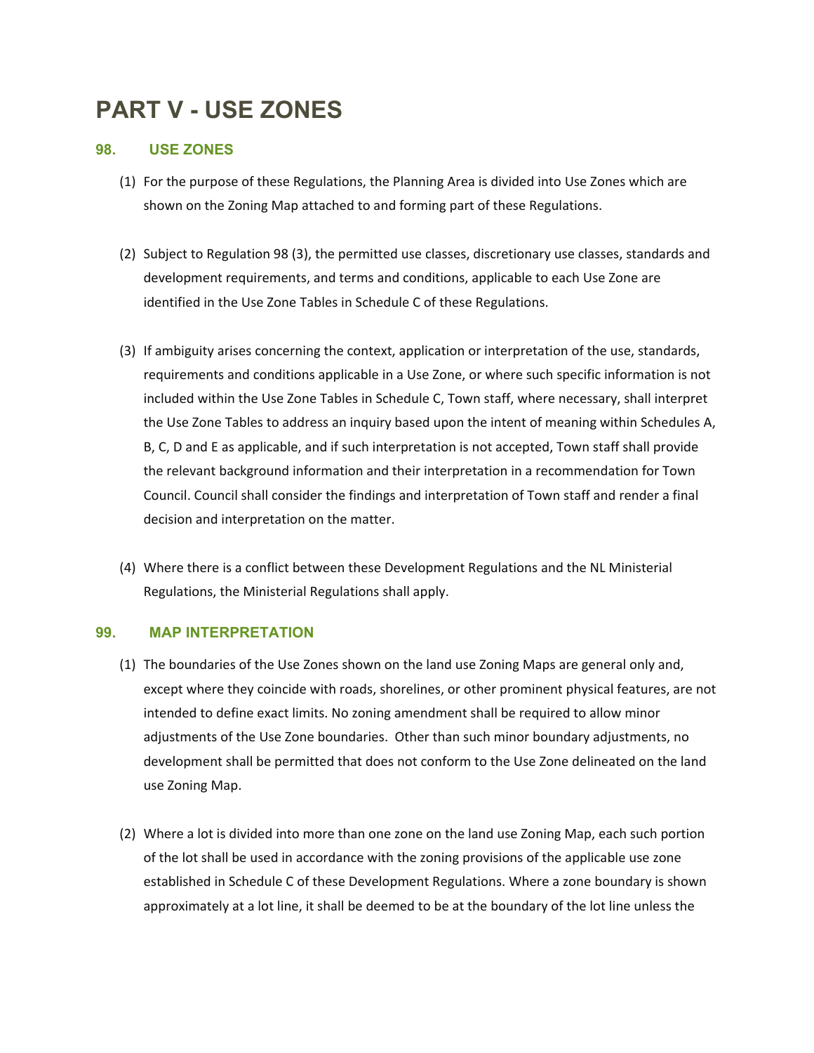# PART V - USE ZONES

## 98. USE ZONES

(1) For the purpose of these Regulations, the Planning Area is divided into Use Zones which are shown on the Zoning Map attached to and forming part of these Regulations.

(2) Subject to Regulation 98 (3), the permitted use classes, discretionary use classes, standards and development requirements, and terms and conditions, applicable to each Use Zone are identified in the Use Zone Tables in Schedule C of these Regulations.

(3) If ambiguity arises concerning the context, application or interpretation of the use, standards, requirements and conditions applicable in a Use Zone, or where such specific information is not included within the Use Zone Tables in Schedule C, Town staff, where necessary, shall interpret the Use Zone Tables to address an inquiry based upon the intent of meaning within Schedules A, B, C, D and E as applicable, and if such interpretation is not accepted, Town staff shall provide the relevant background information and their interpretation in a recommendation for Town Council. Council shall consider the findings and interpretation of Town staff and render a final decision and interpretation on the matter.

(4) Where there is a conflict between these Development Regulations and the NL Ministerial Regulations, the Ministerial Regulations shall apply.

## 99. MAP INTERPRETATION

(1) The boundaries of the Use Zones shown on the land use Zoning Maps are general only and, except where they coincide with roads, shorelines, or other prominent physical features, are not intended to define exact limits. No zoning amendment shall be required to allow minor adjustments of the Use Zone boundaries. Other than such minor boundary adjustments, no development shall be permitted that does not conform to the Use Zone delineated on the land use Zoning Map.

(2) Where a lot is divided into more than one zone on the land use Zoning Map, each such portion of the lot shall be used in accordance with the zoning provisions of the applicable use zone established in Schedule C of these Development Regulations. Where a zone boundary is shown approximately at a lot line, it shall be deemed to be at the boundary of the lot line unless the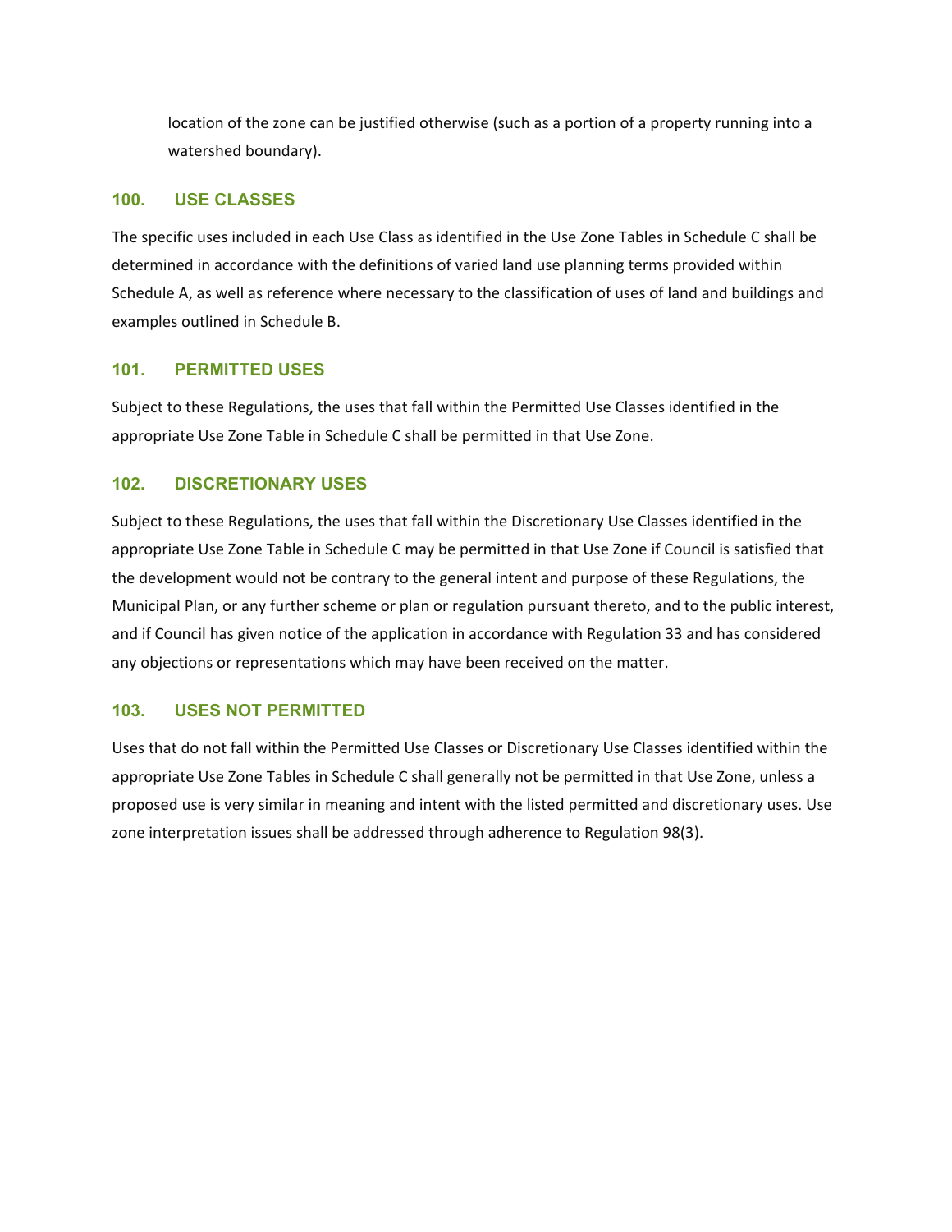location of the zone can be justified otherwise (such as a portion of a property running into a watershed boundary).

## 100. USE CLASSES

The specific uses included in each Use Class as identified in the Use Zone Tables in Schedule C shall be determined in accordance with the definitions of varied land use planning terms provided within Schedule A, as well as reference where necessary to the classification of uses of land and buildings and examples outlined in Schedule B.

## 101. PERMITTED USES

Subject to these Regulations, the uses that fall within the Permitted Use Classes identified in the appropriate Use Zone Table in Schedule C shall be permitted in that Use Zone.

## 102. DISCRETIONARY USES

Subject to these Regulations, the uses that fall within the Discretionary Use Classes identified in the appropriate Use Zone Table in Schedule C may be permitted in that Use Zone if Council is satisfied that the development would not be contrary to the general intent and purpose of these Regulations, the Municipal Plan, or any further scheme or plan or regulation pursuant thereto, and to the public interest, and if Council has given notice of the application in accordance with Regulation 33 and has considered any objections or representations which may have been received on the matter.

## 103. USES NOT PERMITTED

Uses that do not fall within the Permitted Use Classes or Discretionary Use Classes identified within the appropriate Use Zone Tables in Schedule C shall generally not be permitted in that Use Zone, unless a proposed use is very similar in meaning and intent with the listed permitted and discretionary uses. Use zone interpretation issues shall be addressed through adherence to Regulation 98(3).